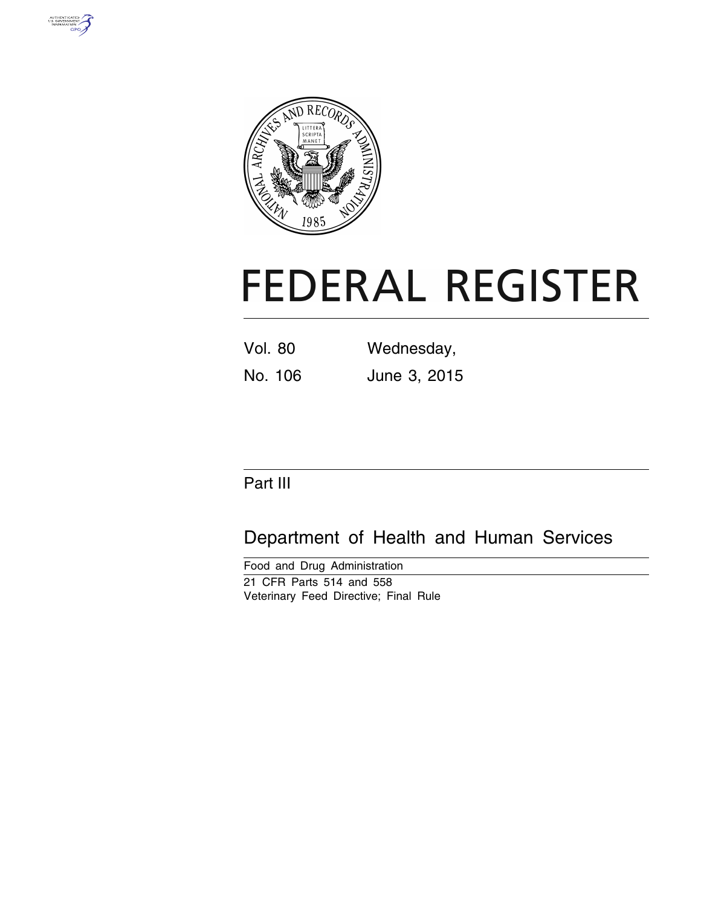# FEDERAL REGISTER

Vol. 80 Wednesday,

No. 106 June 3, 2015

## Part III

## Department of Health and Human Services

Food and Drug Administration

21 CFR Parts 514 and 558

Veterinary Feed Directive; Final Rule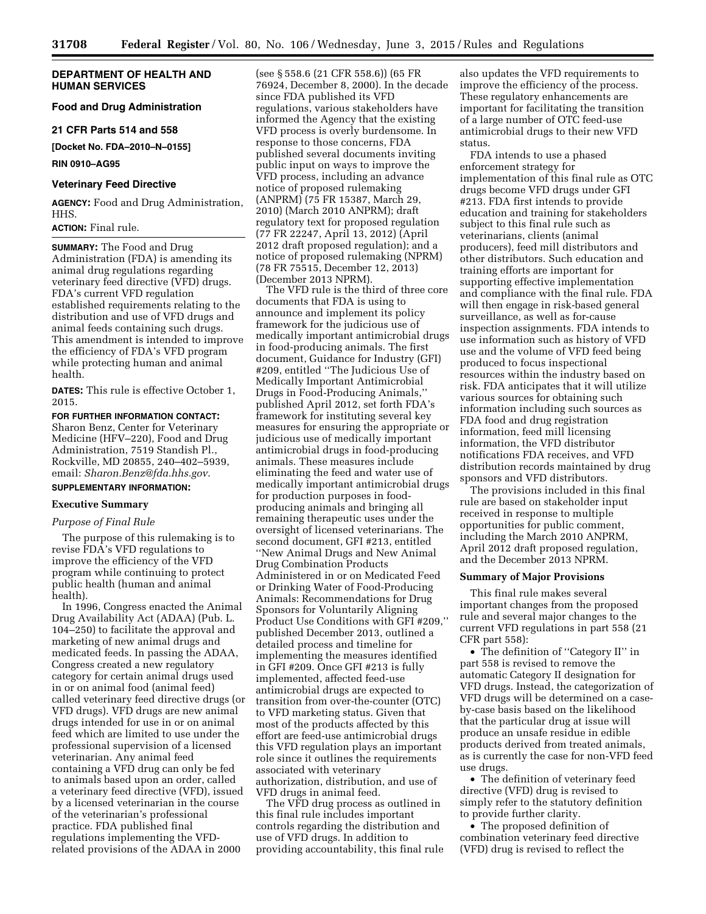**DEPARTMENT OF HEALTH AND HUMAN SERVICES**

**Food and Drug Administration**

**21 CFR Parts 514 and 558**

**[Docket No. FDA–2010–N–0155]**

**RIN 0910–AG95**

## Veterinary Feed Directive

**AGENCY:** Food and Drug Administration, HHS.

**ACTION:** Final rule.

**SUMMARY:** The Food and Drug Administration (FDA) is amending its animal drug regulations regarding veterinary feed directive (VFD) drugs. FDA's current VFD regulation established requirements relating to the distribution and use of VFD drugs and animal feeds containing such drugs. This amendment is intended to improve the efficiency of FDA's VFD program while protecting human and animal health.

**DATES:** This rule is effective October 1, 2015.

**FOR FURTHER INFORMATION CONTACT:** Sharon Benz, Center for Veterinary Medicine (HFV–220), Food and Drug Administration, 7519 Standish Pl., Rockville, MD 20855, 240–402–5939, email: *Sharon.Benz@fda.hhs.gov*.

**SUPPLEMENTARY INFORMATION:**

### Executive Summary

*Purpose of Final Rule*

The purpose of this rulemaking is to revise FDA's VFD regulations to improve the efficiency of the VFD program while continuing to protect public health (human and animal health).

In 1996, Congress enacted the Animal Drug Availability Act (ADAA) (Pub. L. 104–250) to facilitate the approval and marketing of new animal drugs and medicated feeds. In passing the ADAA, Congress created a new regulatory category for certain animal drugs used in or on animal food (animal feed) called veterinary feed directive drugs (or VFD drugs). VFD drugs are new animal drugs intended for use in or on animal feed which are limited to use under the professional supervision of a licensed veterinarian. Any animal feed containing a VFD drug can only be fed to animals based upon an order, called a veterinary feed directive (VFD), issued by a licensed veterinarian in the course of the veterinarian's professional practice. FDA published final regulations implementing the VFD-related provisions of the ADAA in 2000 (see § 558.6 (21 CFR 558.6)) (65 FR 76924, December 8, 2000). In the decade since FDA published its VFD regulations, various stakeholders have informed the Agency that the existing VFD process is overly burdensome. In response to those concerns, FDA published several documents inviting public input on ways to improve the VFD process, including an advance notice of proposed rulemaking (ANPRM) (75 FR 15387, March 29, 2010) (March 2010 ANPRM); draft regulatory text for proposed regulation (77 FR 22247, April 13, 2012) (April 2012 draft proposed regulation); and a notice of proposed rulemaking (NPRM) (78 FR 75515, December 12, 2013) (December 2013 NPRM).

The VFD rule is the third of three core documents that FDA is using to announce and implement its policy framework for the judicious use of medically important antimicrobial drugs in food-producing animals. The first document, Guidance for Industry (GFI) #209, entitled "The Judicious Use of Medically Important Antimicrobial Drugs in Food-Producing Animals," published April 2012, set forth FDA's framework for instituting several key measures for ensuring the appropriate or judicious use of medically important antimicrobial drugs in food-producing animals. These measures include eliminating the feed and water use of medically important antimicrobial drugs for production purposes in food-producing animals and bringing all remaining therapeutic uses under the oversight of licensed veterinarians. The second document, GFI #213, entitled "New Animal Drugs and New Animal Drug Combination Products Administered in or on Medicated Feed or Drinking Water of Food-Producing Animals: Recommendations for Drug Sponsors for Voluntarily Aligning Product Use Conditions with GFI #209," published December 2013, outlined a detailed process and timeline for implementing the measures identified in GFI #209. Once GFI #213 is fully implemented, affected feed-use antimicrobial drugs are expected to transition from over-the-counter (OTC) to VFD marketing status. Given that most of the products affected by this effort are feed-use antimicrobial drugs this VFD regulation plays an important role since it outlines the requirements associated with veterinary authorization, distribution, and use of VFD drugs in animal feed.

The VFD drug process as outlined in this final rule includes important controls regarding the distribution and use of VFD drugs. In addition to providing accountability, this final rule also updates the VFD requirements to improve the efficiency of the process. These regulatory enhancements are important for facilitating the transition of a large number of OTC feed-use antimicrobial drugs to their new VFD status.

FDA intends to use a phased enforcement strategy for implementation of this final rule as OTC drugs become VFD drugs under GFI #213. FDA first intends to provide education and training for stakeholders subject to this final rule such as veterinarians, clients (animal producers), feed mill distributors and other distributors. Such education and training efforts are important for supporting effective implementation and compliance with the final rule. FDA will then engage in risk-based general surveillance, as well as for-cause inspection assignments. FDA intends to use information such as history of VFD use and the volume of VFD feed being produced to focus inspectional resources within the industry based on risk. FDA anticipates that it will utilize various sources for obtaining such information including such sources as FDA food and drug registration information, feed mill licensing information, the VFD distributor notifications FDA receives, and VFD distribution records maintained by drug sponsors and VFD distributors.

The provisions included in this final rule are based on stakeholder input received in response to multiple opportunities for public comment, including the March 2010 ANPRM, April 2012 draft proposed regulation, and the December 2013 NPRM.

### Summary of Major Provisions

This final rule makes several important changes from the proposed rule and several major changes to the current VFD regulations in part 558 (21 CFR part 558):

- The definition of "Category II" in part 558 is revised to remove the automatic Category II designation for VFD drugs. Instead, the categorization of VFD drugs will be determined on a case-by-case basis based on the likelihood that the particular drug at issue will produce an unsafe residue in edible products derived from treated animals, as is currently the case for non-VFD feed use drugs.
- The definition of veterinary feed directive (VFD) drug is revised to simply refer to the statutory definition to provide further clarity.
- The proposed definition of combination veterinary feed directive (VFD) drug is revised to reflect the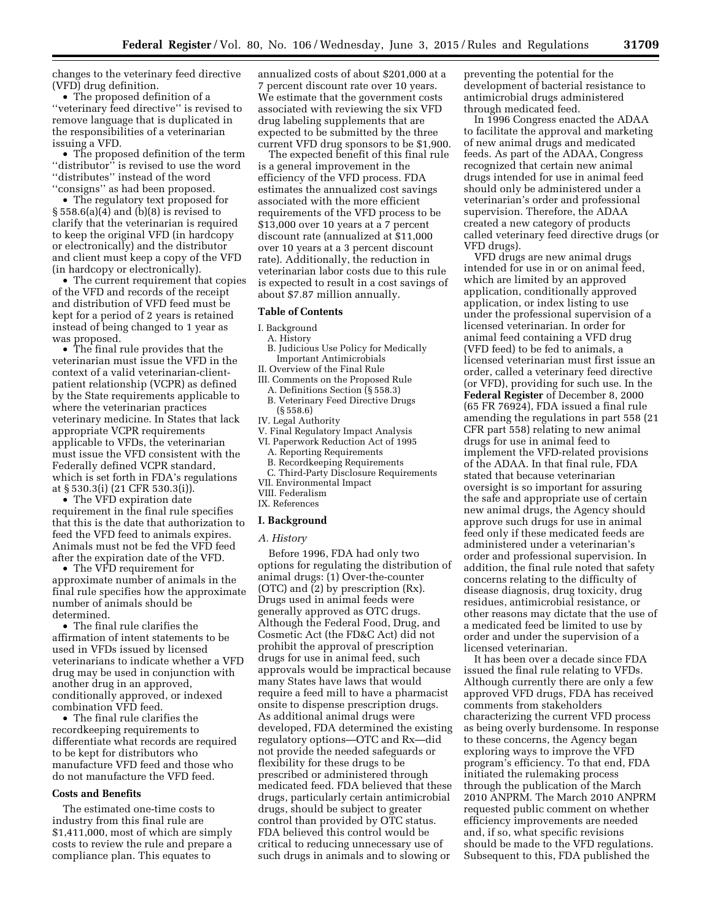changes to the veterinary feed directive (VFD) drug definition.

- The proposed definition of a ''veterinary feed directive'' is revised to remove language that is duplicated in the responsibilities of a veterinarian issuing a VFD.
- The proposed definition of the term ''distributor'' is revised to use the word ''distributes'' instead of the word ''consigns'' as had been proposed.
- The regulatory text proposed for § 558.6(a)(4) and (b)(8) is revised to clarify that the veterinarian is required to keep the original VFD (in hardcopy or electronically) and the distributor and client must keep a copy of the VFD (in hardcopy or electronically).
- The current requirement that copies of the VFD and records of the receipt and distribution of VFD feed must be kept for a period of 2 years is retained instead of being changed to 1 year as was proposed.
- The final rule provides that the veterinarian must issue the VFD in the context of a valid veterinarian-client-patient relationship (VCPR) as defined by the State requirements applicable to where the veterinarian practices veterinary medicine. In States that lack appropriate VCPR requirements applicable to VFDs, the veterinarian must issue the VFD consistent with the Federally defined VCPR standard, which is set forth in FDA's regulations at § 530.3(i) (21 CFR 530.3(i)).
- The VFD expiration date requirement in the final rule specifies that this is the date that authorization to feed the VFD feed to animals expires. Animals must not be fed the VFD feed after the expiration date of the VFD.
- The VFD requirement for approximate number of animals in the final rule specifies how the approximate number of animals should be determined.
- The final rule clarifies the affirmation of intent statements to be used in VFDs issued by licensed veterinarians to indicate whether a VFD drug may be used in conjunction with another drug in an approved, conditionally approved, or indexed combination VFD feed.
- The final rule clarifies the recordkeeping requirements to differentiate what records are required to be kept for distributors who manufacture VFD feed and those who do not manufacture the VFD feed.

**Costs and Benefits**

The estimated one-time costs to industry from this final rule are $1,411,000, most of which are simply costs to review the rule and prepare a compliance plan. This equates to annualized costs of about $201,000 at a 7 percent discount rate over 10 years. We estimate that the government costs associated with reviewing the six VFD drug labeling supplements that are expected to be submitted by the three current VFD drug sponsors to be $1,900.

The expected benefit of this final rule is a general improvement in the efficiency of the VFD process. FDA estimates the annualized cost savings associated with the more efficient requirements of the VFD process to be $13,000 over 10 years at a 7 percent discount rate (annualized at $11,000 over 10 years at a 3 percent discount rate). Additionally, the reduction in veterinarian labor costs due to this rule is expected to result in a cost savings of about $7.87 million annually.

**Table of Contents**

I. Background
  A. History
  B. Judicious Use Policy for Medically Important Antimicrobials
II. Overview of the Final Rule
III. Comments on the Proposed Rule
  A. Definitions Section (§ 558.3)
  B. Veterinary Feed Directive Drugs (§ 558.6)
IV. Legal Authority
V. Final Regulatory Impact Analysis
VI. Paperwork Reduction Act of 1995
  A. Reporting Requirements
  B. Recordkeeping Requirements
  C. Third-Party Disclosure Requirements
VII. Environmental Impact
VIII. Federalism
IX. References

## I. Background

### A. History

Before 1996, FDA had only two options for regulating the distribution of animal drugs: (1) Over-the-counter (OTC) and (2) by prescription (Rx). Drugs used in animal feeds were generally approved as OTC drugs. Although the Federal Food, Drug, and Cosmetic Act (the FD&C Act) did not prohibit the approval of prescription drugs for use in animal feed, such approvals would be impractical because many States have laws that would require a feed mill to have a pharmacist onsite to dispense prescription drugs. As additional animal drugs were developed, FDA determined the existing regulatory options—OTC and Rx—did not provide the needed safeguards or flexibility for these drugs to be prescribed or administered through medicated feed. FDA believed that these drugs, particularly certain antimicrobial drugs, should be subject to greater control than provided by OTC status. FDA believed this control would be critical to reducing unnecessary use of such drugs in animals and to slowing or preventing the potential for the development of bacterial resistance to antimicrobial drugs administered through medicated feed.

In 1996 Congress enacted the ADAA to facilitate the approval and marketing of new animal drugs and medicated feeds. As part of the ADAA, Congress recognized that certain new animal drugs intended for use in animal feed should only be administered under a veterinarian's order and professional supervision. Therefore, the ADAA created a new category of products called veterinary feed directive drugs (or VFD drugs).

VFD drugs are new animal drugs intended for use in or on animal feed, which are limited by an approved application, conditionally approved application, or index listing to use under the professional supervision of a licensed veterinarian. In order for animal feed containing a VFD drug (VFD feed) to be fed to animals, a licensed veterinarian must first issue an order, called a veterinary feed directive (or VFD), providing for such use. In the **Federal Register** of December 8, 2000 (65 FR 76924), FDA issued a final rule amending the regulations in part 558 (21 CFR part 558) relating to new animal drugs for use in animal feed to implement the VFD-related provisions of the ADAA. In that final rule, FDA stated that because veterinarian oversight is so important for assuring the safe and appropriate use of certain new animal drugs, the Agency should approve such drugs for use in animal feed only if these medicated feeds are administered under a veterinarian's order and professional supervision. In addition, the final rule noted that safety concerns relating to the difficulty of disease diagnosis, drug toxicity, drug residues, antimicrobial resistance, or other reasons may dictate that the use of a medicated feed be limited to use by order and under the supervision of a licensed veterinarian.

It has been over a decade since FDA issued the final rule relating to VFDs. Although currently there are only a few approved VFD drugs, FDA has received comments from stakeholders characterizing the current VFD process as being overly burdensome. In response to these concerns, the Agency began exploring ways to improve the VFD program's efficiency. To that end, FDA initiated the rulemaking process through the publication of the March 2010 ANPRM. The March 2010 ANPRM requested public comment on whether efficiency improvements are needed and, if so, what specific revisions should be made to the VFD regulations. Subsequent to this, FDA published the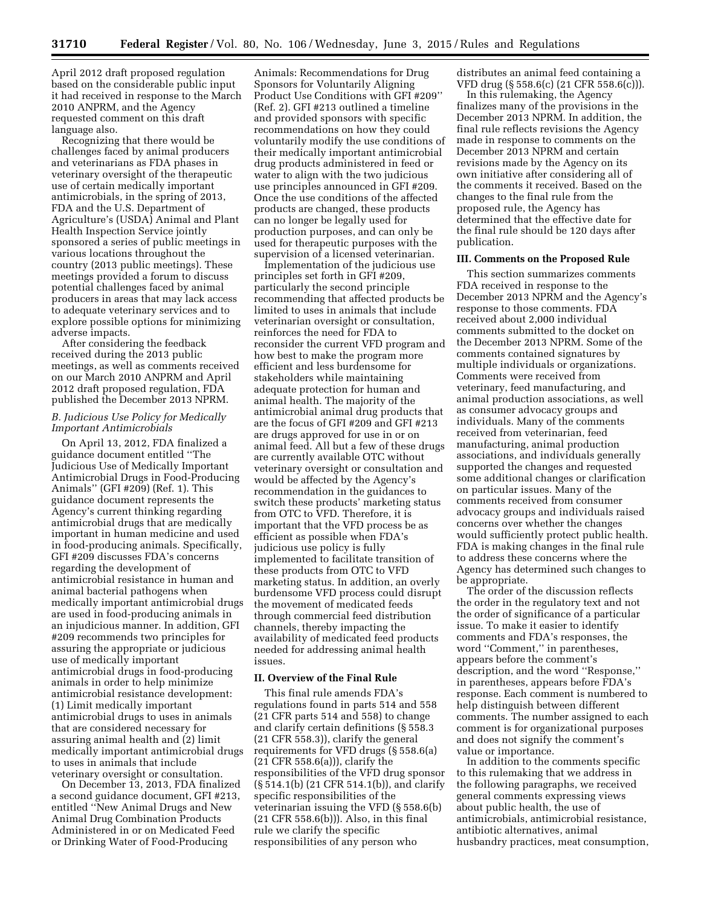April 2012 draft proposed regulation based on the considerable public input it had received in response to the March 2010 ANPRM, and the Agency requested comment on this draft language also.

Recognizing that there would be challenges faced by animal producers and veterinarians as FDA phases in veterinary oversight of the therapeutic use of certain medically important antimicrobials, in the spring of 2013, FDA and the U.S. Department of Agriculture's (USDA) Animal and Plant Health Inspection Service jointly sponsored a series of public meetings in various locations throughout the country (2013 public meetings). These meetings provided a forum to discuss potential challenges faced by animal producers in areas that may lack access to adequate veterinary services and to explore possible options for minimizing adverse impacts.

After considering the feedback received during the 2013 public meetings, as well as comments received on our March 2010 ANPRM and April 2012 draft proposed regulation, FDA published the December 2013 NPRM.

### *B. Judicious Use Policy for Medically Important Antimicrobials*

On April 13, 2012, FDA finalized a guidance document entitled ''The Judicious Use of Medically Important Antimicrobial Drugs in Food-Producing Animals'' (GFI #209) (Ref. 1). This guidance document represents the Agency's current thinking regarding antimicrobial drugs that are medically important in human medicine and used in food-producing animals. Specifically, GFI #209 discusses FDA's concerns regarding the development of antimicrobial resistance in human and animal bacterial pathogens when medically important antimicrobial drugs are used in food-producing animals in an injudicious manner. In addition, GFI #209 recommends two principles for assuring the appropriate or judicious use of medically important antimicrobial drugs in food-producing animals in order to help minimize antimicrobial resistance development: (1) Limit medically important antimicrobial drugs to uses in animals that are considered necessary for assuring animal health and (2) limit medically important antimicrobial drugs to uses in animals that include veterinary oversight or consultation.

On December 13, 2013, FDA finalized a second guidance document, GFI #213, entitled ''New Animal Drugs and New Animal Drug Combination Products Administered in or on Medicated Feed or Drinking Water of Food-Producing Animals: Recommendations for Drug Sponsors for Voluntarily Aligning Product Use Conditions with GFI #209'' (Ref. 2). GFI #213 outlined a timeline and provided sponsors with specific recommendations on how they could voluntarily modify the use conditions of their medically important antimicrobial drug products administered in feed or water to align with the two judicious use principles announced in GFI #209. Once the use conditions of the affected products are changed, these products can no longer be legally used for production purposes, and can only be used for therapeutic purposes with the supervision of a licensed veterinarian.

Implementation of the judicious use principles set forth in GFI #209, particularly the second principle recommending that affected products be limited to uses in animals that include veterinarian oversight or consultation, reinforces the need for FDA to reconsider the current VFD program and how best to make the program more efficient and less burdensome for stakeholders while maintaining adequate protection for human and animal health. The majority of the antimicrobial animal drug products that are the focus of GFI #209 and GFI #213 are drugs approved for use in or on animal feed. All but a few of these drugs are currently available OTC without veterinary oversight or consultation and would be affected by the Agency's recommendation in the guidances to switch these products' marketing status from OTC to VFD. Therefore, it is important that the VFD process be as efficient as possible when FDA's judicious use policy is fully implemented to facilitate transition of these products from OTC to VFD marketing status. In addition, an overly burdensome VFD process could disrupt the movement of medicated feeds through commercial feed distribution channels, thereby impacting the availability of medicated feed products needed for addressing animal health issues.

## II. Overview of the Final Rule

This final rule amends FDA's regulations found in parts 514 and 558 (21 CFR parts 514 and 558) to change and clarify certain definitions (§ 558.3 (21 CFR 558.3)), clarify the general requirements for VFD drugs (§ 558.6(a) (21 CFR 558.6(a))), clarify the responsibilities of the VFD drug sponsor (§ 514.1(b) (21 CFR 514.1(b)), and clarify specific responsibilities of the veterinarian issuing the VFD (§ 558.6(b) (21 CFR 558.6(b))). Also, in this final rule we clarify the specific responsibilities of any person who distributes an animal feed containing a VFD drug (§ 558.6(c) (21 CFR 558.6(c))).

In this rulemaking, the Agency finalizes many of the provisions in the December 2013 NPRM. In addition, the final rule reflects revisions the Agency made in response to comments on the December 2013 NPRM and certain revisions made by the Agency on its own initiative after considering all of the comments it received. Based on the changes to the final rule from the proposed rule, the Agency has determined that the effective date for the final rule should be 120 days after publication.

## III. Comments on the Proposed Rule

This section summarizes comments FDA received in response to the December 2013 NPRM and the Agency's response to those comments. FDA received about 2,000 individual comments submitted to the docket on the December 2013 NPRM. Some of the comments contained signatures by multiple individuals or organizations. Comments were received from veterinary, feed manufacturing, and animal production associations, as well as consumer advocacy groups and individuals. Many of the comments received from veterinarian, feed manufacturing, animal production associations, and individuals generally supported the changes and requested some additional changes or clarification on particular issues. Many of the comments received from consumer advocacy groups and individuals raised concerns over whether the changes would sufficiently protect public health. FDA is making changes in the final rule to address these concerns where the Agency has determined such changes to be appropriate.

The order of the discussion reflects the order in the regulatory text and not the order of significance of a particular issue. To make it easier to identify comments and FDA's responses, the word ''Comment,'' in parentheses, appears before the comment's description, and the word ''Response,'' in parentheses, appears before FDA's response. Each comment is numbered to help distinguish between different comments. The number assigned to each comment is for organizational purposes and does not signify the comment's value or importance.

In addition to the comments specific to this rulemaking that we address in the following paragraphs, we received general comments expressing views about public health, the use of antimicrobials, antimicrobial resistance, antibiotic alternatives, animal husbandry practices, meat consumption,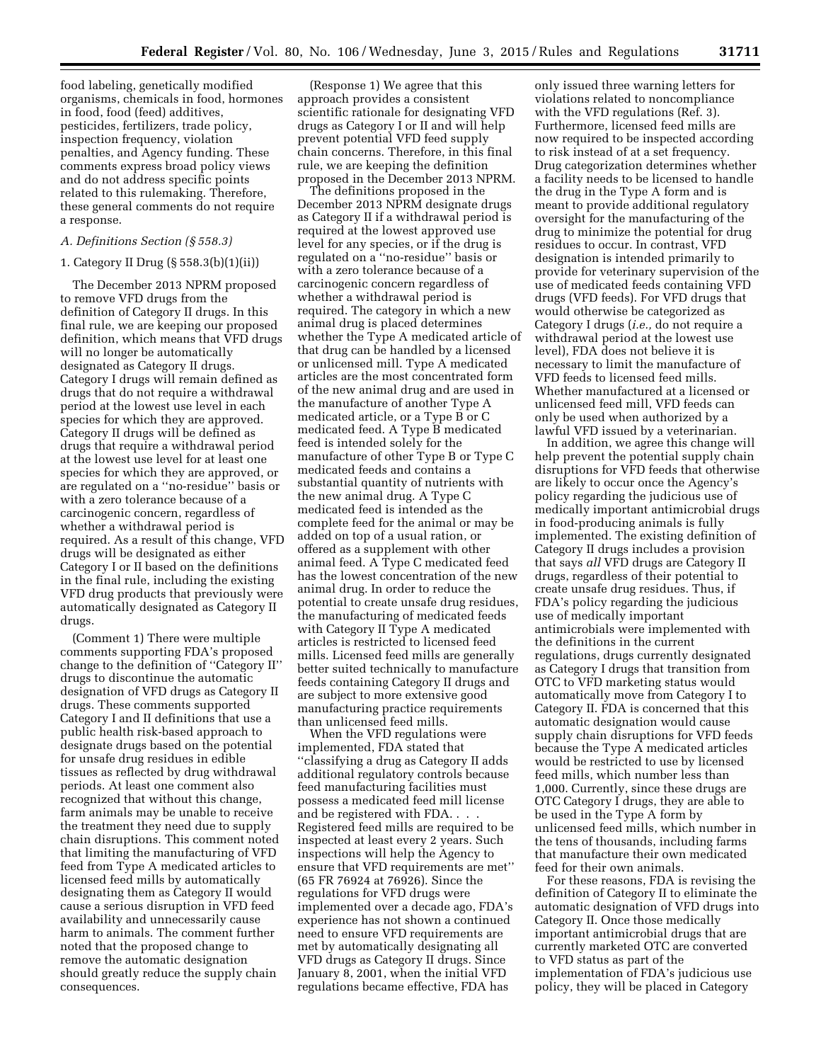food labeling, genetically modified organisms, chemicals in food, hormones in food, food (feed) additives, pesticides, fertilizers, trade policy, inspection frequency, violation penalties, and Agency funding. These comments express broad policy views and do not address specific points related to this rulemaking. Therefore, these general comments do not require a response.

*A. Definitions Section (§ 558.3)*

1. Category II Drug (§ 558.3(b)(1)(ii))

The December 2013 NPRM proposed to remove VFD drugs from the definition of Category II drugs. In this final rule, we are keeping our proposed definition, which means that VFD drugs will no longer be automatically designated as Category II drugs. Category I drugs will remain defined as drugs that do not require a withdrawal period at the lowest use level in each species for which they are approved. Category II drugs will be defined as drugs that require a withdrawal period at the lowest use level for at least one species for which they are approved, or are regulated on a "no-residue" basis or with a zero tolerance because of a carcinogenic concern, regardless of whether a withdrawal period is required. As a result of this change, VFD drugs will be designated as either Category I or II based on the definitions in the final rule, including the existing VFD drug products that previously were automatically designated as Category II drugs.

(Comment 1) There were multiple comments supporting FDA's proposed change to the definition of "Category II" drugs to discontinue the automatic designation of VFD drugs as Category II drugs. These comments supported Category I and II definitions that use a public health risk-based approach to designate drugs based on the potential for unsafe drug residues in edible tissues as reflected by drug withdrawal periods. At least one comment also recognized that without this change, farm animals may be unable to receive the treatment they need due to supply chain disruptions. This comment noted that limiting the manufacturing of VFD feed from Type A medicated articles to licensed feed mills by automatically designating them as Category II would cause a serious disruption in VFD feed availability and unnecessarily cause harm to animals. The comment further noted that the proposed change to remove the automatic designation should greatly reduce the supply chain consequences.

(Response 1) We agree that this approach provides a consistent scientific rationale for designating VFD drugs as Category I or II and will help prevent potential VFD feed supply chain concerns. Therefore, in this final rule, we are keeping the definition proposed in the December 2013 NPRM.

The definitions proposed in the December 2013 NPRM designate drugs as Category II if a withdrawal period is required at the lowest approved use level for any species, or if the drug is regulated on a "no-residue" basis or with a zero tolerance because of a carcinogenic concern regardless of whether a withdrawal period is required. The category in which a new animal drug is placed determines whether the Type A medicated article of that drug can be handled by a licensed or unlicensed mill. Type A medicated articles are the most concentrated form of the new animal drug and are used in the manufacture of another Type A medicated article, or a Type B or C medicated feed. A Type B medicated feed is intended solely for the manufacture of other Type B or Type C medicated feeds and contains a substantial quantity of nutrients with the new animal drug. A Type C medicated feed is intended as the complete feed for the animal or may be added on top of a usual ration, or offered as a supplement with other animal feed. A Type C medicated feed has the lowest concentration of the new animal drug. In order to reduce the potential to create unsafe drug residues, the manufacturing of medicated feeds with Category II Type A medicated articles is restricted to licensed feed mills. Licensed feed mills are generally better suited technically to manufacture feeds containing Category II drugs and are subject to more extensive good manufacturing practice requirements than unlicensed feed mills.

When the VFD regulations were implemented, FDA stated that "classifying a drug as Category II adds additional regulatory controls because feed manufacturing facilities must possess a medicated feed mill license and be registered with FDA. . . . Registered feed mills are required to be inspected at least every 2 years. Such inspections will help the Agency to ensure that VFD requirements are met" (65 FR 76924 at 76926). Since the regulations for VFD drugs were implemented over a decade ago, FDA's experience has not shown a continued need to ensure VFD requirements are met by automatically designating all VFD drugs as Category II drugs. Since January 8, 2001, when the initial VFD regulations became effective, FDA has only issued three warning letters for violations related to noncompliance with the VFD regulations (Ref. 3). Furthermore, licensed feed mills are now required to be inspected according to risk instead of at a set frequency. Drug categorization determines whether a facility needs to be licensed to handle the drug in the Type A form and is meant to provide additional regulatory oversight for the manufacturing of the drug to minimize the potential for drug residues to occur. In contrast, VFD designation is intended primarily to provide for veterinary supervision of the use of medicated feeds containing VFD drugs (VFD feeds). For VFD drugs that would otherwise be categorized as Category I drugs (*i.e.,* do not require a withdrawal period at the lowest use level), FDA does not believe it is necessary to limit the manufacture of VFD feeds to licensed feed mills. Whether manufactured at a licensed or unlicensed feed mill, VFD feeds can only be used when authorized by a lawful VFD issued by a veterinarian.

In addition, we agree this change will help prevent the potential supply chain disruptions for VFD feeds that otherwise are likely to occur once the Agency's policy regarding the judicious use of medically important antimicrobial drugs in food-producing animals is fully implemented. The existing definition of Category II drugs includes a provision that says *all* VFD drugs are Category II drugs, regardless of their potential to create unsafe drug residues. Thus, if FDA's policy regarding the judicious use of medically important antimicrobials were implemented with the definitions in the current regulations, drugs currently designated as Category I drugs that transition from OTC to VFD marketing status would automatically move from Category I to Category II. FDA is concerned that this automatic designation would cause supply chain disruptions for VFD feeds because the Type A medicated articles would be restricted to use by licensed feed mills, which number less than 1,000. Currently, since these drugs are OTC Category I drugs, they are able to be used in the Type A form by unlicensed feed mills, which number in the tens of thousands, including farms that manufacture their own medicated feed for their own animals.

For these reasons, FDA is revising the definition of Category II to eliminate the automatic designation of VFD drugs into Category II. Once those medically important antimicrobial drugs that are currently marketed OTC are converted to VFD status as part of the implementation of FDA's judicious use policy, they will be placed in Category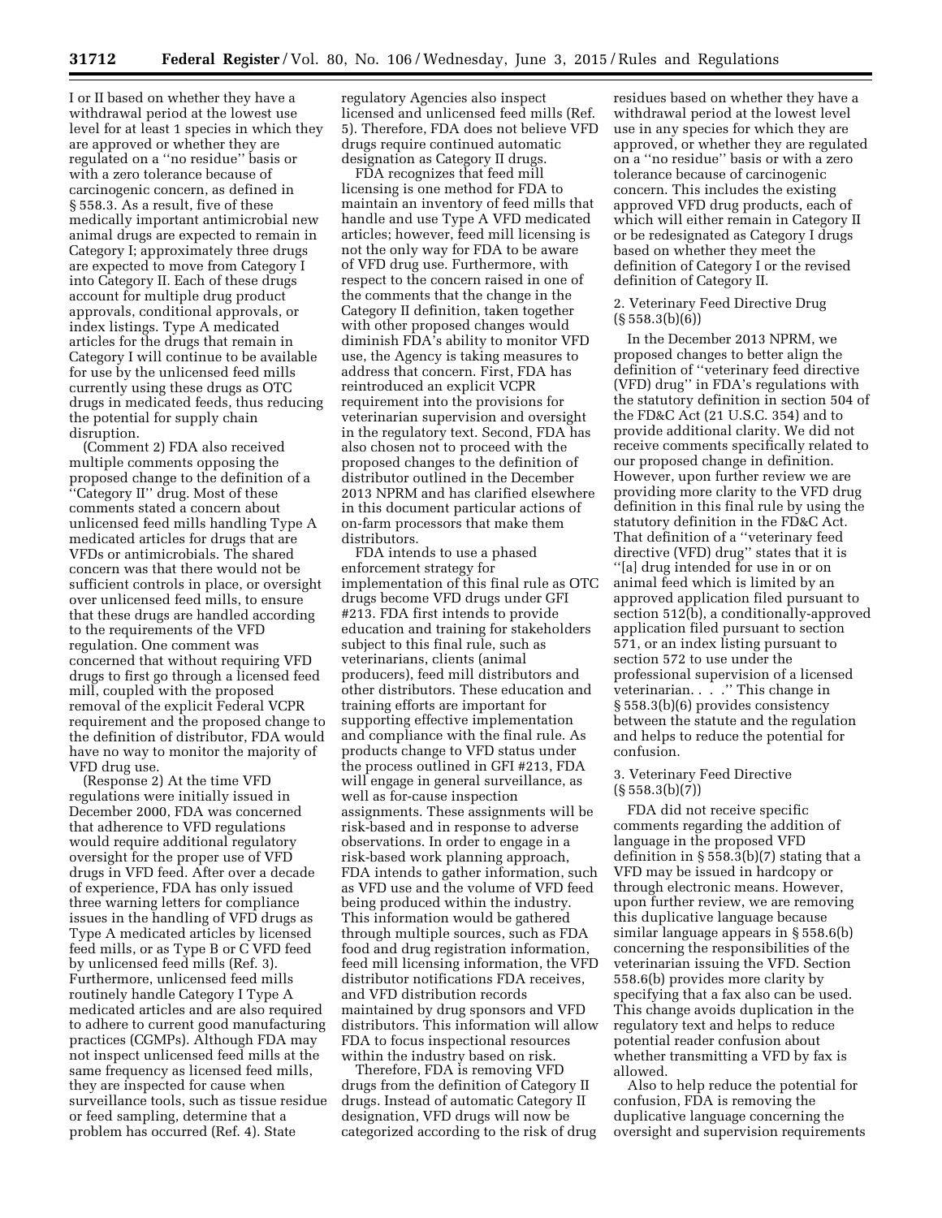I or II based on whether they have a withdrawal period at the lowest use level for at least 1 species in which they are approved or whether they are regulated on a ''no residue'' basis or with a zero tolerance because of carcinogenic concern, as defined in § 558.3. As a result, five of these medically important antimicrobial new animal drugs are expected to remain in Category I; approximately three drugs are expected to move from Category I into Category II. Each of these drugs account for multiple drug product approvals, conditional approvals, or index listings. Type A medicated articles for the drugs that remain in Category I will continue to be available for use by the unlicensed feed mills currently using these drugs as OTC drugs in medicated feeds, thus reducing the potential for supply chain disruption.

(Comment 2) FDA also received multiple comments opposing the proposed change to the definition of a ''Category II'' drug. Most of these comments stated a concern about unlicensed feed mills handling Type A medicated articles for drugs that are VFDs or antimicrobials. The shared concern was that there would not be sufficient controls in place, or oversight over unlicensed feed mills, to ensure that these drugs are handled according to the requirements of the VFD regulation. One comment was concerned that without requiring VFD drugs to first go through a licensed feed mill, coupled with the proposed removal of the explicit Federal VCPR requirement and the proposed change to the definition of distributor, FDA would have no way to monitor the majority of VFD drug use.

(Response 2) At the time VFD regulations were initially issued in December 2000, FDA was concerned that adherence to VFD regulations would require additional regulatory oversight for the proper use of VFD drugs in VFD feed. After over a decade of experience, FDA has only issued three warning letters for compliance issues in the handling of VFD drugs as Type A medicated articles by licensed feed mills, or as Type B or C VFD feed by unlicensed feed mills (Ref. 3). Furthermore, unlicensed feed mills routinely handle Category I Type A medicated articles and are also required to adhere to current good manufacturing practices (CGMPs). Although FDA may not inspect unlicensed feed mills at the same frequency as licensed feed mills, they are inspected for cause when surveillance tools, such as tissue residue or feed sampling, determine that a problem has occurred (Ref. 4). State regulatory Agencies also inspect licensed and unlicensed feed mills (Ref. 5). Therefore, FDA does not believe VFD drugs require continued automatic designation as Category II drugs.

FDA recognizes that feed mill licensing is one method for FDA to maintain an inventory of feed mills that handle and use Type A VFD medicated articles; however, feed mill licensing is not the only way for FDA to be aware of VFD drug use. Furthermore, with respect to the concern raised in one of the comments that the change in the Category II definition, taken together with other proposed changes would diminish FDA's ability to monitor VFD use, the Agency is taking measures to address that concern. First, FDA has reintroduced an explicit VCPR requirement into the provisions for veterinarian supervision and oversight in the regulatory text. Second, FDA has also chosen not to proceed with the proposed changes to the definition of distributor outlined in the December 2013 NPRM and has clarified elsewhere in this document particular actions of on-farm processors that make them distributors.

FDA intends to use a phased enforcement strategy for implementation of this final rule as OTC drugs become VFD drugs under GFI #213. FDA first intends to provide education and training for stakeholders subject to this final rule, such as veterinarians, clients (animal producers), feed mill distributors and other distributors. These education and training efforts are important for supporting effective implementation and compliance with the final rule. As products change to VFD status under the process outlined in GFI #213, FDA will engage in general surveillance, as well as for-cause inspection assignments. These assignments will be risk-based and in response to adverse observations. In order to engage in a risk-based work planning approach, FDA intends to gather information, such as VFD use and the volume of VFD feed being produced within the industry. This information would be gathered through multiple sources, such as FDA food and drug registration information, feed mill licensing information, the VFD distributor notifications FDA receives, and VFD distribution records maintained by drug sponsors and VFD distributors. This information will allow FDA to focus inspectional resources within the industry based on risk.

Therefore, FDA is removing VFD drugs from the definition of Category II drugs. Instead of automatic Category II designation, VFD drugs will now be categorized according to the risk of drug residues based on whether they have a withdrawal period at the lowest level use in any species for which they are approved, or whether they are regulated on a ''no residue'' basis or with a zero tolerance because of carcinogenic concern. This includes the existing approved VFD drug products, each of which will either remain in Category II or be redesignated as Category I drugs based on whether they meet the definition of Category I or the revised definition of Category II.

2. Veterinary Feed Directive Drug (§ 558.3(b)(6))

In the December 2013 NPRM, we proposed changes to better align the definition of ''veterinary feed directive (VFD) drug'' in FDA's regulations with the statutory definition in section 504 of the FD&C Act (21 U.S.C. 354) and to provide additional clarity. We did not receive comments specifically related to our proposed change in definition. However, upon further review we are providing more clarity to the VFD drug definition in this final rule by using the statutory definition in the FD&C Act. That definition of a ''veterinary feed directive (VFD) drug'' states that it is ''[a] drug intended for use in or on animal feed which is limited by an approved application filed pursuant to section 512(b), a conditionally-approved application filed pursuant to section 571, or an index listing pursuant to section 572 to use under the professional supervision of a licensed veterinarian. . . .'' This change in § 558.3(b)(6) provides consistency between the statute and the regulation and helps to reduce the potential for confusion.

3. Veterinary Feed Directive (§ 558.3(b)(7))

FDA did not receive specific comments regarding the addition of language in the proposed VFD definition in § 558.3(b)(7) stating that a VFD may be issued in hardcopy or through electronic means. However, upon further review, we are removing this duplicative language because similar language appears in § 558.6(b) concerning the responsibilities of the veterinarian issuing the VFD. Section 558.6(b) provides more clarity by specifying that a fax also can be used. This change avoids duplication in the regulatory text and helps to reduce potential reader confusion about whether transmitting a VFD by fax is allowed.

Also to help reduce the potential for confusion, FDA is removing the duplicative language concerning the oversight and supervision requirements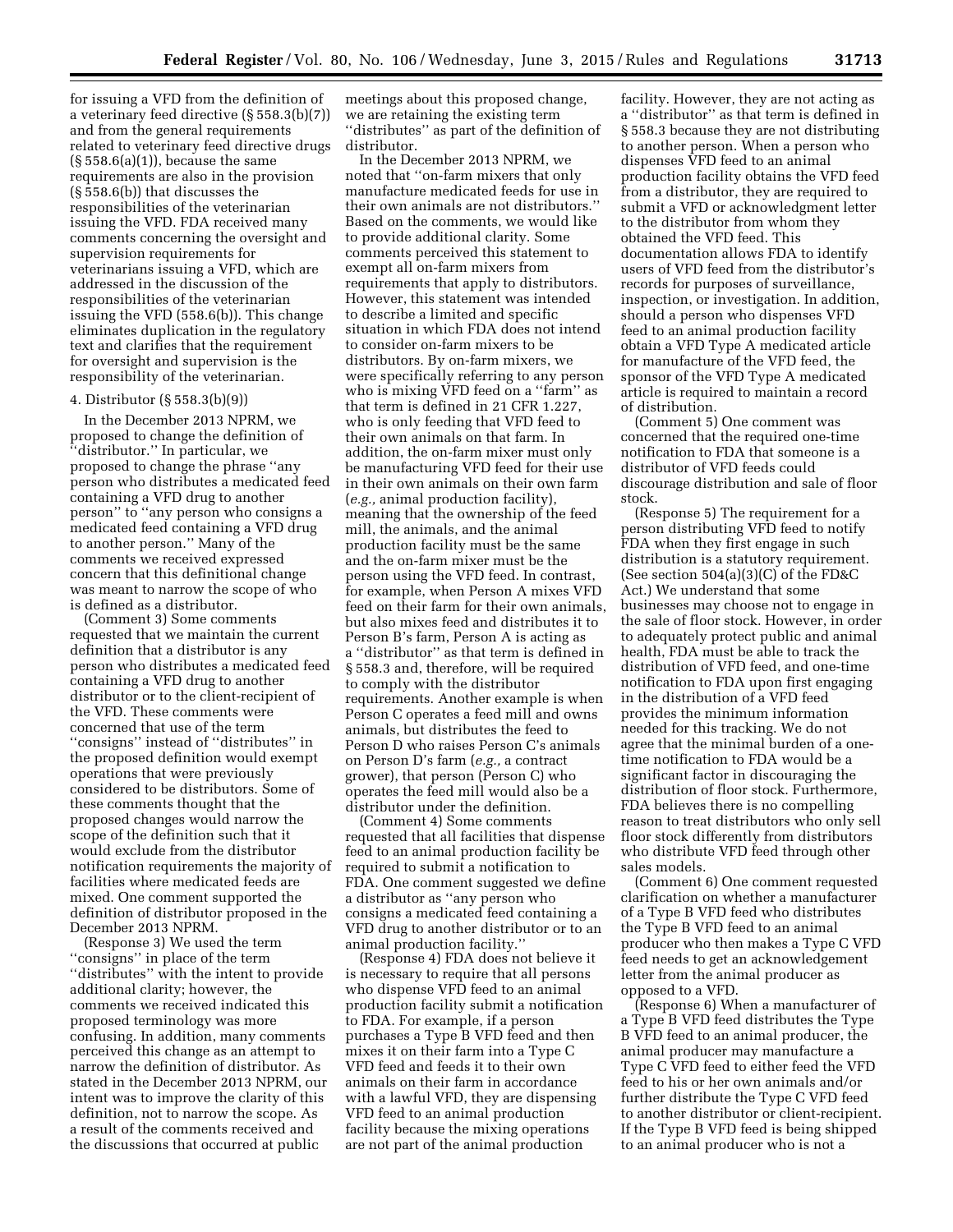for issuing a VFD from the definition of a veterinary feed directive (§ 558.3(b)(7)) and from the general requirements related to veterinary feed directive drugs (§ 558.6(a)(1)), because the same requirements are also in the provision (§ 558.6(b)) that discusses the responsibilities of the veterinarian issuing the VFD. FDA received many comments concerning the oversight and supervision requirements for veterinarians issuing a VFD, which are addressed in the discussion of the responsibilities of the veterinarian issuing the VFD (558.6(b)). This change eliminates duplication in the regulatory text and clarifies that the requirement for oversight and supervision is the responsibility of the veterinarian.

4. Distributor (§ 558.3(b)(9))

In the December 2013 NPRM, we proposed to change the definition of "distributor." In particular, we proposed to change the phrase "any person who distributes a medicated feed containing a VFD drug to another person" to "any person who consigns a medicated feed containing a VFD drug to another person." Many of the comments we received expressed concern that this definitional change was meant to narrow the scope of who is defined as a distributor.

(Comment 3) Some comments requested that we maintain the current definition that a distributor is any person who distributes a medicated feed containing a VFD drug to another distributor or to the client-recipient of the VFD. These comments were concerned that use of the term "consigns" instead of "distributes" in the proposed definition would exempt operations that were previously considered to be distributors. Some of these comments thought that the proposed changes would narrow the scope of the definition such that it would exclude from the distributor notification requirements the majority of facilities where medicated feeds are mixed. One comment supported the definition of distributor proposed in the December 2013 NPRM.

(Response 3) We used the term "consigns" in place of the term "distributes" with the intent to provide additional clarity; however, the comments we received indicated this proposed terminology was more confusing. In addition, many comments perceived this change as an attempt to narrow the definition of distributor. As stated in the December 2013 NPRM, our intent was to improve the clarity of this definition, not to narrow the scope. As a result of the comments received and the discussions that occurred at public meetings about this proposed change, we are retaining the existing term "distributes" as part of the definition of distributor.

In the December 2013 NPRM, we noted that "on-farm mixers that only manufacture medicated feeds for use in their own animals are not distributors." Based on the comments, we would like to provide additional clarity. Some comments perceived this statement to exempt all on-farm mixers from requirements that apply to distributors. However, this statement was intended to describe a limited and specific situation in which FDA does not intend to consider on-farm mixers to be distributors. By on-farm mixers, we were specifically referring to any person who is mixing VFD feed on a "farm" as that term is defined in 21 CFR 1.227, who is only feeding that VFD feed to their own animals on that farm. In addition, the on-farm mixer must only be manufacturing VFD feed for their use in their own animals on their own farm (*e.g.,* animal production facility), meaning that the ownership of the feed mill, the animals, and the animal production facility must be the same and the on-farm mixer must be the person using the VFD feed. In contrast, for example, when Person A mixes VFD feed on their farm for their own animals, but also mixes feed and distributes it to Person B's farm, Person A is acting as a "distributor" as that term is defined in § 558.3 and, therefore, will be required to comply with the distributor requirements. Another example is when Person C operates a feed mill and owns animals, but distributes the feed to Person D who raises Person C's animals on Person D's farm (*e.g.,* a contract grower), that person (Person C) who operates the feed mill would also be a distributor under the definition.

(Comment 4) Some comments requested that all facilities that dispense feed to an animal production facility be required to submit a notification to FDA. One comment suggested we define a distributor as "any person who consigns a medicated feed containing a VFD drug to another distributor or to an animal production facility."

(Response 4) FDA does not believe it is necessary to require that all persons who dispense VFD feed to an animal production facility submit a notification to FDA. For example, if a person purchases a Type B VFD feed and then mixes it on their farm into a Type C VFD feed and feeds it to their own animals on their farm in accordance with a lawful VFD, they are dispensing VFD feed to an animal production facility because the mixing operations are not part of the animal production facility. However, they are not acting as a "distributor" as that term is defined in § 558.3 because they are not distributing to another person. When a person who dispenses VFD feed to an animal production facility obtains the VFD feed from a distributor, they are required to submit a VFD or acknowledgment letter to the distributor from whom they obtained the VFD feed. This documentation allows FDA to identify users of VFD feed from the distributor's records for purposes of surveillance, inspection, or investigation. In addition, should a person who dispenses VFD feed to an animal production facility obtain a VFD Type A medicated article for manufacture of the VFD feed, the sponsor of the VFD Type A medicated article is required to maintain a record of distribution.

(Comment 5) One comment was concerned that the required one-time notification to FDA that someone is a distributor of VFD feeds could discourage distribution and sale of floor stock.

(Response 5) The requirement for a person distributing VFD feed to notify FDA when they first engage in such distribution is a statutory requirement. (See section 504(a)(3)(C) of the FD&C Act.) We understand that some businesses may choose not to engage in the sale of floor stock. However, in order to adequately protect public and animal health, FDA must be able to track the distribution of VFD feed, and one-time notification to FDA upon first engaging in the distribution of a VFD feed provides the minimum information needed for this tracking. We do not agree that the minimal burden of a one-time notification to FDA would be a significant factor in discouraging the distribution of floor stock. Furthermore, FDA believes there is no compelling reason to treat distributors who only sell floor stock differently from distributors who distribute VFD feed through other sales models.

(Comment 6) One comment requested clarification on whether a manufacturer of a Type B VFD feed who distributes the Type B VFD feed to an animal producer who then makes a Type C VFD feed needs to get an acknowledgement letter from the animal producer as opposed to a VFD.

(Response 6) When a manufacturer of a Type B VFD feed distributes the Type B VFD feed to an animal producer, the animal producer may manufacture a Type C VFD feed to either feed the VFD feed to his or her own animals and/or further distribute the Type C VFD feed to another distributor or client-recipient. If the Type B VFD feed is being shipped to an animal producer who is not a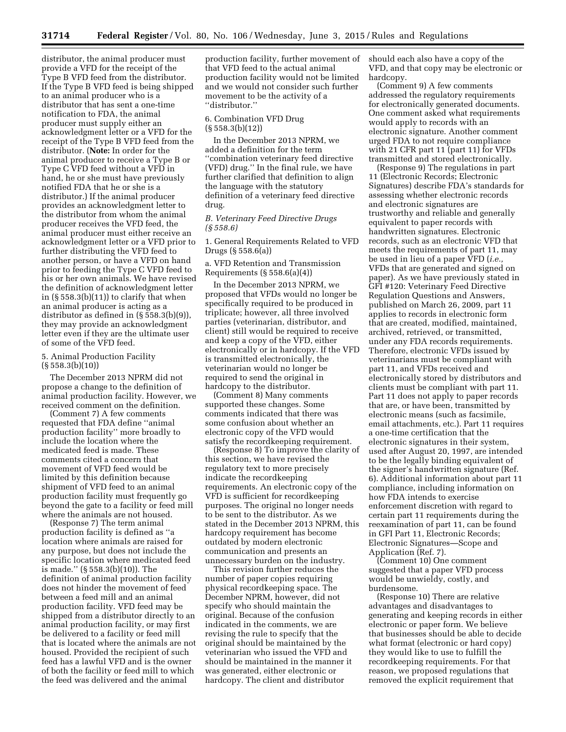distributor, the animal producer must provide a VFD for the receipt of the Type B VFD feed from the distributor. If the Type B VFD feed is being shipped to an animal producer who is a distributor that has sent a one-time notification to FDA, the animal producer must supply either an acknowledgment letter or a VFD for the receipt of the Type B VFD feed from the distributor. (**Note:** In order for the animal producer to receive a Type B or Type C VFD feed without a VFD in hand, he or she must have previously notified FDA that he or she is a distributor.) If the animal producer provides an acknowledgment letter to the distributor from whom the animal producer receives the VFD feed, the animal producer must either receive an acknowledgment letter or a VFD prior to further distributing the VFD feed to another person, or have a VFD on hand prior to feeding the Type C VFD feed to his or her own animals. We have revised the definition of acknowledgment letter in (§ 558.3(b)(11)) to clarify that when an animal producer is acting as a distributor as defined in (§ 558.3(b)(9)), they may provide an acknowledgment letter even if they are the ultimate user of some of the VFD feed.

5. Animal Production Facility (§ 558.3(b)(10))

The December 2013 NPRM did not propose a change to the definition of animal production facility. However, we received comment on the definition.

(Comment 7) A few comments requested that FDA define "animal production facility" more broadly to include the location where the medicated feed is made. These comments cited a concern that movement of VFD feed would be limited by this definition because shipment of VFD feed to an animal production facility must frequently go beyond the gate to a facility or feed mill where the animals are not housed.

(Response 7) The term animal production facility is defined as "a location where animals are raised for any purpose, but does not include the specific location where medicated feed is made." (§ 558.3(b)(10)). The definition of animal production facility does not hinder the movement of feed between a feed mill and an animal production facility. VFD feed may be shipped from a distributor directly to an animal production facility, or may first be delivered to a facility or feed mill that is located where the animals are not housed. Provided the recipient of such feed has a lawful VFD and is the owner of both the facility or feed mill to which the feed was delivered and the animal production facility, further movement of that VFD feed to the actual animal production facility would not be limited and we would not consider such further movement to be the activity of a "distributor."

6. Combination VFD Drug (§ 558.3(b)(12))

In the December 2013 NPRM, we added a definition for the term "combination veterinary feed directive (VFD) drug." In the final rule, we have further clarified that definition to align the language with the statutory definition of a veterinary feed directive drug.

*B. Veterinary Feed Directive Drugs (§ 558.6)*

1. General Requirements Related to VFD Drugs (§ 558.6(a))

a. VFD Retention and Transmission Requirements (§ 558.6(a)(4))

In the December 2013 NPRM, we proposed that VFDs would no longer be specifically required to be produced in triplicate; however, all three involved parties (veterinarian, distributor, and client) still would be required to receive and keep a copy of the VFD, either electronically or in hardcopy. If the VFD is transmitted electronically, the veterinarian would no longer be required to send the original in hardcopy to the distributor.

(Comment 8) Many comments supported these changes. Some comments indicated that there was some confusion about whether an electronic copy of the VFD would satisfy the recordkeeping requirement.

(Response 8) To improve the clarity of this section, we have revised the regulatory text to more precisely indicate the recordkeeping requirements. An electronic copy of the VFD is sufficient for recordkeeping purposes. The original no longer needs to be sent to the distributor. As we stated in the December 2013 NPRM, this hardcopy requirement has become outdated by modern electronic communication and presents an unnecessary burden on the industry.

This revision further reduces the number of paper copies requiring physical recordkeeping space. The December NPRM, however, did not specify who should maintain the original. Because of the confusion indicated in the comments, we are revising the rule to specify that the original should be maintained by the veterinarian who issued the VFD and should be maintained in the manner it was generated, either electronic or hardcopy. The client and distributor should each also have a copy of the VFD, and that copy may be electronic or hardcopy.

(Comment 9) A few comments addressed the regulatory requirements for electronically generated documents. One comment asked what requirements would apply to records with an electronic signature. Another comment urged FDA to not require compliance with 21 CFR part 11 (part 11) for VFDs transmitted and stored electronically.

(Response 9) The regulations in part 11 (Electronic Records; Electronic Signatures) describe FDA's standards for assessing whether electronic records and electronic signatures are trustworthy and reliable and generally equivalent to paper records with handwritten signatures. Electronic records, such as an electronic VFD that meets the requirements of part 11, may be used in lieu of a paper VFD (*i.e.,* VFDs that are generated and signed on paper). As we have previously stated in GFI #120: Veterinary Feed Directive Regulation Questions and Answers, published on March 26, 2009, part 11 applies to records in electronic form that are created, modified, maintained, archived, retrieved, or transmitted, under any FDA records requirements. Therefore, electronic VFDs issued by veterinarians must be compliant with part 11, and VFDs received and electronically stored by distributors and clients must be compliant with part 11. Part 11 does not apply to paper records that are, or have been, transmitted by electronic means (such as facsimile, email attachments, etc.). Part 11 requires a one-time certification that the electronic signatures in their system, used after August 20, 1997, are intended to be the legally binding equivalent of the signer's handwritten signature (Ref. 6). Additional information about part 11 compliance, including information on how FDA intends to exercise enforcement discretion with regard to certain part 11 requirements during the reexamination of part 11, can be found in GFI Part 11, Electronic Records; Electronic Signatures—Scope and Application (Ref. 7).

(Comment 10) One comment suggested that a paper VFD process would be unwieldy, costly, and burdensome.

(Response 10) There are relative advantages and disadvantages to generating and keeping records in either electronic or paper form. We believe that businesses should be able to decide what format (electronic or hard copy) they would like to use to fulfill the recordkeeping requirements. For that reason, we proposed regulations that removed the explicit requirement that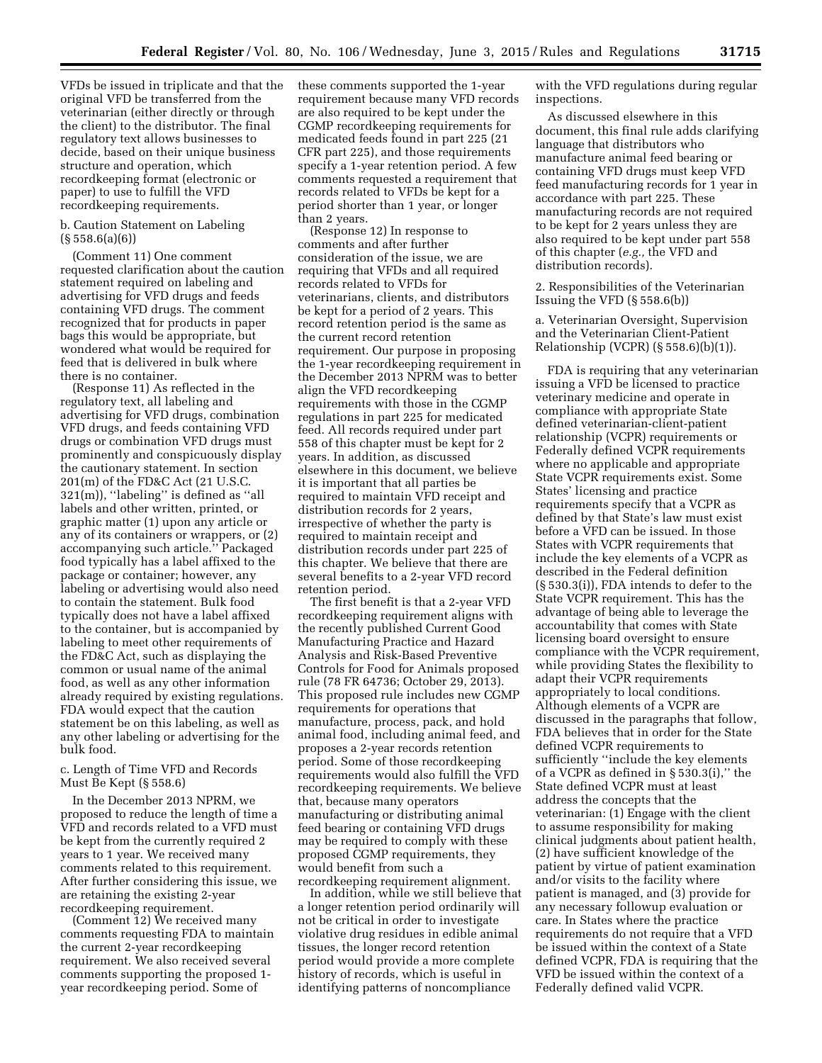VFDs be issued in triplicate and that the original VFD be transferred from the veterinarian (either directly or through the client) to the distributor. The final regulatory text allows businesses to decide, based on their unique business structure and operation, which recordkeeping format (electronic or paper) to use to fulfill the VFD recordkeeping requirements.

b. Caution Statement on Labeling (§ 558.6(a)(6))

(Comment 11) One comment requested clarification about the caution statement required on labeling and advertising for VFD drugs and feeds containing VFD drugs. The comment recognized that for products in paper bags this would be appropriate, but wondered what would be required for feed that is delivered in bulk where there is no container.

(Response 11) As reflected in the regulatory text, all labeling and advertising for VFD drugs, combination VFD drugs, and feeds containing VFD drugs or combination VFD drugs must prominently and conspicuously display the cautionary statement. In section 201(m) of the FD&C Act (21 U.S.C. 321(m)), ''labeling'' is defined as ''all labels and other written, printed, or graphic matter (1) upon any article or any of its containers or wrappers, or (2) accompanying such article.'' Packaged food typically has a label affixed to the package or container; however, any labeling or advertising would also need to contain the statement. Bulk food typically does not have a label affixed to the container, but is accompanied by labeling to meet other requirements of the FD&C Act, such as displaying the common or usual name of the animal food, as well as any other information already required by existing regulations. FDA would expect that the caution statement be on this labeling, as well as any other labeling or advertising for the bulk food.

c. Length of Time VFD and Records Must Be Kept (§ 558.6)

In the December 2013 NPRM, we proposed to reduce the length of time a VFD and records related to a VFD must be kept from the currently required 2 years to 1 year. We received many comments related to this requirement. After further considering this issue, we are retaining the existing 2-year recordkeeping requirement.

(Comment 12) We received many comments requesting FDA to maintain the current 2-year recordkeeping requirement. We also received several comments supporting the proposed 1-year recordkeeping period. Some of these comments supported the 1-year requirement because many VFD records are also required to be kept under the CGMP recordkeeping requirements for medicated feeds found in part 225 (21 CFR part 225), and those requirements specify a 1-year retention period. A few comments requested a requirement that records related to VFDs be kept for a period shorter than 1 year, or longer than 2 years.

(Response 12) In response to comments and after further consideration of the issue, we are requiring that VFDs and all required records related to VFDs for veterinarians, clients, and distributors be kept for a period of 2 years. This record retention period is the same as the current record retention requirement. Our purpose in proposing the 1-year recordkeeping requirement in the December 2013 NPRM was to better align the VFD recordkeeping requirements with those in the CGMP regulations in part 225 for medicated feed. All records required under part 558 of this chapter must be kept for 2 years. In addition, as discussed elsewhere in this document, we believe it is important that all parties be required to maintain VFD receipt and distribution records for 2 years, irrespective of whether the party is required to maintain receipt and distribution records under part 225 of this chapter. We believe that there are several benefits to a 2-year VFD record retention period.

The first benefit is that a 2-year VFD recordkeeping requirement aligns with the recently published Current Good Manufacturing Practice and Hazard Analysis and Risk-Based Preventive Controls for Food for Animals proposed rule (78 FR 64736; October 29, 2013). This proposed rule includes new CGMP requirements for operations that manufacture, process, pack, and hold animal food, including animal feed, and proposes a 2-year records retention period. Some of those recordkeeping requirements would also fulfill the VFD recordkeeping requirements. We believe that, because many operators manufacturing or distributing animal feed bearing or containing VFD drugs may be required to comply with these proposed CGMP requirements, they would benefit from such a recordkeeping requirement alignment.

In addition, while we still believe that a longer retention period ordinarily will not be critical in order to investigate violative drug residues in edible animal tissues, the longer record retention period would provide a more complete history of records, which is useful in identifying patterns of noncompliance with the VFD regulations during regular inspections.

As discussed elsewhere in this document, this final rule adds clarifying language that distributors who manufacture animal feed bearing or containing VFD drugs must keep VFD feed manufacturing records for 1 year in accordance with part 225. These manufacturing records are not required to be kept for 2 years unless they are also required to be kept under part 558 of this chapter (*e.g.,* the VFD and distribution records).

2. Responsibilities of the Veterinarian Issuing the VFD (§ 558.6(b))

a. Veterinarian Oversight, Supervision and the Veterinarian Client-Patient Relationship (VCPR) (§ 558.6)(b)(1)).

FDA is requiring that any veterinarian issuing a VFD be licensed to practice veterinary medicine and operate in compliance with appropriate State defined veterinarian-client-patient relationship (VCPR) requirements or Federally defined VCPR requirements where no applicable and appropriate State VCPR requirements exist. Some States' licensing and practice requirements specify that a VCPR as defined by that State's law must exist before a VFD can be issued. In those States with VCPR requirements that include the key elements of a VCPR as described in the Federal definition (§ 530.3(i)), FDA intends to defer to the State VCPR requirement. This has the advantage of being able to leverage the accountability that comes with State licensing board oversight to ensure compliance with the VCPR requirement, while providing States the flexibility to adapt their VCPR requirements appropriately to local conditions. Although elements of a VCPR are discussed in the paragraphs that follow, FDA believes that in order for the State defined VCPR requirements to sufficiently ''include the key elements of a VCPR as defined in § 530.3(i),'' the State defined VCPR must at least address the concepts that the veterinarian: (1) Engage with the client to assume responsibility for making clinical judgments about patient health, (2) have sufficient knowledge of the patient by virtue of patient examination and/or visits to the facility where patient is managed, and (3) provide for any necessary followup evaluation or care. In States where the practice requirements do not require that a VFD be issued within the context of a State defined VCPR, FDA is requiring that the VFD be issued within the context of a Federally defined valid VCPR.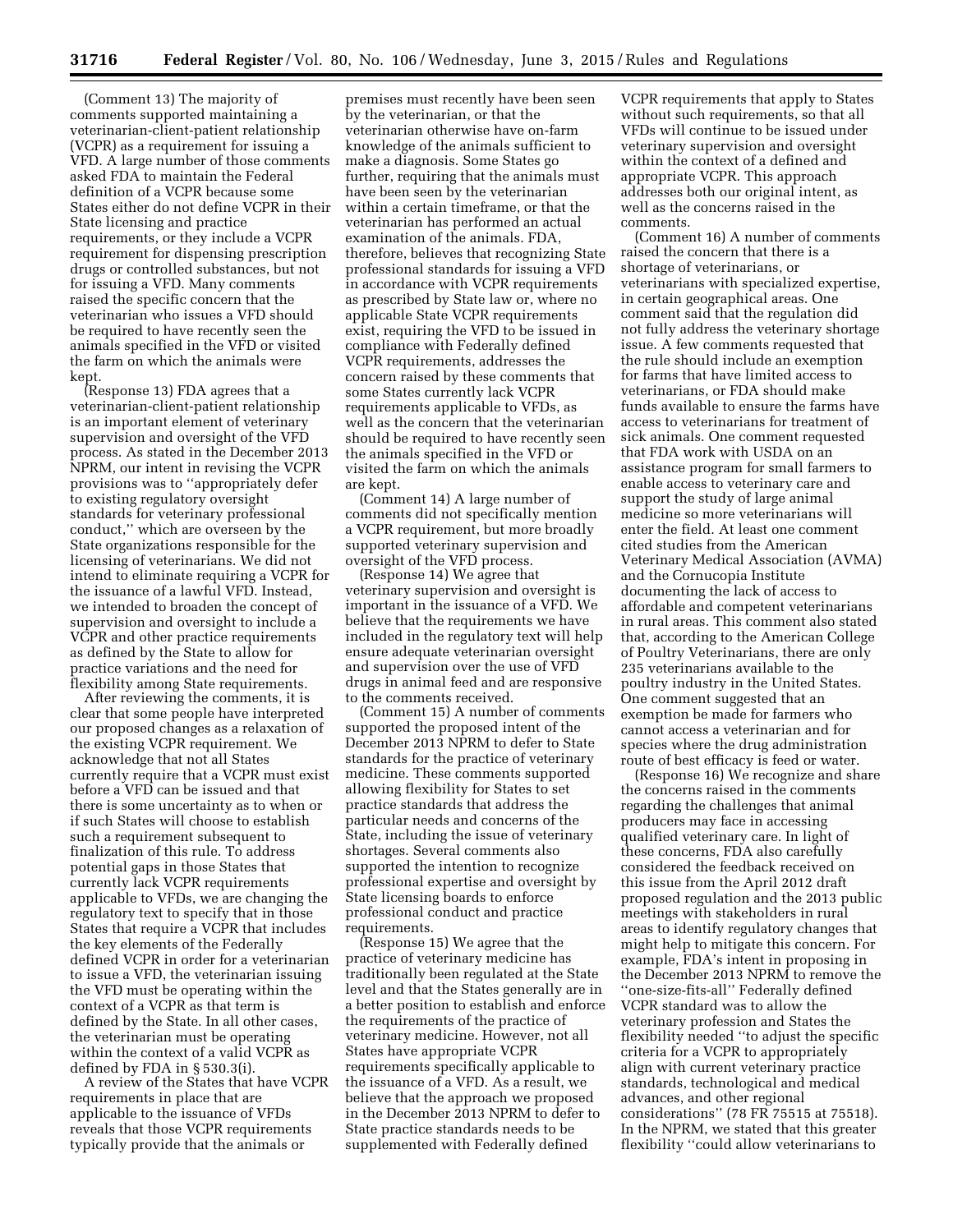(Comment 13) The majority of comments supported maintaining a veterinarian-client-patient relationship (VCPR) as a requirement for issuing a VFD. A large number of those comments asked FDA to maintain the Federal definition of a VCPR because some States either do not define VCPR in their State licensing and practice requirements, or they include a VCPR requirement for dispensing prescription drugs or controlled substances, but not for issuing a VFD. Many comments raised the specific concern that the veterinarian who issues a VFD should be required to have recently seen the animals specified in the VFD or visited the farm on which the animals were kept.

(Response 13) FDA agrees that a veterinarian-client-patient relationship is an important element of veterinary supervision and oversight of the VFD process. As stated in the December 2013 NPRM, our intent in revising the VCPR provisions was to ''appropriately defer to existing regulatory oversight standards for veterinary professional conduct,'' which are overseen by the State organizations responsible for the licensing of veterinarians. We did not intend to eliminate requiring a VCPR for the issuance of a lawful VFD. Instead, we intended to broaden the concept of supervision and oversight to include a VCPR and other practice requirements as defined by the State to allow for practice variations and the need for flexibility among State requirements.

After reviewing the comments, it is clear that some people have interpreted our proposed changes as a relaxation of the existing VCPR requirement. We acknowledge that not all States currently require that a VCPR must exist before a VFD can be issued and that there is some uncertainty as to when or if such States will choose to establish such a requirement subsequent to finalization of this rule. To address potential gaps in those States that currently lack VCPR requirements applicable to VFDs, we are changing the regulatory text to specify that in those States that require a VCPR that includes the key elements of the Federally defined VCPR in order for a veterinarian to issue a VFD, the veterinarian issuing the VFD must be operating within the context of a VCPR as that term is defined by the State. In all other cases, the veterinarian must be operating within the context of a valid VCPR as defined by FDA in § 530.3(i).

A review of the States that have VCPR requirements in place that are applicable to the issuance of VFDs reveals that those VCPR requirements typically provide that the animals or premises must recently have been seen by the veterinarian, or that the veterinarian otherwise have on-farm knowledge of the animals sufficient to make a diagnosis. Some States go further, requiring that the animals must have been seen by the veterinarian within a certain timeframe, or that the veterinarian has performed an actual examination of the animals. FDA, therefore, believes that recognizing State professional standards for issuing a VFD in accordance with VCPR requirements as prescribed by State law or, where no applicable State VCPR requirements exist, requiring the VFD to be issued in compliance with Federally defined VCPR requirements, addresses the concern raised by these comments that some States currently lack VCPR requirements applicable to VFDs, as well as the concern that the veterinarian should be required to have recently seen the animals specified in the VFD or visited the farm on which the animals are kept.

(Comment 14) A large number of comments did not specifically mention a VCPR requirement, but more broadly supported veterinary supervision and oversight of the VFD process.

(Response 14) We agree that veterinary supervision and oversight is important in the issuance of a VFD. We believe that the requirements we have included in the regulatory text will help ensure adequate veterinarian oversight and supervision over the use of VFD drugs in animal feed and are responsive to the comments received.

(Comment 15) A number of comments supported the proposed intent of the December 2013 NPRM to defer to State standards for the practice of veterinary medicine. These comments supported allowing flexibility for States to set practice standards that address the particular needs and concerns of the State, including the issue of veterinary shortages. Several comments also supported the intention to recognize professional expertise and oversight by State licensing boards to enforce professional conduct and practice requirements.

(Response 15) We agree that the practice of veterinary medicine has traditionally been regulated at the State level and that the States generally are in a better position to establish and enforce the requirements of the practice of veterinary medicine. However, not all States have appropriate VCPR requirements specifically applicable to the issuance of a VFD. As a result, we believe that the approach we proposed in the December 2013 NPRM to defer to State practice standards needs to be supplemented with Federally defined VCPR requirements that apply to States without such requirements, so that all VFDs will continue to be issued under veterinary supervision and oversight within the context of a defined and appropriate VCPR. This approach addresses both our original intent, as well as the concerns raised in the comments.

(Comment 16) A number of comments raised the concern that there is a shortage of veterinarians, or veterinarians with specialized expertise, in certain geographical areas. One comment said that the regulation did not fully address the veterinary shortage issue. A few comments requested that the rule should include an exemption for farms that have limited access to veterinarians, or FDA should make funds available to ensure the farms have access to veterinarians for treatment of sick animals. One comment requested that FDA work with USDA on an assistance program for small farmers to enable access to veterinary care and support the study of large animal medicine so more veterinarians will enter the field. At least one comment cited studies from the American Veterinary Medical Association (AVMA) and the Cornucopia Institute documenting the lack of access to affordable and competent veterinarians in rural areas. This comment also stated that, according to the American College of Poultry Veterinarians, there are only 235 veterinarians available to the poultry industry in the United States. One comment suggested that an exemption be made for farmers who cannot access a veterinarian and for species where the drug administration route of best efficacy is feed or water.

(Response 16) We recognize and share the concerns raised in the comments regarding the challenges that animal producers may face in accessing qualified veterinary care. In light of these concerns, FDA also carefully considered the feedback received on this issue from the April 2012 draft proposed regulation and the 2013 public meetings with stakeholders in rural areas to identify regulatory changes that might help to mitigate this concern. For example, FDA's intent in proposing in the December 2013 NPRM to remove the ''one-size-fits-all'' Federally defined VCPR standard was to allow the veterinary profession and States the flexibility needed ''to adjust the specific criteria for a VCPR to appropriately align with current veterinary practice standards, technological and medical advances, and other regional considerations'' (78 FR 75515 at 75518). In the NPRM, we stated that this greater flexibility ''could allow veterinarians to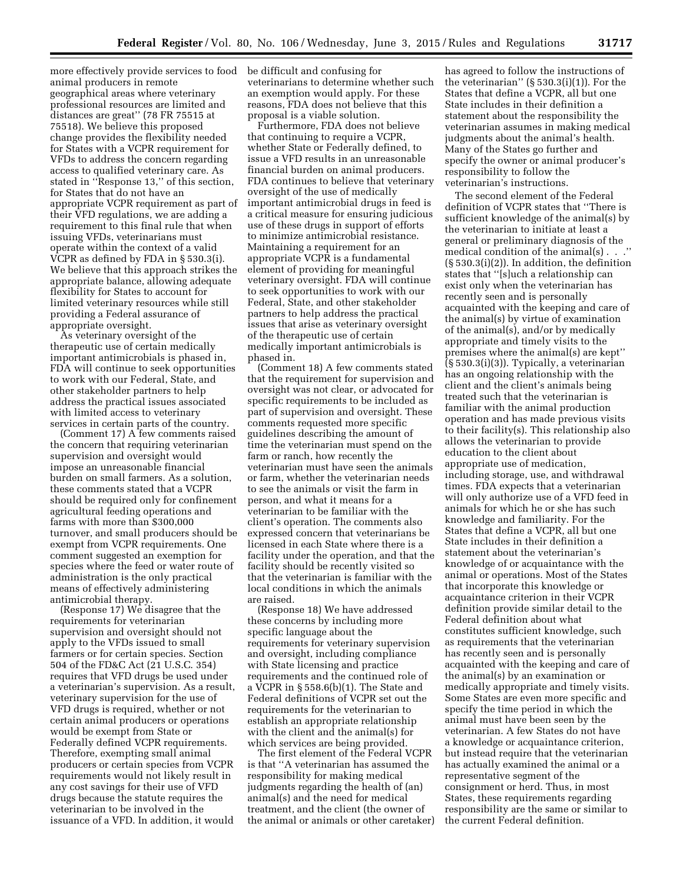more effectively provide services to food animal producers in remote geographical areas where veterinary professional resources are limited and distances are great'' (78 FR 75515 at 75518). We believe this proposed change provides the flexibility needed for States with a VCPR requirement for VFDs to address the concern regarding access to qualified veterinary care. As stated in ''Response 13,'' of this section, for States that do not have an appropriate VCPR requirement as part of their VFD regulations, we are adding a requirement to this final rule that when issuing VFDs, veterinarians must operate within the context of a valid VCPR as defined by FDA in § 530.3(i). We believe that this approach strikes the appropriate balance, allowing adequate flexibility for States to account for limited veterinary resources while still providing a Federal assurance of appropriate oversight.

As veterinary oversight of the therapeutic use of certain medically important antimicrobials is phased in, FDA will continue to seek opportunities to work with our Federal, State, and other stakeholder partners to help address the practical issues associated with limited access to veterinary services in certain parts of the country.

(Comment 17) A few comments raised the concern that requiring veterinarian supervision and oversight would impose an unreasonable financial burden on small farmers. As a solution, these comments stated that a VCPR should be required only for confinement agricultural feeding operations and farms with more than $300,000 turnover, and small producers should be exempt from VCPR requirements. One comment suggested an exemption for species where the feed or water route of administration is the only practical means of effectively administering antimicrobial therapy.

(Response 17) We disagree that the requirements for veterinarian supervision and oversight should not apply to the VFDs issued to small farmers or for certain species. Section 504 of the FD&C Act (21 U.S.C. 354) requires that VFD drugs be used under a veterinarian's supervision. As a result, veterinary supervision for the use of VFD drugs is required, whether or not certain animal producers or operations would be exempt from State or Federally defined VCPR requirements. Therefore, exempting small animal producers or certain species from VCPR requirements would not likely result in any cost savings for their use of VFD drugs because the statute requires the veterinarian to be involved in the issuance of a VFD. In addition, it would be difficult and confusing for veterinarians to determine whether such an exemption would apply. For these reasons, FDA does not believe that this proposal is a viable solution.

Furthermore, FDA does not believe that continuing to require a VCPR, whether State or Federally defined, to issue a VFD results in an unreasonable financial burden on animal producers. FDA continues to believe that veterinary oversight of the use of medically important antimicrobial drugs in feed is a critical measure for ensuring judicious use of these drugs in support of efforts to minimize antimicrobial resistance. Maintaining a requirement for an appropriate VCPR is a fundamental element of providing for meaningful veterinary oversight. FDA will continue to seek opportunities to work with our Federal, State, and other stakeholder partners to help address the practical issues that arise as veterinary oversight of the therapeutic use of certain medically important antimicrobials is phased in.

(Comment 18) A few comments stated that the requirement for supervision and oversight was not clear, or advocated for specific requirements to be included as part of supervision and oversight. These comments requested more specific guidelines describing the amount of time the veterinarian must spend on the farm or ranch, how recently the veterinarian must have seen the animals or farm, whether the veterinarian needs to see the animals or visit the farm in person, and what it means for a veterinarian to be familiar with the client's operation. The comments also expressed concern that veterinarians be licensed in each State where there is a facility under the operation, and that the facility should be recently visited so that the veterinarian is familiar with the local conditions in which the animals are raised.

(Response 18) We have addressed these concerns by including more specific language about the requirements for veterinary supervision and oversight, including compliance with State licensing and practice requirements and the continued role of a VCPR in § 558.6(b)(1). The State and Federal definitions of VCPR set out the requirements for the veterinarian to establish an appropriate relationship with the client and the animal(s) for which services are being provided.

The first element of the Federal VCPR is that ''A veterinarian has assumed the responsibility for making medical judgments regarding the health of (an) animal(s) and the need for medical treatment, and the client (the owner of the animal or animals or other caretaker) has agreed to follow the instructions of the veterinarian'' (§ 530.3(i)(1)). For the States that define a VCPR, all but one State includes in their definition a statement about the responsibility the veterinarian assumes in making medical judgments about the animal's health. Many of the States go further and specify the owner or animal producer's responsibility to follow the veterinarian's instructions.

The second element of the Federal definition of VCPR states that ''There is sufficient knowledge of the animal(s) by the veterinarian to initiate at least a general or preliminary diagnosis of the medical condition of the animal(s) . . .'' (§ 530.3(i)(2)). In addition, the definition states that ''[s]uch a relationship can exist only when the veterinarian has recently seen and is personally acquainted with the keeping and care of the animal(s) by virtue of examination of the animal(s), and/or by medically appropriate and timely visits to the premises where the animal(s) are kept'' (§ 530.3(i)(3)). Typically, a veterinarian has an ongoing relationship with the client and the client's animals being treated such that the veterinarian is familiar with the animal production operation and has made previous visits to their facility(s). This relationship also allows the veterinarian to provide education to the client about appropriate use of medication, including storage, use, and withdrawal times. FDA expects that a veterinarian will only authorize use of a VFD feed in animals for which he or she has such knowledge and familiarity. For the States that define a VCPR, all but one State includes in their definition a statement about the veterinarian's knowledge of or acquaintance with the animal or operations. Most of the States that incorporate this knowledge or acquaintance criterion in their VCPR definition provide similar detail to the Federal definition about what constitutes sufficient knowledge, such as requirements that the veterinarian has recently seen and is personally acquainted with the keeping and care of the animal(s) by an examination or medically appropriate and timely visits. Some States are even more specific and specify the time period in which the animal must have been seen by the veterinarian. A few States do not have a knowledge or acquaintance criterion, but instead require that the veterinarian has actually examined the animal or a representative segment of the consignment or herd. Thus, in most States, these requirements regarding responsibility are the same or similar to the current Federal definition.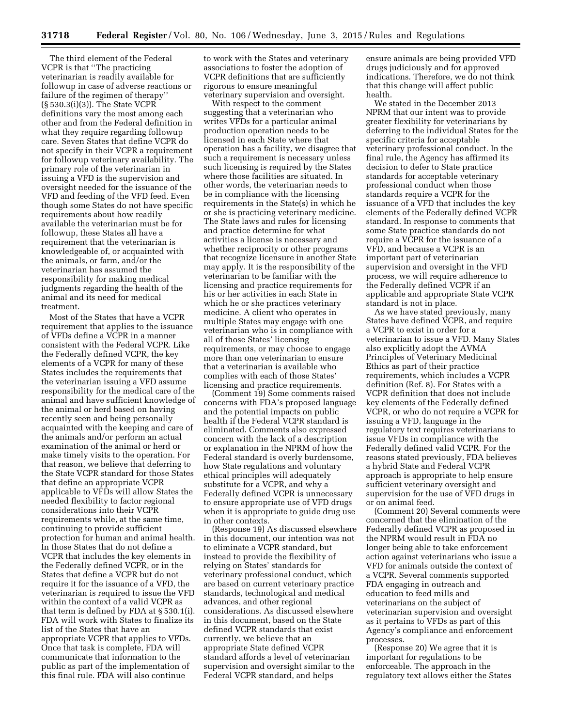The third element of the Federal VCPR is that "The practicing veterinarian is readily available for followup in case of adverse reactions or failure of the regimen of therapy" (§ 530.3(i)(3)). The State VCPR definitions vary the most among each other and from the Federal definition in what they require regarding followup care. Seven States that define VCPR do not specify in their VCPR a requirement for followup veterinary availability. The primary role of the veterinarian in issuing a VFD is the supervision and oversight needed for the issuance of the VFD and feeding of the VFD feed. Even though some States do not have specific requirements about how readily available the veterinarian must be for followup, these States all have a requirement that the veterinarian is knowledgeable of, or acquainted with the animals, or farm, and/or the veterinarian has assumed the responsibility for making medical judgments regarding the health of the animal and its need for medical treatment.

Most of the States that have a VCPR requirement that applies to the issuance of VFDs define a VCPR in a manner consistent with the Federal VCPR. Like the Federally defined VCPR, the key elements of a VCPR for many of these States includes the requirements that the veterinarian issuing a VFD assume responsibility for the medical care of the animal and have sufficient knowledge of the animal or herd based on having recently seen and being personally acquainted with the keeping and care of the animals and/or perform an actual examination of the animal or herd or make timely visits to the operation. For that reason, we believe that deferring to the State VCPR standard for those States that define an appropriate VCPR applicable to VFDs will allow States the needed flexibility to factor regional considerations into their VCPR requirements while, at the same time, continuing to provide sufficient protection for human and animal health. In those States that do not define a VCPR that includes the key elements in the Federally defined VCPR, or in the States that define a VCPR but do not require it for the issuance of a VFD, the veterinarian is required to issue the VFD within the context of a valid VCPR as that term is defined by FDA at § 530.1(i). FDA will work with States to finalize its list of the States that have an appropriate VCPR that applies to VFDs. Once that task is complete, FDA will communicate that information to the public as part of the implementation of this final rule. FDA will also continue to work with the States and veterinary associations to foster the adoption of VCPR definitions that are sufficiently rigorous to ensure meaningful veterinary supervision and oversight.

With respect to the comment suggesting that a veterinarian who writes VFDs for a particular animal production operation needs to be licensed in each State where that operation has a facility, we disagree that such a requirement is necessary unless such licensing is required by the States where those facilities are situated. In other words, the veterinarian needs to be in compliance with the licensing requirements in the State(s) in which he or she is practicing veterinary medicine. The State laws and rules for licensing and practice determine for what activities a license is necessary and whether reciprocity or other programs that recognize licensure in another State may apply. It is the responsibility of the veterinarian to be familiar with the licensing and practice requirements for his or her activities in each State in which he or she practices veterinary medicine. A client who operates in multiple States may engage with one veterinarian who is in compliance with all of those States' licensing requirements, or may choose to engage more than one veterinarian to ensure that a veterinarian is available who complies with each of those States' licensing and practice requirements.

(Comment 19) Some comments raised concerns with FDA's proposed language and the potential impacts on public health if the Federal VCPR standard is eliminated. Comments also expressed concern with the lack of a description or explanation in the NPRM of how the Federal standard is overly burdensome, how State regulations and voluntary ethical principles will adequately substitute for a VCPR, and why a Federally defined VCPR is unnecessary to ensure appropriate use of VFD drugs when it is appropriate to guide drug use in other contexts.

(Response 19) As discussed elsewhere in this document, our intention was not to eliminate a VCPR standard, but instead to provide the flexibility of relying on States' standards for veterinary professional conduct, which are based on current veterinary practice standards, technological and medical advances, and other regional considerations. As discussed elsewhere in this document, based on the State defined VCPR standards that exist currently, we believe that an appropriate State defined VCPR standard affords a level of veterinarian supervision and oversight similar to the Federal VCPR standard, and helps ensure animals are being provided VFD drugs judiciously and for approved indications. Therefore, we do not think that this change will affect public health.

We stated in the December 2013 NPRM that our intent was to provide greater flexibility for veterinarians by deferring to the individual States for the specific criteria for acceptable veterinary professional conduct. In the final rule, the Agency has affirmed its decision to defer to State practice standards for acceptable veterinary professional conduct when those standards require a VCPR for the issuance of a VFD that includes the key elements of the Federally defined VCPR standard. In response to comments that some State practice standards do not require a VCPR for the issuance of a VFD, and because a VCPR is an important part of veterinarian supervision and oversight in the VFD process, we will require adherence to the Federally defined VCPR if an applicable and appropriate State VCPR standard is not in place.

As we have stated previously, many States have defined VCPR, and require a VCPR to exist in order for a veterinarian to issue a VFD. Many States also explicitly adopt the AVMA Principles of Veterinary Medicinal Ethics as part of their practice requirements, which includes a VCPR definition (Ref. 8). For States with a VCPR definition that does not include key elements of the Federally defined VCPR, or who do not require a VCPR for issuing a VFD, language in the regulatory text requires veterinarians to issue VFDs in compliance with the Federally defined valid VCPR. For the reasons stated previously, FDA believes a hybrid State and Federal VCPR approach is appropriate to help ensure sufficient veterinary oversight and supervision for the use of VFD drugs in or on animal feed.

(Comment 20) Several comments were concerned that the elimination of the Federally defined VCPR as proposed in the NPRM would result in FDA no longer being able to take enforcement action against veterinarians who issue a VFD for animals outside the context of a VCPR. Several comments supported FDA engaging in outreach and education to feed mills and veterinarians on the subject of veterinarian supervision and oversight as it pertains to VFDs as part of this Agency's compliance and enforcement processes.

(Response 20) We agree that it is important for regulations to be enforceable. The approach in the regulatory text allows either the States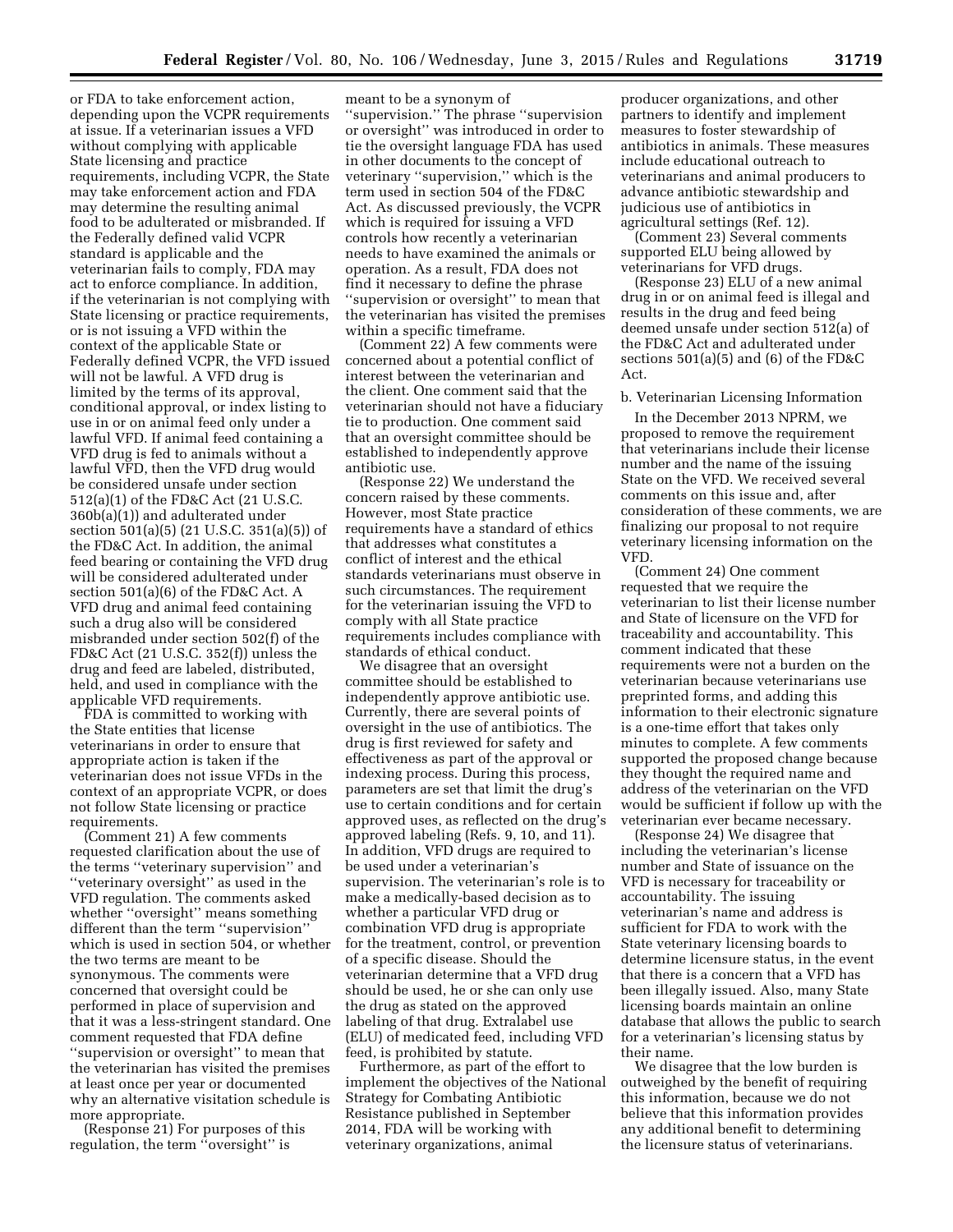or FDA to take enforcement action, depending upon the VCPR requirements at issue. If a veterinarian issues a VFD without complying with applicable State licensing and practice requirements, including VCPR, the State may take enforcement action and FDA may determine the resulting animal food to be adulterated or misbranded. If the Federally defined valid VCPR standard is applicable and the veterinarian fails to comply, FDA may act to enforce compliance. In addition, if the veterinarian is not complying with State licensing or practice requirements, or is not issuing a VFD within the context of the applicable State or Federally defined VCPR, the VFD issued will not be lawful. A VFD drug is limited by the terms of its approval, conditional approval, or index listing to use in or on animal feed only under a lawful VFD. If animal feed containing a VFD drug is fed to animals without a lawful VFD, then the VFD drug would be considered unsafe under section 512(a)(1) of the FD&C Act (21 U.S.C. 360b(a)(1)) and adulterated under section 501(a)(5) (21 U.S.C. 351(a)(5)) of the FD&C Act. In addition, the animal feed bearing or containing the VFD drug will be considered adulterated under section 501(a)(6) of the FD&C Act. A VFD drug and animal feed containing such a drug also will be considered misbranded under section 502(f) of the FD&C Act (21 U.S.C. 352(f)) unless the drug and feed are labeled, distributed, held, and used in compliance with the applicable VFD requirements.

FDA is committed to working with the State entities that license veterinarians in order to ensure that appropriate action is taken if the veterinarian does not issue VFDs in the context of an appropriate VCPR, or does not follow State licensing or practice requirements.

(Comment 21) A few comments requested clarification about the use of the terms ''veterinary supervision'' and ''veterinary oversight'' as used in the VFD regulation. The comments asked whether ''oversight'' means something different than the term ''supervision'' which is used in section 504, or whether the two terms are meant to be synonymous. The comments were concerned that oversight could be performed in place of supervision and that it was a less-stringent standard. One comment requested that FDA define ''supervision or oversight'' to mean that the veterinarian has visited the premises at least once per year or documented why an alternative visitation schedule is more appropriate.

(Response 21) For purposes of this regulation, the term ''oversight'' is meant to be a synonym of ''supervision.'' The phrase ''supervision or oversight'' was introduced in order to tie the oversight language FDA has used in other documents to the concept of veterinary ''supervision,'' which is the term used in section 504 of the FD&C Act. As discussed previously, the VCPR which is required for issuing a VFD controls how recently a veterinarian needs to have examined the animals or operation. As a result, FDA does not find it necessary to define the phrase ''supervision or oversight'' to mean that the veterinarian has visited the premises within a specific timeframe.

(Comment 22) A few comments were concerned about a potential conflict of interest between the veterinarian and the client. One comment said that the veterinarian should not have a fiduciary tie to production. One comment said that an oversight committee should be established to independently approve antibiotic use.

(Response 22) We understand the concern raised by these comments. However, most State practice requirements have a standard of ethics that addresses what constitutes a conflict of interest and the ethical standards veterinarians must observe in such circumstances. The requirement for the veterinarian issuing the VFD to comply with all State practice requirements includes compliance with standards of ethical conduct.

We disagree that an oversight committee should be established to independently approve antibiotic use. Currently, there are several points of oversight in the use of antibiotics. The drug is first reviewed for safety and effectiveness as part of the approval or indexing process. During this process, parameters are set that limit the drug's use to certain conditions and for certain approved uses, as reflected on the drug's approved labeling (Refs. 9, 10, and 11). In addition, VFD drugs are required to be used under a veterinarian's supervision. The veterinarian's role is to make a medically-based decision as to whether a particular VFD drug or combination VFD drug is appropriate for the treatment, control, or prevention of a specific disease. Should the veterinarian determine that a VFD drug should be used, he or she can only use the drug as stated on the approved labeling of that drug. Extralabel use (ELU) of medicated feed, including VFD feed, is prohibited by statute.

Furthermore, as part of the effort to implement the objectives of the National Strategy for Combating Antibiotic Resistance published in September 2014, FDA will be working with veterinary organizations, animal producer organizations, and other partners to identify and implement measures to foster stewardship of antibiotics in animals. These measures include educational outreach to veterinarians and animal producers to advance antibiotic stewardship and judicious use of antibiotics in agricultural settings (Ref. 12).

(Comment 23) Several comments supported ELU being allowed by veterinarians for VFD drugs.

(Response 23) ELU of a new animal drug in or on animal feed is illegal and results in the drug and feed being deemed unsafe under section 512(a) of the FD&C Act and adulterated under sections 501(a)(5) and (6) of the FD&C Act.

b. Veterinarian Licensing Information

In the December 2013 NPRM, we proposed to remove the requirement that veterinarians include their license number and the name of the issuing State on the VFD. We received several comments on this issue and, after consideration of these comments, we are finalizing our proposal to not require veterinary licensing information on the VFD.

(Comment 24) One comment requested that we require the veterinarian to list their license number and State of licensure on the VFD for traceability and accountability. This comment indicated that these requirements were not a burden on the veterinarian because veterinarians use preprinted forms, and adding this information to their electronic signature is a one-time effort that takes only minutes to complete. A few comments supported the proposed change because they thought the required name and address of the veterinarian on the VFD would be sufficient if follow up with the veterinarian ever became necessary.

(Response 24) We disagree that including the veterinarian's license number and State of issuance on the VFD is necessary for traceability or accountability. The issuing veterinarian's name and address is sufficient for FDA to work with the State veterinary licensing boards to determine licensure status, in the event that there is a concern that a VFD has been illegally issued. Also, many State licensing boards maintain an online database that allows the public to search for a veterinarian's licensing status by their name.

We disagree that the low burden is outweighed by the benefit of requiring this information, because we do not believe that this information provides any additional benefit to determining the licensure status of veterinarians.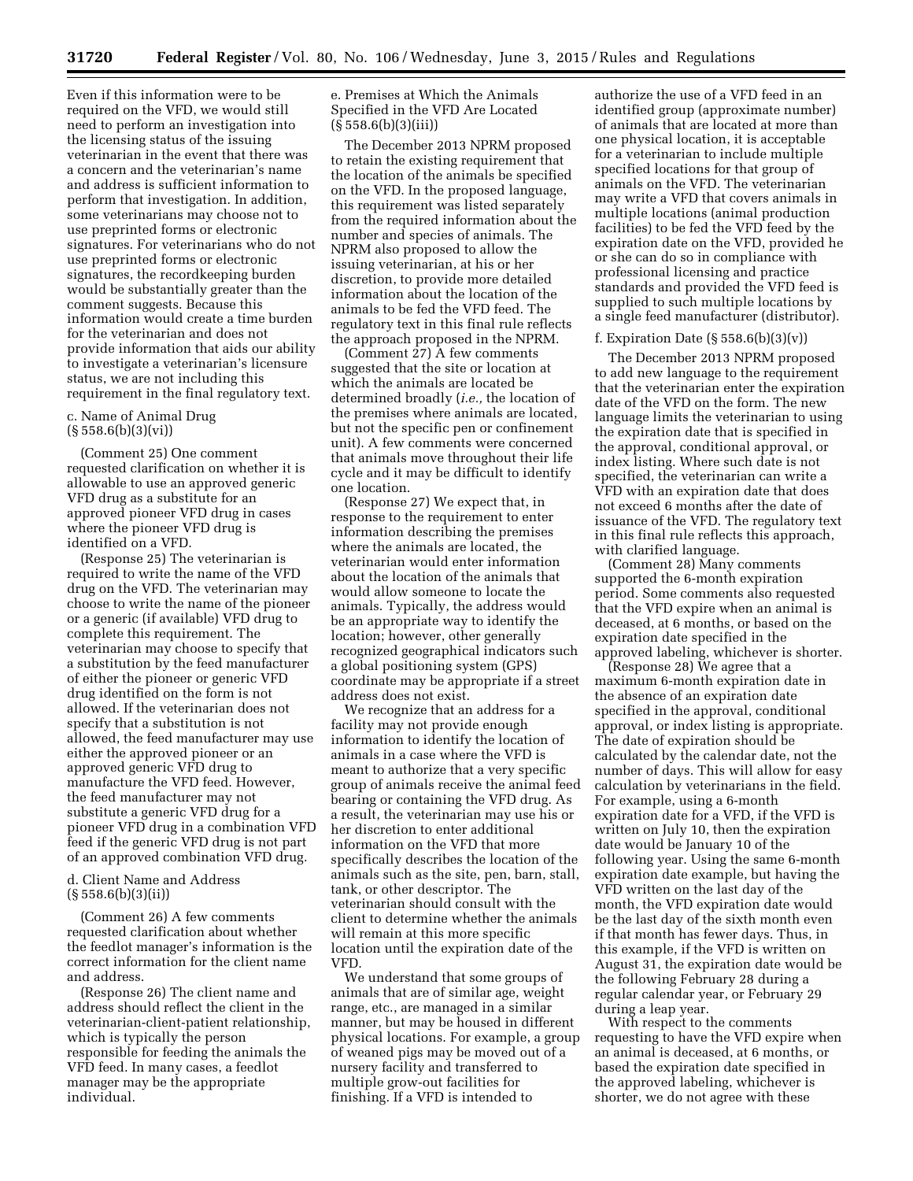Even if this information were to be required on the VFD, we would still need to perform an investigation into the licensing status of the issuing veterinarian in the event that there was a concern and the veterinarian's name and address is sufficient information to perform that investigation. In addition, some veterinarians may choose not to use preprinted forms or electronic signatures. For veterinarians who do not use preprinted forms or electronic signatures, the recordkeeping burden would be substantially greater than the comment suggests. Because this information would create a time burden for the veterinarian and does not provide information that aids our ability to investigate a veterinarian's licensure status, we are not including this requirement in the final regulatory text.

c. Name of Animal Drug (§ 558.6(b)(3)(vi))

(Comment 25) One comment requested clarification on whether it is allowable to use an approved generic VFD drug as a substitute for an approved pioneer VFD drug in cases where the pioneer VFD drug is identified on a VFD.

(Response 25) The veterinarian is required to write the name of the VFD drug on the VFD. The veterinarian may choose to write the name of the pioneer or a generic (if available) VFD drug to complete this requirement. The veterinarian may choose to specify that a substitution by the feed manufacturer of either the pioneer or generic VFD drug identified on the form is not allowed. If the veterinarian does not specify that a substitution is not allowed, the feed manufacturer may use either the approved pioneer or an approved generic VFD drug to manufacture the VFD feed. However, the feed manufacturer may not substitute a generic VFD drug for a pioneer VFD drug in a combination VFD feed if the generic VFD drug is not part of an approved combination VFD drug.

d. Client Name and Address (§ 558.6(b)(3)(ii))

(Comment 26) A few comments requested clarification about whether the feedlot manager's information is the correct information for the client name and address.

(Response 26) The client name and address should reflect the client in the veterinarian-client-patient relationship, which is typically the person responsible for feeding the animals the VFD feed. In many cases, a feedlot manager may be the appropriate individual.

e. Premises at Which the Animals Specified in the VFD Are Located (§ 558.6(b)(3)(iii))

The December 2013 NPRM proposed to retain the existing requirement that the location of the animals be specified on the VFD. In the proposed language, this requirement was listed separately from the required information about the number and species of animals. The NPRM also proposed to allow the issuing veterinarian, at his or her discretion, to provide more detailed information about the location of the animals to be fed the VFD feed. The regulatory text in this final rule reflects the approach proposed in the NPRM.

(Comment 27) A few comments suggested that the site or location at which the animals are located be determined broadly (*i.e.,* the location of the premises where animals are located, but not the specific pen or confinement unit). A few comments were concerned that animals move throughout their life cycle and it may be difficult to identify one location.

(Response 27) We expect that, in response to the requirement to enter information describing the premises where the animals are located, the veterinarian would enter information about the location of the animals that would allow someone to locate the animals. Typically, the address would be an appropriate way to identify the location; however, other generally recognized geographical indicators such a global positioning system (GPS) coordinate may be appropriate if a street address does not exist.

We recognize that an address for a facility may not provide enough information to identify the location of animals in a case where the VFD is meant to authorize that a very specific group of animals receive the animal feed bearing or containing the VFD drug. As a result, the veterinarian may use his or her discretion to enter additional information on the VFD that more specifically describes the location of the animals such as the site, pen, barn, stall, tank, or other descriptor. The veterinarian should consult with the client to determine whether the animals will remain at this more specific location until the expiration date of the VFD.

We understand that some groups of animals that are of similar age, weight range, etc., are managed in a similar manner, but may be housed in different physical locations. For example, a group of weaned pigs may be moved out of a nursery facility and transferred to multiple grow-out facilities for finishing. If a VFD is intended to authorize the use of a VFD feed in an identified group (approximate number) of animals that are located at more than one physical location, it is acceptable for a veterinarian to include multiple specified locations for that group of animals on the VFD. The veterinarian may write a VFD that covers animals in multiple locations (animal production facilities) to be fed the VFD feed by the expiration date on the VFD, provided he or she can do so in compliance with professional licensing and practice standards and provided the VFD feed is supplied to such multiple locations by a single feed manufacturer (distributor).

f. Expiration Date (§ 558.6(b)(3)(v))

The December 2013 NPRM proposed to add new language to the requirement that the veterinarian enter the expiration date of the VFD on the form. The new language limits the veterinarian to using the expiration date that is specified in the approval, conditional approval, or index listing. Where such date is not specified, the veterinarian can write a VFD with an expiration date that does not exceed 6 months after the date of issuance of the VFD. The regulatory text in this final rule reflects this approach, with clarified language.

(Comment 28) Many comments supported the 6-month expiration period. Some comments also requested that the VFD expire when an animal is deceased, at 6 months, or based on the expiration date specified in the approved labeling, whichever is shorter.

(Response 28) We agree that a maximum 6-month expiration date in the absence of an expiration date specified in the approval, conditional approval, or index listing is appropriate. The date of expiration should be calculated by the calendar date, not the number of days. This will allow for easy calculation by veterinarians in the field. For example, using a 6-month expiration date for a VFD, if the VFD is written on July 10, then the expiration date would be January 10 of the following year. Using the same 6-month expiration date example, but having the VFD written on the last day of the month, the VFD expiration date would be the last day of the sixth month even if that month has fewer days. Thus, in this example, if the VFD is written on August 31, the expiration date would be the following February 28 during a regular calendar year, or February 29 during a leap year.

With respect to the comments requesting to have the VFD expire when an animal is deceased, at 6 months, or based the expiration date specified in the approved labeling, whichever is shorter, we do not agree with these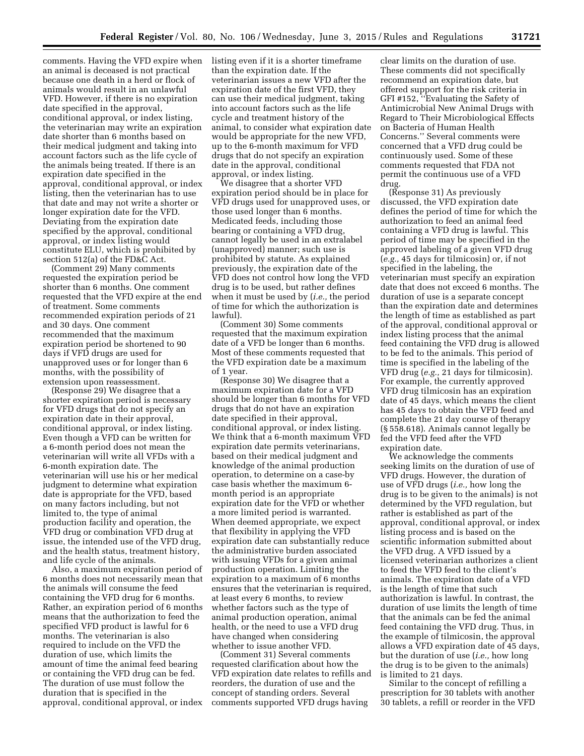comments. Having the VFD expire when an animal is deceased is not practical because one death in a herd or flock of animals would result in an unlawful VFD. However, if there is no expiration date specified in the approval, conditional approval, or index listing, the veterinarian may write an expiration date shorter than 6 months based on their medical judgment and taking into account factors such as the life cycle of the animals being treated. If there is an expiration date specified in the approval, conditional approval, or index listing, then the veterinarian has to use that date and may not write a shorter or longer expiration date for the VFD. Deviating from the expiration date specified by the approval, conditional approval, or index listing would constitute ELU, which is prohibited by section 512(a) of the FD&C Act.

(Comment 29) Many comments requested the expiration period be shorter than 6 months. One comment requested that the VFD expire at the end of treatment. Some comments recommended expiration periods of 21 and 30 days. One comment recommended that the maximum expiration period be shortened to 90 days if VFD drugs are used for unapproved uses or for longer than 6 months, with the possibility of extension upon reassessment.

(Response 29) We disagree that a shorter expiration period is necessary for VFD drugs that do not specify an expiration date in their approval, conditional approval, or index listing. Even though a VFD can be written for a 6-month period does not mean the veterinarian will write all VFDs with a 6-month expiration date. The veterinarian will use his or her medical judgment to determine what expiration date is appropriate for the VFD, based on many factors including, but not limited to, the type of animal production facility and operation, the VFD drug or combination VFD drug at issue, the intended use of the VFD drug, and the health status, treatment history, and life cycle of the animals.

Also, a maximum expiration period of 6 months does not necessarily mean that the animals will consume the feed containing the VFD drug for 6 months. Rather, an expiration period of 6 months means that the authorization to feed the specified VFD product is lawful for 6 months. The veterinarian is also required to include on the VFD the duration of use, which limits the amount of time the animal feed bearing or containing the VFD drug can be fed. The duration of use must follow the duration that is specified in the approval, conditional approval, or index listing even if it is a shorter timeframe than the expiration date. If the veterinarian issues a new VFD after the expiration date of the first VFD, they can use their medical judgment, taking into account factors such as the life cycle and treatment history of the animal, to consider what expiration date would be appropriate for the new VFD, up to the 6-month maximum for VFD drugs that do not specify an expiration date in the approval, conditional approval, or index listing.

We disagree that a shorter VFD expiration period should be in place for VFD drugs used for unapproved uses, or those used longer than 6 months. Medicated feeds, including those bearing or containing a VFD drug, cannot legally be used in an extralabel (unapproved) manner; such use is prohibited by statute. As explained previously, the expiration date of the VFD does not control how long the VFD drug is to be used, but rather defines when it must be used by (*i.e.,* the period of time for which the authorization is lawful).

(Comment 30) Some comments requested that the maximum expiration date of a VFD be longer than 6 months. Most of these comments requested that the VFD expiration date be a maximum of 1 year.

(Response 30) We disagree that a maximum expiration date for a VFD should be longer than 6 months for VFD drugs that do not have an expiration date specified in their approval, conditional approval, or index listing. We think that a 6-month maximum VFD expiration date permits veterinarians, based on their medical judgment and knowledge of the animal production operation, to determine on a case-by case basis whether the maximum 6-month period is an appropriate expiration date for the VFD or whether a more limited period is warranted. When deemed appropriate, we expect that flexibility in applying the VFD expiration date can substantially reduce the administrative burden associated with issuing VFDs for a given animal production operation. Limiting the expiration to a maximum of 6 months ensures that the veterinarian is required, at least every 6 months, to review whether factors such as the type of animal production operation, animal health, or the need to use a VFD drug have changed when considering whether to issue another VFD.

(Comment 31) Several comments requested clarification about how the VFD expiration date relates to refills and reorders, the duration of use and the concept of standing orders. Several comments supported VFD drugs having clear limits on the duration of use. These comments did not specifically recommend an expiration date, but offered support for the risk criteria in GFI #152, "Evaluating the Safety of Antimicrobial New Animal Drugs with Regard to Their Microbiological Effects on Bacteria of Human Health Concerns." Several comments were concerned that a VFD drug could be continuously used. Some of these comments requested that FDA not permit the continuous use of a VFD drug.

(Response 31) As previously discussed, the VFD expiration date defines the period of time for which the authorization to feed an animal feed containing a VFD drug is lawful. This period of time may be specified in the approved labeling of a given VFD drug (*e.g.,* 45 days for tilmicosin) or, if not specified in the labeling, the veterinarian must specify an expiration date that does not exceed 6 months. The duration of use is a separate concept than the expiration date and determines the length of time as established as part of the approval, conditional approval or index listing process that the animal feed containing the VFD drug is allowed to be fed to the animals. This period of time is specified in the labeling of the VFD drug (*e.g.,* 21 days for tilmicosin). For example, the currently approved VFD drug tilmicosin has an expiration date of 45 days, which means the client has 45 days to obtain the VFD feed and complete the 21 day course of therapy (§ 558.618). Animals cannot legally be fed the VFD feed after the VFD expiration date.

We acknowledge the comments seeking limits on the duration of use of VFD drugs. However, the duration of use of VFD drugs (*i.e.,* how long the drug is to be given to the animals) is not determined by the VFD regulation, but rather is established as part of the approval, conditional approval, or index listing process and is based on the scientific information submitted about the VFD drug. A VFD issued by a licensed veterinarian authorizes a client to feed the VFD feed to the client's animals. The expiration date of a VFD is the length of time that such authorization is lawful. In contrast, the duration of use limits the length of time that the animals can be fed the animal feed containing the VFD drug. Thus, in the example of tilmicosin, the approval allows a VFD expiration date of 45 days, but the duration of use (*i.e.,* how long the drug is to be given to the animals) is limited to 21 days.

Similar to the concept of refilling a prescription for 30 tablets with another 30 tablets, a refill or reorder in the VFD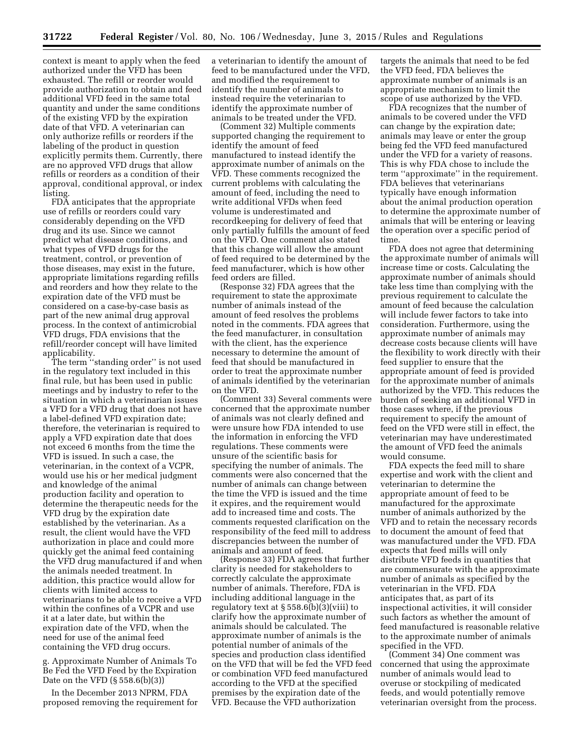context is meant to apply when the feed authorized under the VFD has been exhausted. The refill or reorder would provide authorization to obtain and feed additional VFD feed in the same total quantity and under the same conditions of the existing VFD by the expiration date of that VFD. A veterinarian can only authorize refills or reorders if the labeling of the product in question explicitly permits them. Currently, there are no approved VFD drugs that allow refills or reorders as a condition of their approval, conditional approval, or index listing.

FDA anticipates that the appropriate use of refills or reorders could vary considerably depending on the VFD drug and its use. Since we cannot predict what disease conditions, and what types of VFD drugs for the treatment, control, or prevention of those diseases, may exist in the future, appropriate limitations regarding refills and reorders and how they relate to the expiration date of the VFD must be considered on a case-by-case basis as part of the new animal drug approval process. In the context of antimicrobial VFD drugs, FDA envisions that the refill/reorder concept will have limited applicability.

The term ''standing order'' is not used in the regulatory text included in this final rule, but has been used in public meetings and by industry to refer to the situation in which a veterinarian issues a VFD for a VFD drug that does not have a label-defined VFD expiration date; therefore, the veterinarian is required to apply a VFD expiration date that does not exceed 6 months from the time the VFD is issued. In such a case, the veterinarian, in the context of a VCPR, would use his or her medical judgment and knowledge of the animal production facility and operation to determine the therapeutic needs for the VFD drug by the expiration date established by the veterinarian. As a result, the client would have the VFD authorization in place and could more quickly get the animal feed containing the VFD drug manufactured if and when the animals needed treatment. In addition, this practice would allow for clients with limited access to veterinarians to be able to receive a VFD within the confines of a VCPR and use it at a later date, but within the expiration date of the VFD, when the need for use of the animal feed containing the VFD drug occurs.

g. Approximate Number of Animals To Be Fed the VFD Feed by the Expiration Date on the VFD (§ 558.6(b)(3))

In the December 2013 NPRM, FDA proposed removing the requirement for a veterinarian to identify the amount of feed to be manufactured under the VFD, and modified the requirement to identify the number of animals to instead require the veterinarian to identify the approximate number of animals to be treated under the VFD.

(Comment 32) Multiple comments supported changing the requirement to identify the amount of feed manufactured to instead identify the approximate number of animals on the VFD. These comments recognized the current problems with calculating the amount of feed, including the need to write additional VFDs when feed volume is underestimated and recordkeeping for delivery of feed that only partially fulfills the amount of feed on the VFD. One comment also stated that this change will allow the amount of feed required to be determined by the feed manufacturer, which is how other feed orders are filled.

(Response 32) FDA agrees that the requirement to state the approximate number of animals instead of the amount of feed resolves the problems noted in the comments. FDA agrees that the feed manufacturer, in consultation with the client, has the experience necessary to determine the amount of feed that should be manufactured in order to treat the approximate number of animals identified by the veterinarian on the VFD.

(Comment 33) Several comments were concerned that the approximate number of animals was not clearly defined and were unsure how FDA intended to use the information in enforcing the VFD regulations. These comments were unsure of the scientific basis for specifying the number of animals. The comments were also concerned that the number of animals can change between the time the VFD is issued and the time it expires, and the requirement would add to increased time and costs. The comments requested clarification on the responsibility of the feed mill to address discrepancies between the number of animals and amount of feed.

(Response 33) FDA agrees that further clarity is needed for stakeholders to correctly calculate the approximate number of animals. Therefore, FDA is including additional language in the regulatory text at § 558.6(b)(3)(viii) to clarify how the approximate number of animals should be calculated. The approximate number of animals is the potential number of animals of the species and production class identified on the VFD that will be fed the VFD feed or combination VFD feed manufactured according to the VFD at the specified premises by the expiration date of the VFD. Because the VFD authorization targets the animals that need to be fed the VFD feed, FDA believes the approximate number of animals is an appropriate mechanism to limit the scope of use authorized by the VFD.

FDA recognizes that the number of animals to be covered under the VFD can change by the expiration date; animals may leave or enter the group being fed the VFD feed manufactured under the VFD for a variety of reasons. This is why FDA chose to include the term ''approximate'' in the requirement. FDA believes that veterinarians typically have enough information about the animal production operation to determine the approximate number of animals that will be entering or leaving the operation over a specific period of time.

FDA does not agree that determining the approximate number of animals will increase time or costs. Calculating the approximate number of animals should take less time than complying with the previous requirement to calculate the amount of feed because the calculation will include fewer factors to take into consideration. Furthermore, using the approximate number of animals may decrease costs because clients will have the flexibility to work directly with their feed supplier to ensure that the appropriate amount of feed is provided for the approximate number of animals authorized by the VFD. This reduces the burden of seeking an additional VFD in those cases where, if the previous requirement to specify the amount of feed on the VFD were still in effect, the veterinarian may have underestimated the amount of VFD feed the animals would consume.

FDA expects the feed mill to share expertise and work with the client and veterinarian to determine the appropriate amount of feed to be manufactured for the approximate number of animals authorized by the VFD and to retain the necessary records to document the amount of feed that was manufactured under the VFD. FDA expects that feed mills will only distribute VFD feeds in quantities that are commensurate with the approximate number of animals as specified by the veterinarian in the VFD. FDA anticipates that, as part of its inspectional activities, it will consider such factors as whether the amount of feed manufactured is reasonable relative to the approximate number of animals specified in the VFD.

(Comment 34) One comment was concerned that using the approximate number of animals would lead to overuse or stockpiling of medicated feeds, and would potentially remove veterinarian oversight from the process.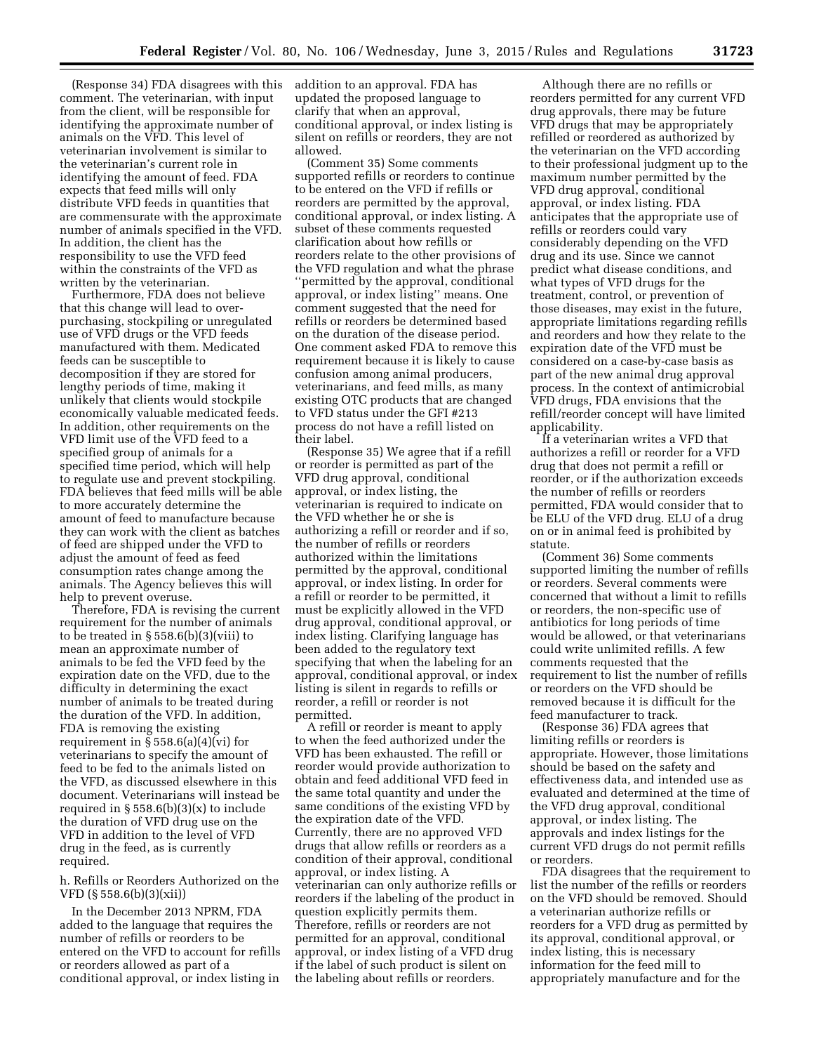(Response 34) FDA disagrees with this comment. The veterinarian, with input from the client, will be responsible for identifying the approximate number of animals on the VFD. This level of veterinarian involvement is similar to the veterinarian's current role in identifying the amount of feed. FDA expects that feed mills will only distribute VFD feeds in quantities that are commensurate with the approximate number of animals specified in the VFD. In addition, the client has the responsibility to use the VFD feed within the constraints of the VFD as written by the veterinarian.

Furthermore, FDA does not believe that this change will lead to over-purchasing, stockpiling or unregulated use of VFD drugs or the VFD feeds manufactured with them. Medicated feeds can be susceptible to decomposition if they are stored for lengthy periods of time, making it unlikely that clients would stockpile economically valuable medicated feeds. In addition, other requirements on the VFD limit use of the VFD feed to a specified group of animals for a specified time period, which will help to regulate use and prevent stockpiling. FDA believes that feed mills will be able to more accurately determine the amount of feed to manufacture because they can work with the client as batches of feed are shipped under the VFD to adjust the amount of feed as feed consumption rates change among the animals. The Agency believes this will help to prevent overuse.

Therefore, FDA is revising the current requirement for the number of animals to be treated in § 558.6(b)(3)(viii) to mean an approximate number of animals to be fed the VFD feed by the expiration date on the VFD, due to the difficulty in determining the exact number of animals to be treated during the duration of the VFD. In addition, FDA is removing the existing requirement in § 558.6(a)(4)(vi) for veterinarians to specify the amount of feed to be fed to the animals listed on the VFD, as discussed elsewhere in this document. Veterinarians will instead be required in § 558.6(b)(3)(x) to include the duration of VFD drug use on the VFD in addition to the level of VFD drug in the feed, as is currently required.

### h. Refills or Reorders Authorized on the VFD (§ 558.6(b)(3)(xii))

In the December 2013 NPRM, FDA added to the language that requires the number of refills or reorders to be entered on the VFD to account for refills or reorders allowed as part of a conditional approval, or index listing in addition to an approval. FDA has updated the proposed language to clarify that when an approval, conditional approval, or index listing is silent on refills or reorders, they are not allowed.

(Comment 35) Some comments supported refills or reorders to continue to be entered on the VFD if refills or reorders are permitted by the approval, conditional approval, or index listing. A subset of these comments requested clarification about how refills or reorders relate to the other provisions of the VFD regulation and what the phrase "permitted by the approval, conditional approval, or index listing" means. One comment suggested that the need for refills or reorders be determined based on the duration of the disease period. One comment asked FDA to remove this requirement because it is likely to cause confusion among animal producers, veterinarians, and feed mills, as many existing OTC products that are changed to VFD status under the GFI #213 process do not have a refill listed on their label.

(Response 35) We agree that if a refill or reorder is permitted as part of the VFD drug approval, conditional approval, or index listing, the veterinarian is required to indicate on the VFD whether he or she is authorizing a refill or reorder and if so, the number of refills or reorders authorized within the limitations permitted by the approval, conditional approval, or index listing. In order for a refill or reorder to be permitted, it must be explicitly allowed in the VFD drug approval, conditional approval, or index listing. Clarifying language has been added to the regulatory text specifying that when the labeling for an approval, conditional approval, or index listing is silent in regards to refills or reorder, a refill or reorder is not permitted.

A refill or reorder is meant to apply to when the feed authorized under the VFD has been exhausted. The refill or reorder would provide authorization to obtain and feed additional VFD feed in the same total quantity and under the same conditions of the existing VFD by the expiration date of the VFD. Currently, there are no approved VFD drugs that allow refills or reorders as a condition of their approval, conditional approval, or index listing. A veterinarian can only authorize refills or reorders if the labeling of the product in question explicitly permits them. Therefore, refills or reorders are not permitted for an approval, conditional approval, or index listing of a VFD drug if the label of such product is silent on the labeling about refills or reorders.

Although there are no refills or reorders permitted for any current VFD drug approvals, there may be future VFD drugs that may be appropriately refilled or reordered as authorized by the veterinarian on the VFD according to their professional judgment up to the maximum number permitted by the VFD drug approval, conditional approval, or index listing. FDA anticipates that the appropriate use of refills or reorders could vary considerably depending on the VFD drug and its use. Since we cannot predict what disease conditions, and what types of VFD drugs for the treatment, control, or prevention of those diseases, may exist in the future, appropriate limitations regarding refills and reorders and how they relate to the expiration date of the VFD must be considered on a case-by-case basis as part of the new animal drug approval process. In the context of antimicrobial VFD drugs, FDA envisions that the refill/reorder concept will have limited applicability.

If a veterinarian writes a VFD that authorizes a refill or reorder for a VFD drug that does not permit a refill or reorder, or if the authorization exceeds the number of refills or reorders permitted, FDA would consider that to be ELU of the VFD drug. ELU of a drug on or in animal feed is prohibited by statute.

(Comment 36) Some comments supported limiting the number of refills or reorders. Several comments were concerned that without a limit to refills or reorders, the non-specific use of antibiotics for long periods of time would be allowed, or that veterinarians could write unlimited refills. A few comments requested that the requirement to list the number of refills or reorders on the VFD should be removed because it is difficult for the feed manufacturer to track.

(Response 36) FDA agrees that limiting refills or reorders is appropriate. However, those limitations should be based on the safety and effectiveness data, and intended use as evaluated and determined at the time of the VFD drug approval, conditional approval, or index listing. The approvals and index listings for the current VFD drugs do not permit refills or reorders.

FDA disagrees that the requirement to list the number of the refills or reorders on the VFD should be removed. Should a veterinarian authorize refills or reorders for a VFD drug as permitted by its approval, conditional approval, or index listing, this is necessary information for the feed mill to appropriately manufacture and for the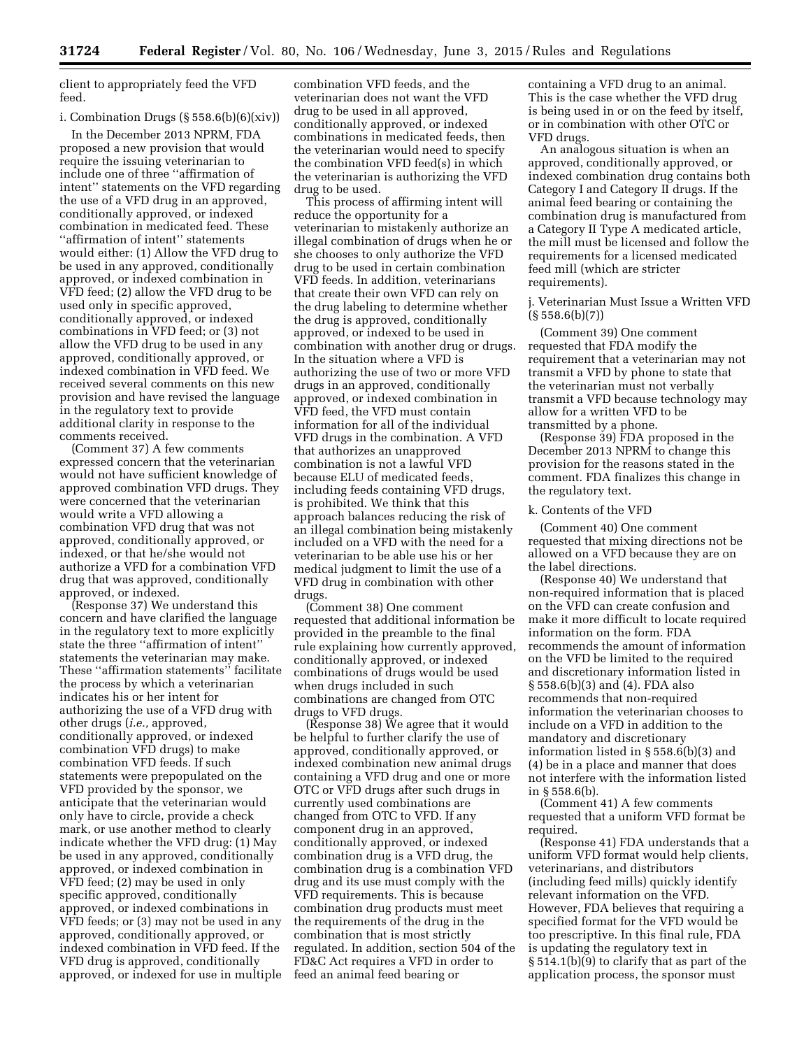client to appropriately feed the VFD feed.

i. Combination Drugs (§ 558.6(b)(6)(xiv))

In the December 2013 NPRM, FDA proposed a new provision that would require the issuing veterinarian to include one of three "affirmation of intent" statements on the VFD regarding the use of a VFD drug in an approved, conditionally approved, or indexed combination in medicated feed. These "affirmation of intent" statements would either: (1) Allow the VFD drug to be used in any approved, conditionally approved, or indexed combination in VFD feed; (2) allow the VFD drug to be used only in specific approved, conditionally approved, or indexed combinations in VFD feed; or (3) not allow the VFD drug to be used in any approved, conditionally approved, or indexed combination in VFD feed. We received several comments on this new provision and have revised the language in the regulatory text to provide additional clarity in response to the comments received.

(Comment 37) A few comments expressed concern that the veterinarian would not have sufficient knowledge of approved combination VFD drugs. They were concerned that the veterinarian would write a VFD allowing a combination VFD drug that was not approved, conditionally approved, or indexed, or that he/she would not authorize a VFD for a combination VFD drug that was approved, conditionally approved, or indexed.

(Response 37) We understand this concern and have clarified the language in the regulatory text to more explicitly state the three "affirmation of intent" statements the veterinarian may make. These "affirmation statements" facilitate the process by which a veterinarian indicates his or her intent for authorizing the use of a VFD drug with other drugs (*i.e.,* approved, conditionally approved, or indexed combination VFD drugs) to make combination VFD feeds. If such statements were prepopulated on the VFD provided by the sponsor, we anticipate that the veterinarian would only have to circle, provide a check mark, or use another method to clearly indicate whether the VFD drug: (1) May be used in any approved, conditionally approved, or indexed combination in VFD feed; (2) may be used in only specific approved, conditionally approved, or indexed combinations in VFD feeds; or (3) may not be used in any approved, conditionally approved, or indexed combination in VFD feed. If the VFD drug is approved, conditionally approved, or indexed for use in multiple combination VFD feeds, and the veterinarian does not want the VFD drug to be used in all approved, conditionally approved, or indexed combinations in medicated feeds, then the veterinarian would need to specify the combination VFD feed(s) in which the veterinarian is authorizing the VFD drug to be used.

This process of affirming intent will reduce the opportunity for a veterinarian to mistakenly authorize an illegal combination of drugs when he or she chooses to only authorize the VFD drug to be used in certain combination VFD feeds. In addition, veterinarians that create their own VFD can rely on the drug labeling to determine whether the drug is approved, conditionally approved, or indexed to be used in combination with another drug or drugs. In the situation where a VFD is authorizing the use of two or more VFD drugs in an approved, conditionally approved, or indexed combination in VFD feed, the VFD must contain information for all of the individual VFD drugs in the combination. A VFD that authorizes an unapproved combination is not a lawful VFD because ELU of medicated feeds, including feeds containing VFD drugs, is prohibited. We think that this approach balances reducing the risk of an illegal combination being mistakenly included on a VFD with the need for a veterinarian to be able use his or her medical judgment to limit the use of a VFD drug in combination with other drugs.

(Comment 38) One comment requested that additional information be provided in the preamble to the final rule explaining how currently approved, conditionally approved, or indexed combinations of drugs would be used when drugs included in such combinations are changed from OTC drugs to VFD drugs.

(Response 38) We agree that it would be helpful to further clarify the use of approved, conditionally approved, or indexed combination new animal drugs containing a VFD drug and one or more OTC or VFD drugs after such drugs in currently used combinations are changed from OTC to VFD. If any component drug in an approved, conditionally approved, or indexed combination drug is a VFD drug, the combination drug is a combination VFD drug and its use must comply with the VFD requirements. This is because combination drug products must meet the requirements of the drug in the combination that is most strictly regulated. In addition, section 504 of the FD&C Act requires a VFD in order to feed an animal feed bearing or containing a VFD drug to an animal. This is the case whether the VFD drug is being used in or on the feed by itself, or in combination with other OTC or VFD drugs.

An analogous situation is when an approved, conditionally approved, or indexed combination drug contains both Category I and Category II drugs. If the animal feed bearing or containing the combination drug is manufactured from a Category II Type A medicated article, the mill must be licensed and follow the requirements for a licensed medicated feed mill (which are stricter requirements).

j. Veterinarian Must Issue a Written VFD (§ 558.6(b)(7))

(Comment 39) One comment requested that FDA modify the requirement that a veterinarian may not transmit a VFD by phone to state that the veterinarian must not verbally transmit a VFD because technology may allow for a written VFD to be transmitted by a phone.

(Response 39) FDA proposed in the December 2013 NPRM to change this provision for the reasons stated in the comment. FDA finalizes this change in the regulatory text.

k. Contents of the VFD

(Comment 40) One comment requested that mixing directions not be allowed on a VFD because they are on the label directions.

(Response 40) We understand that non-required information that is placed on the VFD can create confusion and make it more difficult to locate required information on the form. FDA recommends the amount of information on the VFD be limited to the required and discretionary information listed in § 558.6(b)(3) and (4). FDA also recommends that non-required information the veterinarian chooses to include on a VFD in addition to the mandatory and discretionary information listed in § 558.6(b)(3) and (4) be in a place and manner that does not interfere with the information listed in § 558.6(b).

(Comment 41) A few comments requested that a uniform VFD format be required.

(Response 41) FDA understands that a uniform VFD format would help clients, veterinarians, and distributors (including feed mills) quickly identify relevant information on the VFD. However, FDA believes that requiring a specified format for the VFD would be too prescriptive. In this final rule, FDA is updating the regulatory text in § 514.1(b)(9) to clarify that as part of the application process, the sponsor must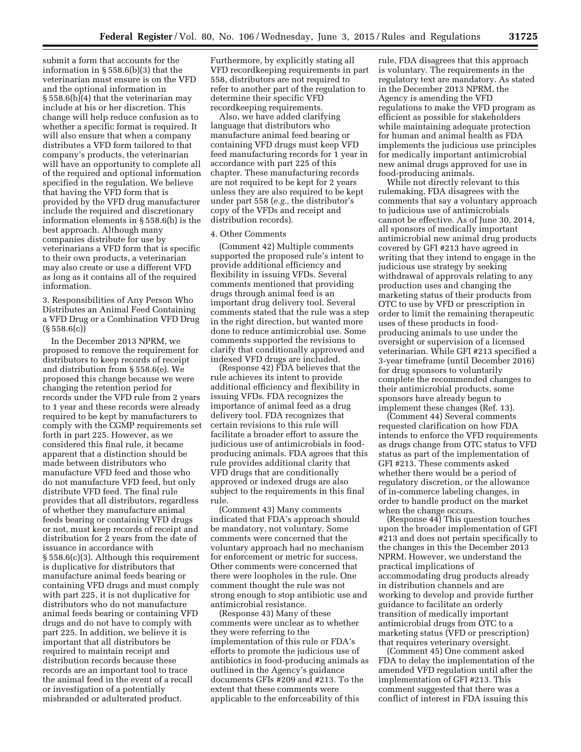submit a form that accounts for the information in § 558.6(b)(3) that the veterinarian must ensure is on the VFD and the optional information in § 558.6(b)(4) that the veterinarian may include at his or her discretion. This change will help reduce confusion as to whether a specific format is required. It will also ensure that when a company distributes a VFD form tailored to that company's products, the veterinarian will have an opportunity to complete all of the required and optional information specified in the regulation. We believe that having the VFD form that is provided by the VFD drug manufacturer include the required and discretionary information elements in § 558.6(b) is the best approach. Although many companies distribute for use by veterinarians a VFD form that is specific to their own products, a veterinarian may also create or use a different VFD as long as it contains all of the required information.

3. Responsibilities of Any Person Who Distributes an Animal Feed Containing a VFD Drug or a Combination VFD Drug (§ 558.6(c))

In the December 2013 NPRM, we proposed to remove the requirement for distributors to keep records of receipt and distribution from § 558.6(e). We proposed this change because we were changing the retention period for records under the VFD rule from 2 years to 1 year and these records were already required to be kept by manufacturers to comply with the CGMP requirements set forth in part 225. However, as we considered this final rule, it became apparent that a distinction should be made between distributors who manufacture VFD feed and those who do not manufacture VFD feed, but only distribute VFD feed. The final rule provides that all distributors, regardless of whether they manufacture animal feeds bearing or containing VFD drugs or not, must keep records of receipt and distribution for 2 years from the date of issuance in accordance with § 558.6(c)(3). Although this requirement is duplicative for distributors that manufacture animal feeds bearing or containing VFD drugs and must comply with part 225, it is not duplicative for distributors who do not manufacture animal feeds bearing or containing VFD drugs and do not have to comply with part 225. In addition, we believe it is important that all distributors be required to maintain receipt and distribution records because these records are an important tool to trace the animal feed in the event of a recall or investigation of a potentially misbranded or adulterated product. Furthermore, by explicitly stating all VFD recordkeeping requirements in part 558, distributors are not required to refer to another part of the regulation to determine their specific VFD recordkeeping requirements.

Also, we have added clarifying language that distributors who manufacture animal feed bearing or containing VFD drugs must keep VFD feed manufacturing records for 1 year in accordance with part 225 of this chapter. These manufacturing records are not required to be kept for 2 years unless they are also required to be kept under part 558 (*e.g.,* the distributor's copy of the VFDs and receipt and distribution records).

4. Other Comments

(Comment 42) Multiple comments supported the proposed rule's intent to provide additional efficiency and flexibility in issuing VFDs. Several comments mentioned that providing drugs through animal feed is an important drug delivery tool. Several comments stated that the rule was a step in the right direction, but wanted more done to reduce antimicrobial use. Some comments supported the revisions to clarify that conditionally approved and indexed VFD drugs are included.

(Response 42) FDA believes that the rule achieves its intent to provide additional efficiency and flexibility in issuing VFDs. FDA recognizes the importance of animal feed as a drug delivery tool. FDA recognizes that certain revisions to this rule will facilitate a broader effort to assure the judicious use of antimicrobials in food-producing animals. FDA agrees that this rule provides additional clarity that VFD drugs that are conditionally approved or indexed drugs are also subject to the requirements in this final rule.

(Comment 43) Many comments indicated that FDA's approach should be mandatory, not voluntary. Some comments were concerned that the voluntary approach had no mechanism for enforcement or metric for success. Other comments were concerned that there were loopholes in the rule. One comment thought the rule was not strong enough to stop antibiotic use and antimicrobial resistance.

(Response 43) Many of these comments were unclear as to whether they were referring to the implementation of this rule or FDA's efforts to promote the judicious use of antibiotics in food-producing animals as outlined in the Agency's guidance documents GFIs #209 and #213. To the extent that these comments were applicable to the enforceability of this rule, FDA disagrees that this approach is voluntary. The requirements in the regulatory text are mandatory. As stated in the December 2013 NPRM, the Agency is amending the VFD regulations to make the VFD program as efficient as possible for stakeholders while maintaining adequate protection for human and animal health as FDA implements the judicious use principles for medically important antimicrobial new animal drugs approved for use in food-producing animals.

While not directly relevant to this rulemaking, FDA disagrees with the comments that say a voluntary approach to judicious use of antimicrobials cannot be effective. As of June 30, 2014, all sponsors of medically important antimicrobial new animal drug products covered by GFI #213 have agreed in writing that they intend to engage in the judicious use strategy by seeking withdrawal of approvals relating to any production uses and changing the marketing status of their products from OTC to use by VFD or prescription in order to limit the remaining therapeutic uses of these products in food-producing animals to use under the oversight or supervision of a licensed veterinarian. While GFI #213 specified a 3-year timeframe (until December 2016) for drug sponsors to voluntarily complete the recommended changes to their antimicrobial products, some sponsors have already begun to implement these changes (Ref. 13).

(Comment 44) Several comments requested clarification on how FDA intends to enforce the VFD requirements as drugs change from OTC status to VFD status as part of the implementation of GFI #213. These comments asked whether there would be a period of regulatory discretion, or the allowance of in-commerce labeling changes, in order to handle product on the market when the change occurs.

(Response 44) This question touches upon the broader implementation of GFI #213 and does not pertain specifically to the changes in this the December 2013 NPRM. However, we understand the practical implications of accommodating drug products already in distribution channels and are working to develop and provide further guidance to facilitate an orderly transition of medically important antimicrobial drugs from OTC to a marketing status (VFD or prescription) that requires veterinary oversight.

(Comment 45) One comment asked FDA to delay the implementation of the amended VFD regulation until after the implementation of GFI #213. This comment suggested that there was a conflict of interest in FDA issuing this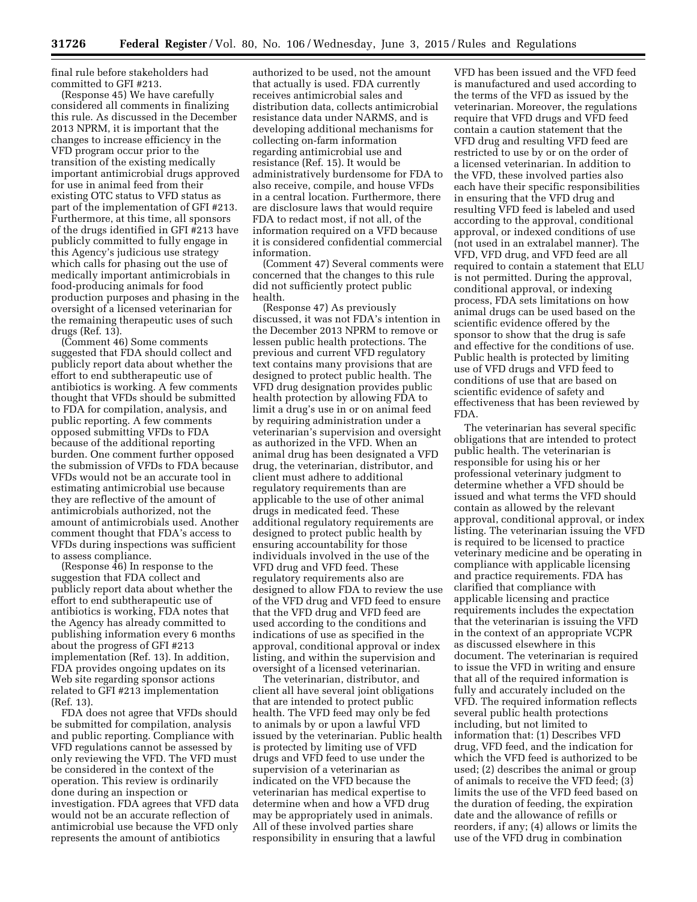final rule before stakeholders had committed to GFI #213.

(Response 45) We have carefully considered all comments in finalizing this rule. As discussed in the December 2013 NPRM, it is important that the changes to increase efficiency in the VFD program occur prior to the transition of the existing medically important antimicrobial drugs approved for use in animal feed from their existing OTC status to VFD status as part of the implementation of GFI #213. Furthermore, at this time, all sponsors of the drugs identified in GFI #213 have publicly committed to fully engage in this Agency's judicious use strategy which calls for phasing out the use of medically important antimicrobials in food-producing animals for food production purposes and phasing in the oversight of a licensed veterinarian for the remaining therapeutic uses of such drugs (Ref. 13).

(Comment 46) Some comments suggested that FDA should collect and publicly report data about whether the effort to end subtherapeutic use of antibiotics is working. A few comments thought that VFDs should be submitted to FDA for compilation, analysis, and public reporting. A few comments opposed submitting VFDs to FDA because of the additional reporting burden. One comment further opposed the submission of VFDs to FDA because VFDs would not be an accurate tool in estimating antimicrobial use because they are reflective of the amount of antimicrobials authorized, not the amount of antimicrobials used. Another comment thought that FDA's access to VFDs during inspections was sufficient to assess compliance.

(Response 46) In response to the suggestion that FDA collect and publicly report data about whether the effort to end subtherapeutic use of antibiotics is working, FDA notes that the Agency has already committed to publishing information every 6 months about the progress of GFI #213 implementation (Ref. 13). In addition, FDA provides ongoing updates on its Web site regarding sponsor actions related to GFI #213 implementation (Ref. 13).

FDA does not agree that VFDs should be submitted for compilation, analysis and public reporting. Compliance with VFD regulations cannot be assessed by only reviewing the VFD. The VFD must be considered in the context of the operation. This review is ordinarily done during an inspection or investigation. FDA agrees that VFD data would not be an accurate reflection of antimicrobial use because the VFD only represents the amount of antibiotics authorized to be used, not the amount that actually is used. FDA currently receives antimicrobial sales and distribution data, collects antimicrobial resistance data under NARMS, and is developing additional mechanisms for collecting on-farm information regarding antimicrobial use and resistance (Ref. 15). It would be administratively burdensome for FDA to also receive, compile, and house VFDs in a central location. Furthermore, there are disclosure laws that would require FDA to redact most, if not all, of the information required on a VFD because it is considered confidential commercial information.

(Comment 47) Several comments were concerned that the changes to this rule did not sufficiently protect public health.

(Response 47) As previously discussed, it was not FDA's intention in the December 2013 NPRM to remove or lessen public health protections. The previous and current VFD regulatory text contains many provisions that are designed to protect public health. The VFD drug designation provides public health protection by allowing FDA to limit a drug's use in or on animal feed by requiring administration under a veterinarian's supervision and oversight as authorized in the VFD. When an animal drug has been designated a VFD drug, the veterinarian, distributor, and client must adhere to additional regulatory requirements than are applicable to the use of other animal drugs in medicated feed. These additional regulatory requirements are designed to protect public health by ensuring accountability for those individuals involved in the use of the VFD drug and VFD feed. These regulatory requirements also are designed to allow FDA to review the use of the VFD drug and VFD feed to ensure that the VFD drug and VFD feed are used according to the conditions and indications of use as specified in the approval, conditional approval or index listing, and within the supervision and oversight of a licensed veterinarian.

The veterinarian, distributor, and client all have several joint obligations that are intended to protect public health. The VFD feed may only be fed to animals by or upon a lawful VFD issued by the veterinarian. Public health is protected by limiting use of VFD drugs and VFD feed to use under the supervision of a veterinarian as indicated on the VFD because the veterinarian has medical expertise to determine when and how a VFD drug may be appropriately used in animals. All of these involved parties share responsibility in ensuring that a lawful VFD has been issued and the VFD feed is manufactured and used according to the terms of the VFD as issued by the veterinarian. Moreover, the regulations require that VFD drugs and VFD feed contain a caution statement that the VFD drug and resulting VFD feed are restricted to use by or on the order of a licensed veterinarian. In addition to the VFD, these involved parties also each have their specific responsibilities in ensuring that the VFD drug and resulting VFD feed is labeled and used according to the approval, conditional approval, or indexed conditions of use (not used in an extralabel manner). The VFD, VFD drug, and VFD feed are all required to contain a statement that ELU is not permitted. During the approval, conditional approval, or indexing process, FDA sets limitations on how animal drugs can be used based on the scientific evidence offered by the sponsor to show that the drug is safe and effective for the conditions of use. Public health is protected by limiting use of VFD drugs and VFD feed to conditions of use that are based on scientific evidence of safety and effectiveness that has been reviewed by FDA.

The veterinarian has several specific obligations that are intended to protect public health. The veterinarian is responsible for using his or her professional veterinary judgment to determine whether a VFD should be issued and what terms the VFD should contain as allowed by the relevant approval, conditional approval, or index listing. The veterinarian issuing the VFD is required to be licensed to practice veterinary medicine and be operating in compliance with applicable licensing and practice requirements. FDA has clarified that compliance with applicable licensing and practice requirements includes the expectation that the veterinarian is issuing the VFD in the context of an appropriate VCPR as discussed elsewhere in this document. The veterinarian is required to issue the VFD in writing and ensure that all of the required information is fully and accurately included on the VFD. The required information reflects several public health protections including, but not limited to information that: (1) Describes VFD drug, VFD feed, and the indication for which the VFD feed is authorized to be used; (2) describes the animal or group of animals to receive the VFD feed; (3) limits the use of the VFD feed based on the duration of feeding, the expiration date and the allowance of refills or reorders, if any; (4) allows or limits the use of the VFD drug in combination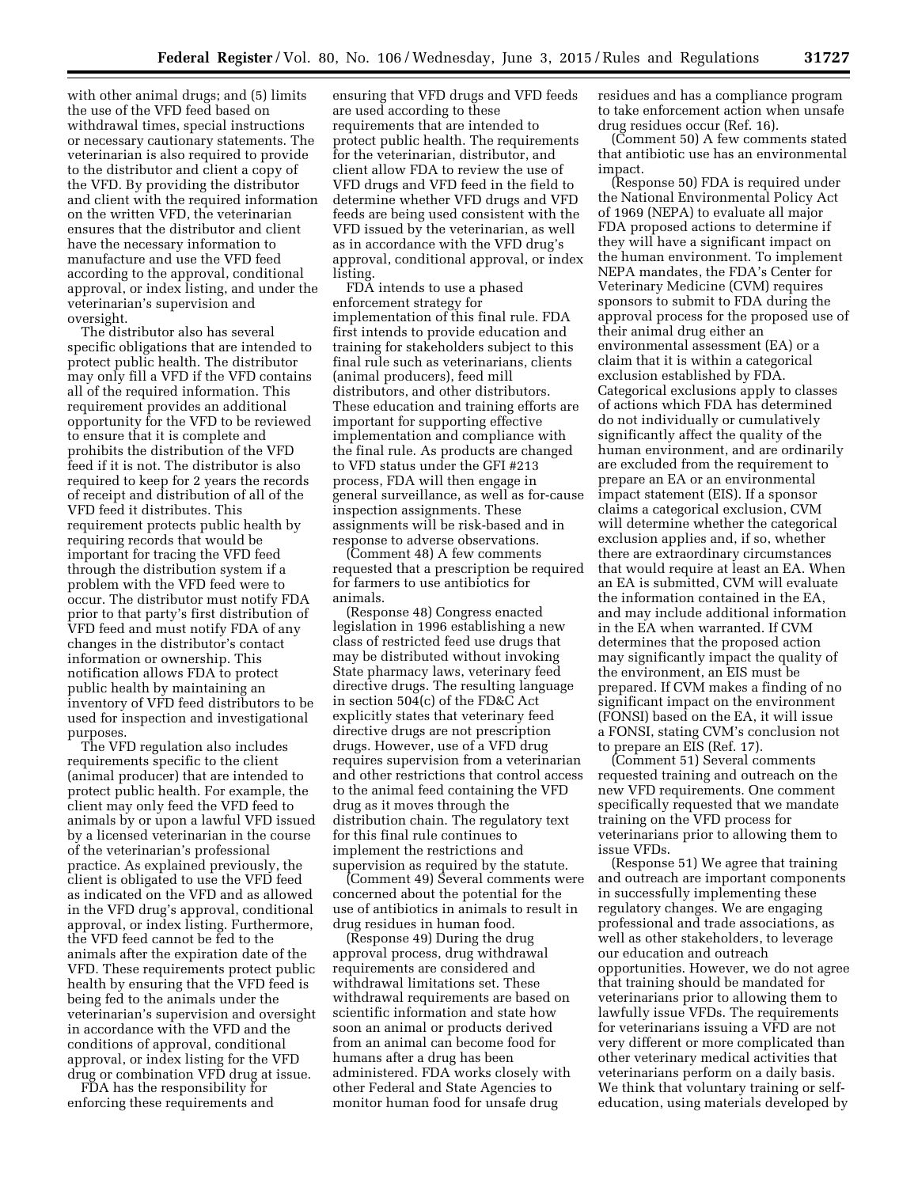with other animal drugs; and (5) limits the use of the VFD feed based on withdrawal times, special instructions or necessary cautionary statements. The veterinarian is also required to provide to the distributor and client a copy of the VFD. By providing the distributor and client with the required information on the written VFD, the veterinarian ensures that the distributor and client have the necessary information to manufacture and use the VFD feed according to the approval, conditional approval, or index listing, and under the veterinarian's supervision and oversight.

The distributor also has several specific obligations that are intended to protect public health. The distributor may only fill a VFD if the VFD contains all of the required information. This requirement provides an additional opportunity for the VFD to be reviewed to ensure that it is complete and prohibits the distribution of the VFD feed if it is not. The distributor is also required to keep for 2 years the records of receipt and distribution of all of the VFD feed it distributes. This requirement protects public health by requiring records that would be important for tracing the VFD feed through the distribution system if a problem with the VFD feed were to occur. The distributor must notify FDA prior to that party's first distribution of VFD feed and must notify FDA of any changes in the distributor's contact information or ownership. This notification allows FDA to protect public health by maintaining an inventory of VFD feed distributors to be used for inspection and investigational purposes.

The VFD regulation also includes requirements specific to the client (animal producer) that are intended to protect public health. For example, the client may only feed the VFD feed to animals by or upon a lawful VFD issued by a licensed veterinarian in the course of the veterinarian's professional practice. As explained previously, the client is obligated to use the VFD feed as indicated on the VFD and as allowed in the VFD drug's approval, conditional approval, or index listing. Furthermore, the VFD feed cannot be fed to the animals after the expiration date of the VFD. These requirements protect public health by ensuring that the VFD feed is being fed to the animals under the veterinarian's supervision and oversight in accordance with the VFD and the conditions of approval, conditional approval, or index listing for the VFD drug or combination VFD drug at issue.

FDA has the responsibility for enforcing these requirements and ensuring that VFD drugs and VFD feeds are used according to these requirements that are intended to protect public health. The requirements for the veterinarian, distributor, and client allow FDA to review the use of VFD drugs and VFD feed in the field to determine whether VFD drugs and VFD feeds are being used consistent with the VFD issued by the veterinarian, as well as in accordance with the VFD drug's approval, conditional approval, or index listing.

FDA intends to use a phased enforcement strategy for implementation of this final rule. FDA first intends to provide education and training for stakeholders subject to this final rule such as veterinarians, clients (animal producers), feed mill distributors, and other distributors. These education and training efforts are important for supporting effective implementation and compliance with the final rule. As products are changed to VFD status under the GFI #213 process, FDA will then engage in general surveillance, as well as for-cause inspection assignments. These assignments will be risk-based and in response to adverse observations.

(Comment 48) A few comments requested that a prescription be required for farmers to use antibiotics for animals.

(Response 48) Congress enacted legislation in 1996 establishing a new class of restricted feed use drugs that may be distributed without invoking State pharmacy laws, veterinary feed directive drugs. The resulting language in section 504(c) of the FD&C Act explicitly states that veterinary feed directive drugs are not prescription drugs. However, use of a VFD drug requires supervision from a veterinarian and other restrictions that control access to the animal feed containing the VFD drug as it moves through the distribution chain. The regulatory text for this final rule continues to implement the restrictions and supervision as required by the statute.

(Comment 49) Several comments were concerned about the potential for the use of antibiotics in animals to result in drug residues in human food.

(Response 49) During the drug approval process, drug withdrawal requirements are considered and withdrawal limitations set. These withdrawal requirements are based on scientific information and state how soon an animal or products derived from an animal can become food for humans after a drug has been administered. FDA works closely with other Federal and State Agencies to monitor human food for unsafe drug residues and has a compliance program to take enforcement action when unsafe drug residues occur (Ref. 16).

(Comment 50) A few comments stated that antibiotic use has an environmental impact.

(Response 50) FDA is required under the National Environmental Policy Act of 1969 (NEPA) to evaluate all major FDA proposed actions to determine if they will have a significant impact on the human environment. To implement NEPA mandates, the FDA's Center for Veterinary Medicine (CVM) requires sponsors to submit to FDA during the approval process for the proposed use of their animal drug either an environmental assessment (EA) or a claim that it is within a categorical exclusion established by FDA. Categorical exclusions apply to classes of actions which FDA has determined do not individually or cumulatively significantly affect the quality of the human environment, and are ordinarily are excluded from the requirement to prepare an EA or an environmental impact statement (EIS). If a sponsor claims a categorical exclusion, CVM will determine whether the categorical exclusion applies and, if so, whether there are extraordinary circumstances that would require at least an EA. When an EA is submitted, CVM will evaluate the information contained in the EA, and may include additional information in the EA when warranted. If CVM determines that the proposed action may significantly impact the quality of the environment, an EIS must be prepared. If CVM makes a finding of no significant impact on the environment (FONSI) based on the EA, it will issue a FONSI, stating CVM's conclusion not to prepare an EIS (Ref. 17).

(Comment 51) Several comments requested training and outreach on the new VFD requirements. One comment specifically requested that we mandate training on the VFD process for veterinarians prior to allowing them to issue VFDs.

(Response 51) We agree that training and outreach are important components in successfully implementing these regulatory changes. We are engaging professional and trade associations, as well as other stakeholders, to leverage our education and outreach opportunities. However, we do not agree that training should be mandated for veterinarians prior to allowing them to lawfully issue VFDs. The requirements for veterinarians issuing a VFD are not very different or more complicated than other veterinary medical activities that veterinarians perform on a daily basis. We think that voluntary training or self-education, using materials developed by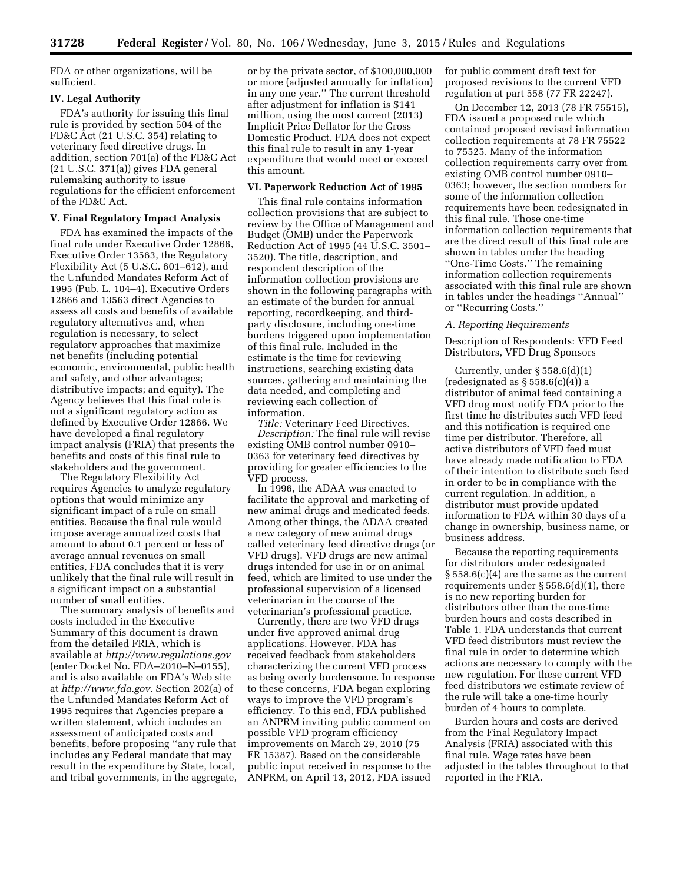FDA or other organizations, will be sufficient.

### IV. Legal Authority

FDA's authority for issuing this final rule is provided by section 504 of the FD&C Act (21 U.S.C. 354) relating to veterinary feed directive drugs. In addition, section 701(a) of the FD&C Act (21 U.S.C. 371(a)) gives FDA general rulemaking authority to issue regulations for the efficient enforcement of the FD&C Act.

### V. Final Regulatory Impact Analysis

FDA has examined the impacts of the final rule under Executive Order 12866, Executive Order 13563, the Regulatory Flexibility Act (5 U.S.C. 601–612), and the Unfunded Mandates Reform Act of 1995 (Pub. L. 104–4). Executive Orders 12866 and 13563 direct Agencies to assess all costs and benefits of available regulatory alternatives and, when regulation is necessary, to select regulatory approaches that maximize net benefits (including potential economic, environmental, public health and safety, and other advantages; distributive impacts; and equity). The Agency believes that this final rule is not a significant regulatory action as defined by Executive Order 12866. We have developed a final regulatory impact analysis (FRIA) that presents the benefits and costs of this final rule to stakeholders and the government.

The Regulatory Flexibility Act requires Agencies to analyze regulatory options that would minimize any significant impact of a rule on small entities. Because the final rule would impose average annualized costs that amount to about 0.1 percent or less of average annual revenues on small entities, FDA concludes that it is very unlikely that the final rule will result in a significant impact on a substantial number of small entities.

The summary analysis of benefits and costs included in the Executive Summary of this document is drawn from the detailed FRIA, which is available at *http://www.regulations.gov* (enter Docket No. FDA–2010–N–0155), and is also available on FDA's Web site at *http://www.fda.gov*. Section 202(a) of the Unfunded Mandates Reform Act of 1995 requires that Agencies prepare a written statement, which includes an assessment of anticipated costs and benefits, before proposing "any rule that includes any Federal mandate that may result in the expenditure by State, local, and tribal governments, in the aggregate, or by the private sector, of $100,000,000 or more (adjusted annually for inflation) in any one year." The current threshold after adjustment for inflation is $141 million, using the most current (2013) Implicit Price Deflator for the Gross Domestic Product. FDA does not expect this final rule to result in any 1-year expenditure that would meet or exceed this amount.

### VI. Paperwork Reduction Act of 1995

This final rule contains information collection provisions that are subject to review by the Office of Management and Budget (OMB) under the Paperwork Reduction Act of 1995 (44 U.S.C. 3501–3520). The title, description, and respondent description of the information collection provisions are shown in the following paragraphs with an estimate of the burden for annual reporting, recordkeeping, and third-party disclosure, including one-time burdens triggered upon implementation of this final rule. Included in the estimate is the time for reviewing instructions, searching existing data sources, gathering and maintaining the data needed, and completing and reviewing each collection of information.

*Title:* Veterinary Feed Directives.

*Description:* The final rule will revise existing OMB control number 0910–0363 for veterinary feed directives by providing for greater efficiencies to the VFD process.

In 1996, the ADAA was enacted to facilitate the approval and marketing of new animal drugs and medicated feeds. Among other things, the ADAA created a new category of new animal drugs called veterinary feed directive drugs (or VFD drugs). VFD drugs are new animal drugs intended for use in or on animal feed, which are limited to use under the professional supervision of a licensed veterinarian in the course of the veterinarian's professional practice.

Currently, there are two VFD drugs under five approved animal drug applications. However, FDA has received feedback from stakeholders characterizing the current VFD process as being overly burdensome. In response to these concerns, FDA began exploring ways to improve the VFD program's efficiency. To this end, FDA published an ANPRM inviting public comment on possible VFD program efficiency improvements on March 29, 2010 (75 FR 15387). Based on the considerable public input received in response to the ANPRM, on April 13, 2012, FDA issued for public comment draft text for proposed revisions to the current VFD regulation at part 558 (77 FR 22247).

On December 12, 2013 (78 FR 75515), FDA issued a proposed rule which contained proposed revised information collection requirements at 78 FR 75522 to 75525. Many of the information collection requirements carry over from existing OMB control number 0910–0363; however, the section numbers for some of the information collection requirements have been redesignated in this final rule. Those one-time information collection requirements that are the direct result of this final rule are shown in tables under the heading "One-Time Costs." The remaining information collection requirements associated with this final rule are shown in tables under the headings "Annual" or "Recurring Costs."

#### *A. Reporting Requirements*

Description of Respondents: VFD Feed Distributors, VFD Drug Sponsors

Currently, under § 558.6(d)(1) (redesignated as § 558.6(c)(4)) a distributor of animal feed containing a VFD drug must notify FDA prior to the first time he distributes such VFD feed and this notification is required one time per distributor. Therefore, all active distributors of VFD feed must have already made notification to FDA of their intention to distribute such feed in order to be in compliance with the current regulation. In addition, a distributor must provide updated information to FDA within 30 days of a change in ownership, business name, or business address.

Because the reporting requirements for distributors under redesignated § 558.6(c)(4) are the same as the current requirements under § 558.6(d)(1), there is no new reporting burden for distributors other than the one-time burden hours and costs described in Table 1. FDA understands that current VFD feed distributors must review the final rule in order to determine which actions are necessary to comply with the new regulation. For these current VFD feed distributors we estimate review of the rule will take a one-time hourly burden of 4 hours to complete.

Burden hours and costs are derived from the Final Regulatory Impact Analysis (FRIA) associated with this final rule. Wage rates have been adjusted in the tables throughout to that reported in the FRIA.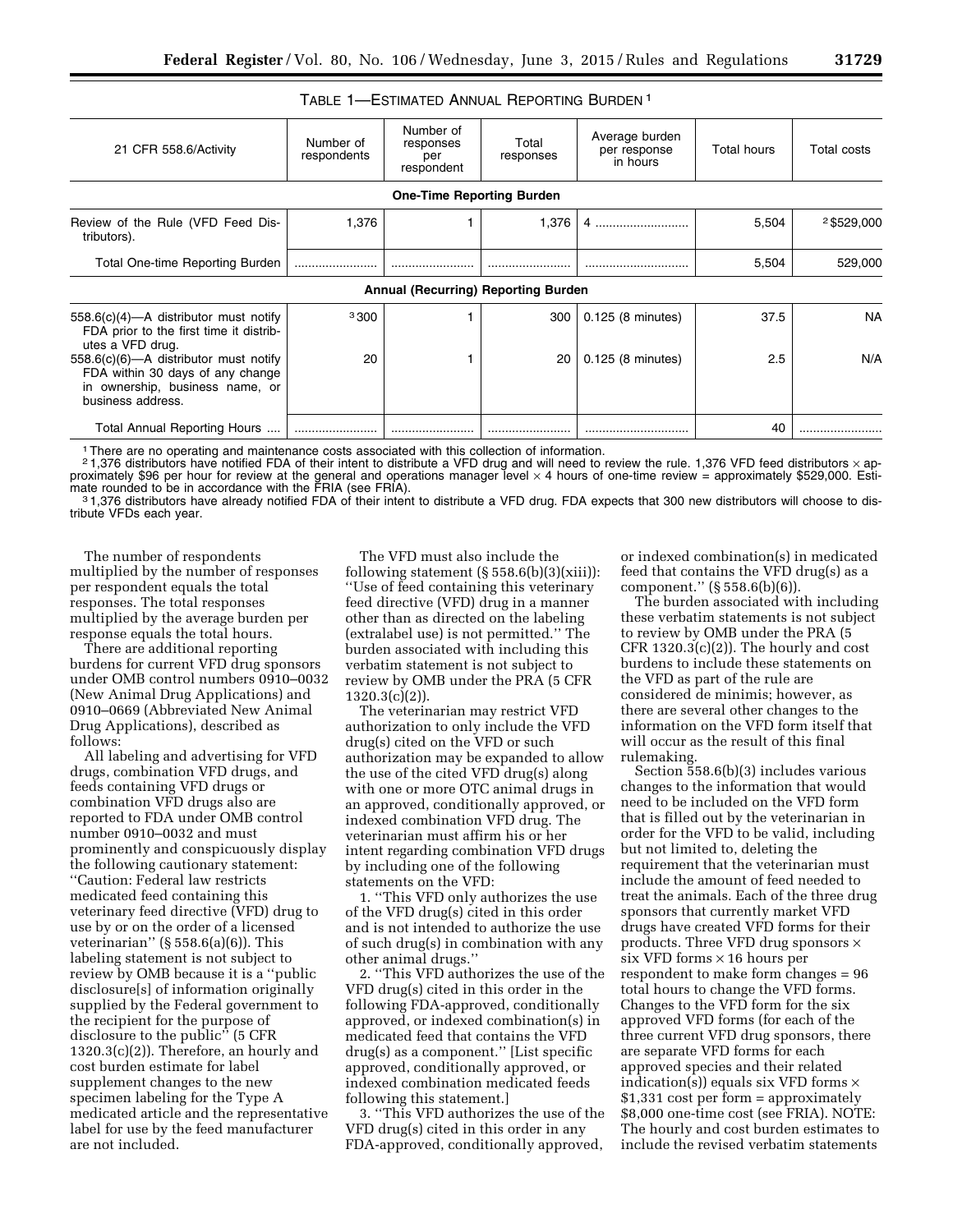TABLE 1—ESTIMATED ANNUAL REPORTING BURDEN [1]

| 21 CFR 558.6/Activity | Number of respondents | Number of responses per respondent | Total responses | Average burden per response in hours | Total hours | Total costs |
|---|---|---|---|---|---|---|
| **One-Time Reporting Burden** | | | | | | |
| Review of the Rule (VFD Feed Distributors). | 1,376 | 1 | 1,376 | 4 | 5,504 | [2] $529,000 |
| Total One-time Reporting Burden | | | | | 5,504 | 529,000 |
| **Annual (Recurring) Reporting Burden** | | | | | | |
| 558.6(c)(4)—A distributor must notify FDA prior to the first time it distributes a VFD drug. | [3] 300 | 1 | 300 | 0.125 (8 minutes) | 37.5 | NA |
| 558.6(c)(6)—A distributor must notify FDA within 30 days of any change in ownership, business name, or business address. | 20 | 1 | 20 | 0.125 (8 minutes) | 2.5 | N/A |
| Total Annual Reporting Hours | | | | | 40 | |

[1] There are no operating and maintenance costs associated with this collection of information.

[2] 1,376 distributors have notified FDA of their intent to distribute a VFD drug and will need to review the rule. 1,376 VFD feed distributors × approximately $96 per hour for review at the general and operations manager level × 4 hours of one-time review = approximately $529,000. Estimate rounded to be in accordance with the FRIA (see FRIA).

[3] 1,376 distributors have already notified FDA of their intent to distribute a VFD drug. FDA expects that 300 new distributors will choose to distribute VFDs each year.

The number of respondents multiplied by the number of responses per respondent equals the total responses. The total responses multiplied by the average burden per response equals the total hours.

There are additional reporting burdens for current VFD drug sponsors under OMB control numbers 0910–0032 (New Animal Drug Applications) and 0910–0669 (Abbreviated New Animal Drug Applications), described as follows:

All labeling and advertising for VFD drugs, combination VFD drugs, and feeds containing VFD drugs or combination VFD drugs also are reported to FDA under OMB control number 0910–0032 and must prominently and conspicuously display the following cautionary statement: ''Caution: Federal law restricts medicated feed containing this veterinary feed directive (VFD) drug to use by or on the order of a licensed veterinarian'' (§ 558.6(a)(6)). This labeling statement is not subject to review by OMB because it is a ''public disclosure[s] of information originally supplied by the Federal government to the recipient for the purpose of disclosure to the public'' (5 CFR 1320.3(c)(2)). Therefore, an hourly and cost burden estimate for label supplement changes to the new specimen labeling for the Type A medicated article and the representative label for use by the feed manufacturer are not included.

The VFD must also include the following statement (§ 558.6(b)(3)(xiii)): ''Use of feed containing this veterinary feed directive (VFD) drug in a manner other than as directed on the labeling (extralabel use) is not permitted.'' The burden associated with including this verbatim statement is not subject to review by OMB under the PRA (5 CFR 1320.3(c)(2)).

The veterinarian may restrict VFD authorization to only include the VFD drug(s) cited on the VFD or such authorization may be expanded to allow the use of the cited VFD drug(s) along with one or more OTC animal drugs in an approved, conditionally approved, or indexed combination VFD drug. The veterinarian must affirm his or her intent regarding combination VFD drugs by including one of the following statements on the VFD:

1. ''This VFD only authorizes the use of the VFD drug(s) cited in this order and is not intended to authorize the use of such drug(s) in combination with any other animal drugs.''

2. ''This VFD authorizes the use of the VFD drug(s) cited in this order in the following FDA-approved, conditionally approved, or indexed combination(s) in medicated feed that contains the VFD drug(s) as a component.'' [List specific approved, conditionally approved, or indexed combination medicated feeds following this statement.]

3. ''This VFD authorizes the use of the VFD drug(s) cited in this order in any FDA-approved, conditionally approved, or indexed combination(s) in medicated feed that contains the VFD drug(s) as a component.'' (§ 558.6(b)(6)).

The burden associated with including these verbatim statements is not subject to review by OMB under the PRA (5 CFR 1320.3(c)(2)). The hourly and cost burdens to include these statements on the VFD as part of the rule are considered de minimis; however, as there are several other changes to the information on the VFD form itself that will occur as the result of this final rulemaking.

Section 558.6(b)(3) includes various changes to the information that would need to be included on the VFD form that is filled out by the veterinarian in order for the VFD to be valid, including but not limited to, deleting the requirement that the veterinarian must include the amount of feed needed to treat the animals. Each of the three drug sponsors that currently market VFD drugs have created VFD forms for their products. Three VFD drug sponsors × six VFD forms × 16 hours per respondent to make form changes = 96 total hours to change the VFD forms. Changes to the VFD form for the six approved VFD forms (for each of the three current VFD drug sponsors, there are separate VFD forms for each approved species and their related indication(s)) equals six VFD forms × $1,331 cost per form = approximately $8,000 one-time cost (see FRIA). NOTE: The hourly and cost burden estimates to include the revised verbatim statements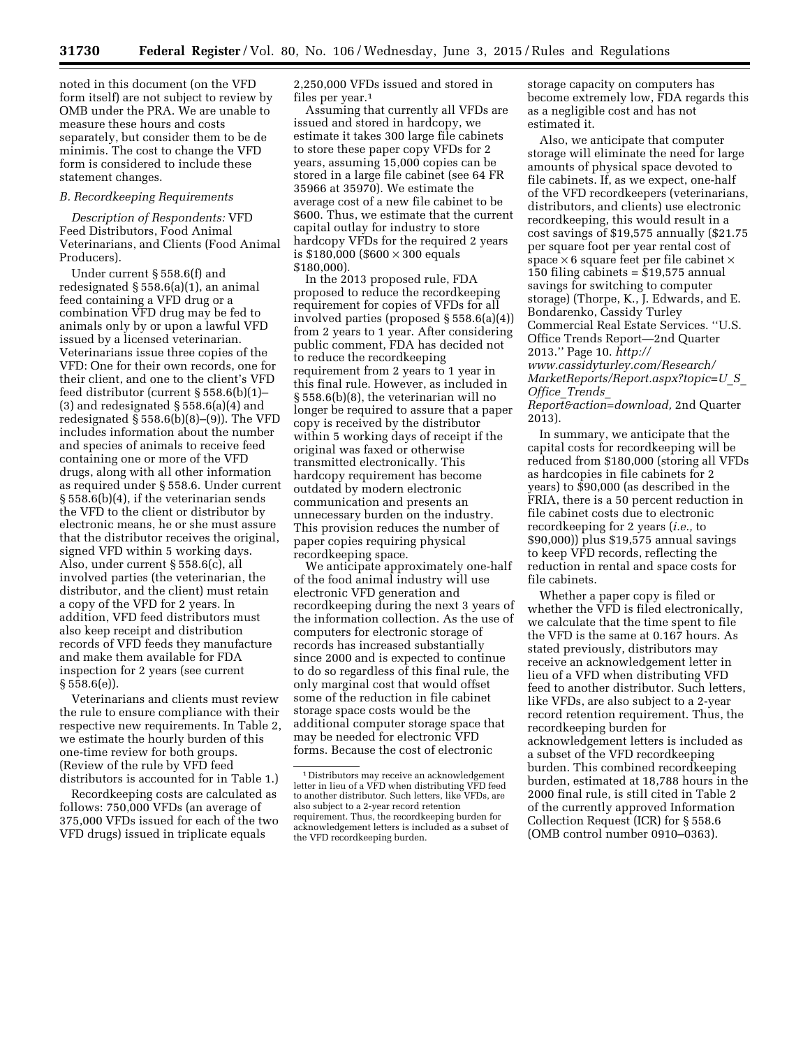noted in this document (on the VFD form itself) are not subject to review by OMB under the PRA. We are unable to measure these hours and costs separately, but consider them to be de minimis. The cost to change the VFD form is considered to include these statement changes.

### *B. Recordkeeping Requirements*

*Description of Respondents:* VFD Feed Distributors, Food Animal Veterinarians, and Clients (Food Animal Producers).

Under current § 558.6(f) and redesignated § 558.6(a)(1), an animal feed containing a VFD drug or a combination VFD drug may be fed to animals only by or upon a lawful VFD issued by a licensed veterinarian. Veterinarians issue three copies of the VFD: One for their own records, one for their client, and one to the client's VFD feed distributor (current § 558.6(b)(1)–(3) and redesignated § 558.6(a)(4) and redesignated § 558.6(b)(8)–(9)). The VFD includes information about the number and species of animals to receive feed containing one or more of the VFD drugs, along with all other information as required under § 558.6. Under current § 558.6(b)(4), if the veterinarian sends the VFD to the client or distributor by electronic means, he or she must assure that the distributor receives the original, signed VFD within 5 working days. Also, under current § 558.6(c), all involved parties (the veterinarian, the distributor, and the client) must retain a copy of the VFD for 2 years. In addition, VFD feed distributors must also keep receipt and distribution records of VFD feeds they manufacture and make them available for FDA inspection for 2 years (see current § 558.6(e)).

Veterinarians and clients must review the rule to ensure compliance with their respective new requirements. In Table 2, we estimate the hourly burden of this one-time review for both groups. (Review of the rule by VFD feed distributors is accounted for in Table 1.)

Recordkeeping costs are calculated as follows: 750,000 VFDs (an average of 375,000 VFDs issued for each of the two VFD drugs) issued in triplicate equals 2,250,000 VFDs issued and stored in files per year.[1]

Assuming that currently all VFDs are issued and stored in hardcopy, we estimate it takes 300 large file cabinets to store these paper copy VFDs for 2 years, assuming 15,000 copies can be stored in a large file cabinet (see 64 FR 35966 at 35970). We estimate the average cost of a new file cabinet to be $600. Thus, we estimate that the current capital outlay for industry to store hardcopy VFDs for the required 2 years is $180,000 ($600 × 300 equals $180,000).

In the 2013 proposed rule, FDA proposed to reduce the recordkeeping requirement for copies of VFDs for all involved parties (proposed § 558.6(a)(4)) from 2 years to 1 year. After considering public comment, FDA has decided not to reduce the recordkeeping requirement from 2 years to 1 year in this final rule. However, as included in § 558.6(b)(8), the veterinarian will no longer be required to assure that a paper copy is received by the distributor within 5 working days of receipt if the original was faxed or otherwise transmitted electronically. This hardcopy requirement has become outdated by modern electronic communication and presents an unnecessary burden on the industry. This provision reduces the number of paper copies requiring physical recordkeeping space.

We anticipate approximately one-half of the food animal industry will use electronic VFD generation and recordkeeping during the next 3 years of the information collection. As the use of computers for electronic storage of records has increased substantially since 2000 and is expected to continue to do so regardless of this final rule, the only marginal cost that would offset some of the reduction in file cabinet storage space costs would be the additional computer storage space that may be needed for electronic VFD forms. Because the cost of electronic storage capacity on computers has become extremely low, FDA regards this as a negligible cost and has not estimated it.

Also, we anticipate that computer storage will eliminate the need for large amounts of physical space devoted to file cabinets. If, as we expect, one-half of the VFD recordkeepers (veterinarians, distributors, and clients) use electronic recordkeeping, this would result in a cost savings of $19,575 annually ($21.75 per square foot per year rental cost of space × 6 square feet per file cabinet × 150 filing cabinets = $19,575 annual savings for switching to computer storage) (Thorpe, K., J. Edwards, and E. Bondarenko, Cassidy Turley Commercial Real Estate Services. "U.S. Office Trends Report—2nd Quarter 2013." Page 10. *http://www.cassidyturley.com/Research/MarketReports/Report.aspx?topic=U_S_Office_Trends_Report&action=download,* 2nd Quarter 2013).

In summary, we anticipate that the capital costs for recordkeeping will be reduced from $180,000 (storing all VFDs as hardcopies in file cabinets for 2 years) to $90,000 (as described in the FRIA, there is a 50 percent reduction in file cabinet costs due to electronic recordkeeping for 2 years (*i.e.,* to $90,000)) plus $19,575 annual savings to keep VFD records, reflecting the reduction in rental and space costs for file cabinets.

Whether a paper copy is filed or whether the VFD is filed electronically, we calculate that the time spent to file the VFD is the same at 0.167 hours. As stated previously, distributors may receive an acknowledgement letter in lieu of a VFD when distributing VFD feed to another distributor. Such letters, like VFDs, are also subject to a 2-year record retention requirement. Thus, the recordkeeping burden for acknowledgement letters is included as a subset of the VFD recordkeeping burden. This combined recordkeeping burden, estimated at 18,788 hours in the 2000 final rule, is still cited in Table 2 of the currently approved Information Collection Request (ICR) for § 558.6 (OMB control number 0910–0363).

[1] Distributors may receive an acknowledgement letter in lieu of a VFD when distributing VFD feed to another distributor. Such letters, like VFDs, are also subject to a 2-year record retention requirement. Thus, the recordkeeping burden for acknowledgement letters is included as a subset of the VFD recordkeeping burden.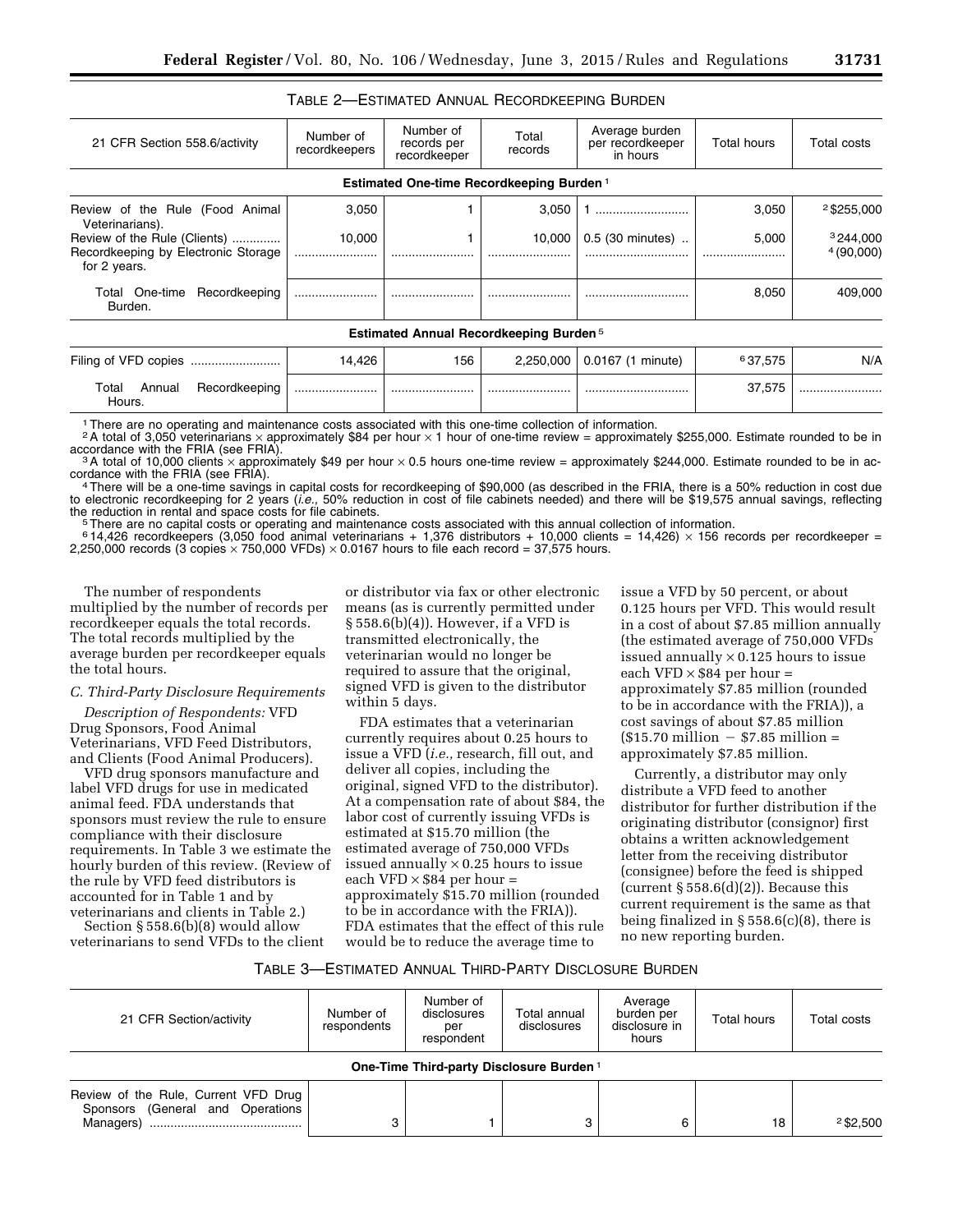TABLE 2—ESTIMATED ANNUAL RECORDKEEPING BURDEN

| 21 CFR Section 558.6/activity | Number of recordkeepers | Number of records per recordkeeper | Total records | Average burden per recordkeeper in hours | Total hours | Total costs |
|---|---|---|---|---|---|---|
| **Estimated One-time Recordkeeping Burden** [1] | | | | | | |
| Review of the Rule (Food Animal Veterinarians). | 3,050 | 1 | 3,050 | 1 | 3,050 | [2] $255,000 |
| Review of the Rule (Clients) | 10,000 | 1 | 10,000 | 0.5 (30 minutes) | 5,000 | [3] 244,000 |
| Recordkeeping by Electronic Storage for 2 years. | | | | | | [4] (90,000) |
| Total One-time Recordkeeping Burden. | | | | | 8,050 | 409,000 |
| **Estimated Annual Recordkeeping Burden** [5] | | | | | | |
| Filing of VFD copies | 14,426 | 156 | 2,250,000 | 0.0167 (1 minute) | [6] 37,575 | N/A |
| Total Annual Recordkeeping Hours. | | | | | 37,575 | |

[1] There are no operating and maintenance costs associated with this one-time collection of information.

[2] A total of 3,050 veterinarians × approximately $84 per hour × 1 hour of one-time review = approximately $255,000. Estimate rounded to be in accordance with the FRIA (see FRIA).

[3] A total of 10,000 clients × approximately $49 per hour × 0.5 hours one-time review = approximately $244,000. Estimate rounded to be in accordance with the FRIA (see FRIA).

[4] There will be a one-time savings in capital costs for recordkeeping of $90,000 (as described in the FRIA, there is a 50% reduction in cost due to electronic recordkeeping for 2 years (*i.e.,* 50% reduction in cost of file cabinets needed) and there will be $19,575 annual savings, reflecting the reduction in rental and space costs for file cabinets.

[5] There are no capital costs or operating and maintenance costs associated with this annual collection of information.

[6] 14,426 recordkeepers (3,050 food animal veterinarians + 1,376 distributors + 10,000 clients = 14,426) × 156 records per recordkeeper = 2,250,000 records (3 copies × 750,000 VFDs) × 0.0167 hours to file each record = 37,575 hours.

The number of respondents multiplied by the number of records per recordkeeper equals the total records. The total records multiplied by the average burden per recordkeeper equals the total hours.

*C. Third-Party Disclosure Requirements*

*Description of Respondents:* VFD Drug Sponsors, Food Animal Veterinarians, VFD Feed Distributors, and Clients (Food Animal Producers).

VFD drug sponsors manufacture and label VFD drugs for use in medicated animal feed. FDA understands that sponsors must review the rule to ensure compliance with their disclosure requirements. In Table 3 we estimate the hourly burden of this review. (Review of the rule by VFD feed distributors is accounted for in Table 1 and by veterinarians and clients in Table 2.)

Section § 558.6(b)(8) would allow veterinarians to send VFDs to the client or distributor via fax or other electronic means (as is currently permitted under § 558.6(b)(4)). However, if a VFD is transmitted electronically, the veterinarian would no longer be required to assure that the original, signed VFD is given to the distributor within 5 days.

FDA estimates that a veterinarian currently requires about 0.25 hours to issue a VFD (*i.e.,* research, fill out, and deliver all copies, including the original, signed VFD to the distributor). At a compensation rate of about $84, the labor cost of currently issuing VFDs is estimated at $15.70 million (the estimated average of 750,000 VFDs issued annually × 0.25 hours to issue each VFD × $84 per hour = approximately $15.70 million (rounded to be in accordance with the FRIA)). FDA estimates that the effect of this rule would be to reduce the average time to issue a VFD by 50 percent, or about 0.125 hours per VFD. This would result in a cost of about $7.85 million annually (the estimated average of 750,000 VFDs issued annually × 0.125 hours to issue each VFD × $84 per hour = approximately $7.85 million (rounded to be in accordance with the FRIA)), a cost savings of about $7.85 million ($15.70 million − $7.85 million = approximately $7.85 million.

Currently, a distributor may only distribute a VFD feed to another distributor for further distribution if the originating distributor (consignor) first obtains a written acknowledgement letter from the receiving distributor (consignee) before the feed is shipped (current § 558.6(d)(2)). Because this current requirement is the same as that being finalized in § 558.6(c)(8), there is no new reporting burden.

TABLE 3—ESTIMATED ANNUAL THIRD-PARTY DISCLOSURE BURDEN

| 21 CFR Section/activity | Number of respondents | Number of disclosures per respondent | Total annual disclosures | Average burden per disclosure in hours | Total hours | Total costs |
|---|---|---|---|---|---|---|
| **One-Time Third-party Disclosure Burden** [1] | | | | | | |
| Review of the Rule, Current VFD Drug Sponsors (General and Operations Managers) | 3 | 1 | 3 | 6 | 18 | [2] $2,500 |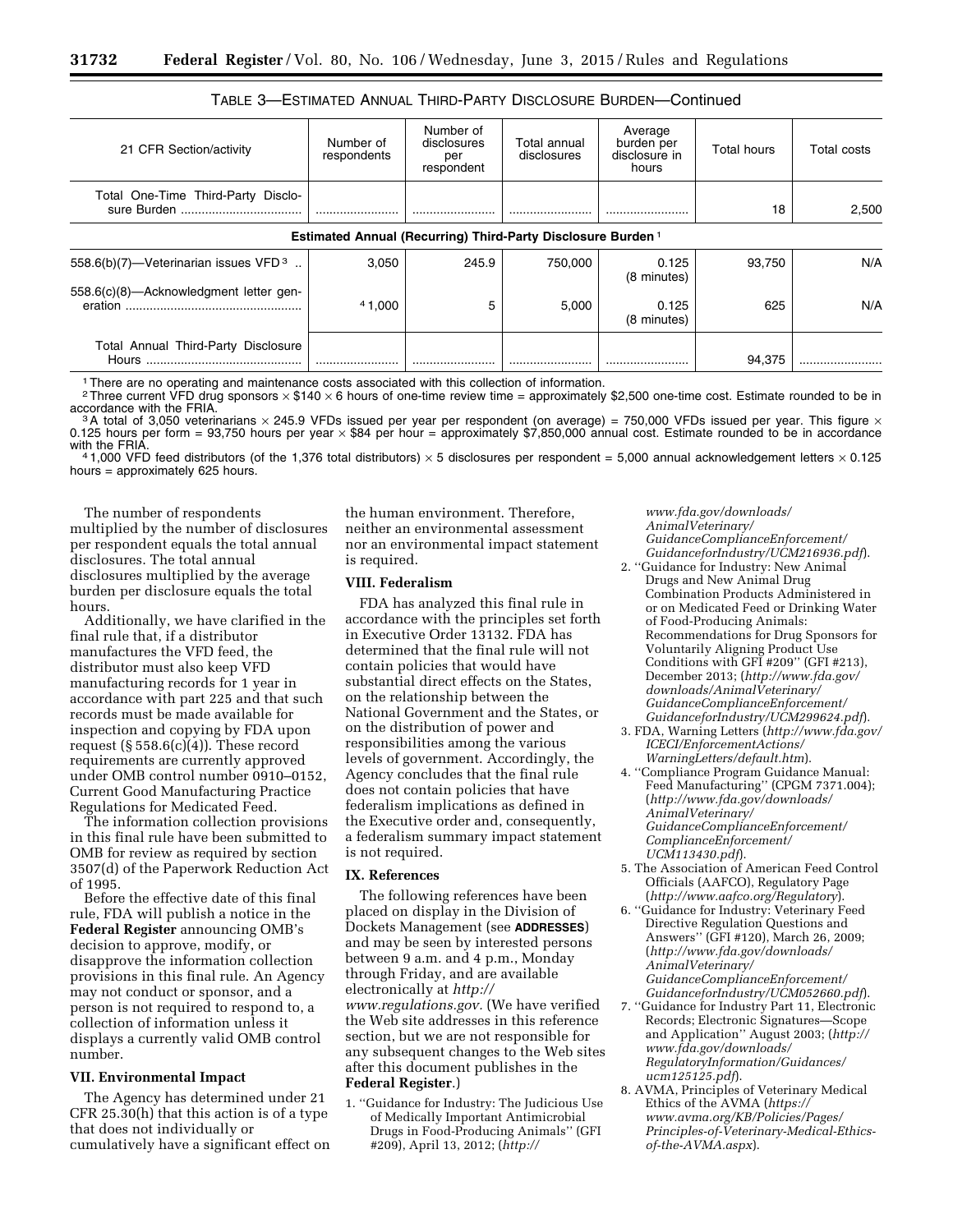TABLE 3—ESTIMATED ANNUAL THIRD-PARTY DISCLOSURE BURDEN—Continued

| 21 CFR Section/activity | Number of respondents | Number of disclosures per respondent | Total annual disclosures | Average burden per disclosure in hours | Total hours | Total costs |
|---|---|---|---|---|---|---|
| Total One-Time Third-Party Disclosure Burden | | | | | 18 | 2,500 |
| **Estimated Annual (Recurring) Third-Party Disclosure Burden** [1] | | | | | | |
| 558.6(b)(7)—Veterinarian issues VFD [3] | 3,050 | 245.9 | 750,000 | 0.125 (8 minutes) | 93,750 | N/A |
| 558.6(c)(8)—Acknowledgment letter generation | [4] 1,000 | 5 | 5,000 | 0.125 (8 minutes) | 625 | N/A |
| Total Annual Third-Party Disclosure Hours | | | | | 94,375 | |

[1] There are no operating and maintenance costs associated with this collection of information.

[2] Three current VFD drug sponsors × $140 × 6 hours of one-time review time = approximately $2,500 one-time cost. Estimate rounded to be in accordance with the FRIA.

[3] A total of 3,050 veterinarians × 245.9 VFDs issued per year per respondent (on average) = 750,000 VFDs issued per year. This figure × 0.125 hours per form = 93,750 hours per year × $84 per hour = approximately $7,850,000 annual cost. Estimate rounded to be in accordance with the FRIA.

[4] 1,000 VFD feed distributors (of the 1,376 total distributors) × 5 disclosures per respondent = 5,000 annual acknowledgement letters × 0.125 hours = approximately 625 hours.

The number of respondents multiplied by the number of disclosures per respondent equals the total annual disclosures. The total annual disclosures multiplied by the average burden per disclosure equals the total hours.

Additionally, we have clarified in the final rule that, if a distributor manufactures the VFD feed, the distributor must also keep VFD manufacturing records for 1 year in accordance with part 225 and that such records must be made available for inspection and copying by FDA upon request (§ 558.6(c)(4)). These record requirements are currently approved under OMB control number 0910–0152, Current Good Manufacturing Practice Regulations for Medicated Feed.

The information collection provisions in this final rule have been submitted to OMB for review as required by section 3507(d) of the Paperwork Reduction Act of 1995.

Before the effective date of this final rule, FDA will publish a notice in the **Federal Register** announcing OMB's decision to approve, modify, or disapprove the information collection provisions in this final rule. An Agency may not conduct or sponsor, and a person is not required to respond to, a collection of information unless it displays a currently valid OMB control number.

## VII. Environmental Impact

The Agency has determined under 21 CFR 25.30(h) that this action is of a type that does not individually or cumulatively have a significant effect on the human environment. Therefore, neither an environmental assessment nor an environmental impact statement is required.

## VIII. Federalism

FDA has analyzed this final rule in accordance with the principles set forth in Executive Order 13132. FDA has determined that the final rule will not contain policies that would have substantial direct effects on the States, on the relationship between the National Government and the States, or on the distribution of power and responsibilities among the various levels of government. Accordingly, the Agency concludes that the final rule does not contain policies that have federalism implications as defined in the Executive order and, consequently, a federalism summary impact statement is not required.

## IX. References

The following references have been placed on display in the Division of Dockets Management (see **ADDRESSES**) and may be seen by interested persons between 9 a.m. and 4 p.m., Monday through Friday, and are available electronically at *http://www.regulations.gov.* (We have verified the Web site addresses in this reference section, but we are not responsible for any subsequent changes to the Web sites after this document publishes in the **Federal Register**.)

1. ''Guidance for Industry: The Judicious Use of Medically Important Antimicrobial Drugs in Food-Producing Animals'' (GFI #209), April 13, 2012; (*http://www.fda.gov/downloads/AnimalVeterinary/GuidanceComplianceEnforcement/GuidanceforIndustry/UCM216936.pdf*).
2. ''Guidance for Industry: New Animal Drugs and New Animal Drug Combination Products Administered in or on Medicated Feed or Drinking Water of Food-Producing Animals: Recommendations for Drug Sponsors for Voluntarily Aligning Product Use Conditions with GFI #209'' (GFI #213), December 2013; (*http://www.fda.gov/downloads/AnimalVeterinary/GuidanceComplianceEnforcement/GuidanceforIndustry/UCM299624.pdf*).
3. FDA, Warning Letters (*http://www.fda.gov/ICECI/EnforcementActions/WarningLetters/default.htm*).
4. ''Compliance Program Guidance Manual: Feed Manufacturing'' (CPGM 7371.004); (*http://www.fda.gov/downloads/AnimalVeterinary/GuidanceComplianceEnforcement/ComplianceEnforcement/UCM113430.pdf*).
5. The Association of American Feed Control Officials (AAFCO), Regulatory Page (*http://www.aafco.org/Regulatory*).
6. ''Guidance for Industry: Veterinary Feed Directive Regulation Questions and Answers'' (GFI #120), March 26, 2009; (*http://www.fda.gov/downloads/AnimalVeterinary/GuidanceComplianceEnforcement/GuidanceforIndustry/UCM052660.pdf*).
7. ''Guidance for Industry Part 11, Electronic Records; Electronic Signatures—Scope and Application'' August 2003; (*http://www.fda.gov/downloads/RegulatoryInformation/Guidances/ucm125125.pdf*).
8. AVMA, Principles of Veterinary Medical Ethics of the AVMA (*https://www.avma.org/KB/Policies/Pages/Principles-of-Veterinary-Medical-Ethics-of-the-AVMA.aspx*).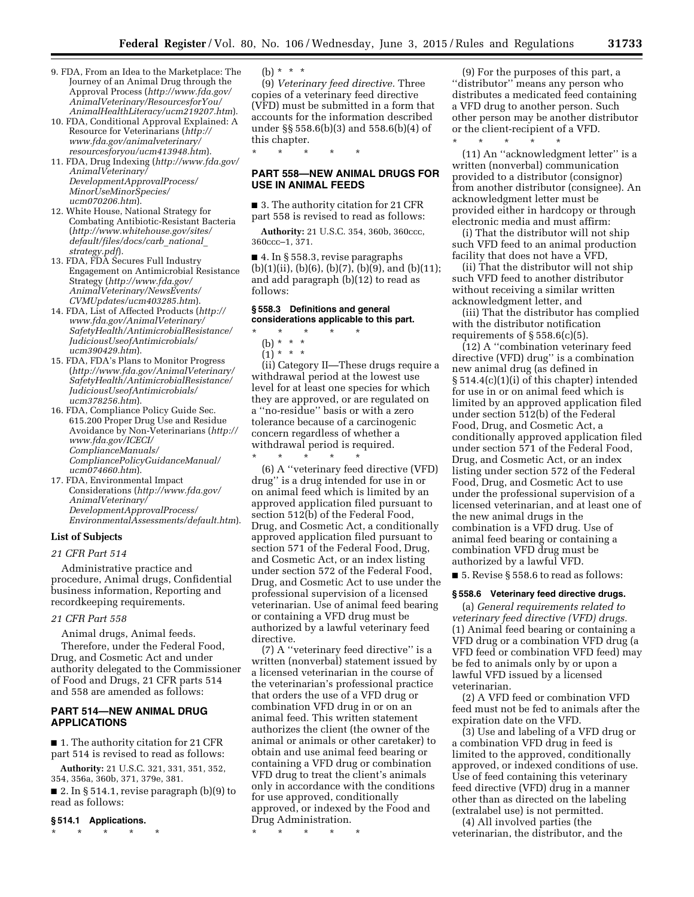9. FDA, From an Idea to the Marketplace: The Journey of an Animal Drug through the Approval Process (*http://www.fda.gov/AnimalVeterinary/ResourcesforYou/AnimalHealthLiteracy/ucm219207.htm*).
10. FDA, Conditional Approval Explained: A Resource for Veterinarians (*http://www.fda.gov/animalveterinary/resourcesforyou/ucm413948.htm*).
11. FDA, Drug Indexing (*http://www.fda.gov/AnimalVeterinary/DevelopmentApprovalProcess/MinorUseMinorSpecies/ucm070206.htm*).
12. White House, National Strategy for Combating Antibiotic-Resistant Bacteria (*http://www.whitehouse.gov/sites/default/files/docs/carb_national_strategy.pdf*).
13. FDA, FDA Secures Full Industry Engagement on Antimicrobial Resistance Strategy (*http://www.fda.gov/AnimalVeterinary/NewsEvents/CVMUpdates/ucm403285.htm*).
14. FDA, List of Affected Products (*http://www.fda.gov/AnimalVeterinary/SafetyHealth/AntimicrobialResistance/JudiciousUseofAntimicrobials/ucm390429.htm*).
15. FDA, FDA's Plans to Monitor Progress (*http://www.fda.gov/AnimalVeterinary/SafetyHealth/AntimicrobialResistance/JudiciousUseofAntimicrobials/ucm378256.htm*).
16. FDA, Compliance Policy Guide Sec. 615.200 Proper Drug Use and Residue Avoidance by Non-Veterinarians (*http://www.fda.gov/ICECI/ComplianceManuals/CompliancePolicyGuidanceManual/ucm074660.htm*).
17. FDA, Environmental Impact Considerations (*http://www.fda.gov/AnimalVeterinary/DevelopmentApprovalProcess/EnvironmentalAssessments/default.htm*).

### List of Subjects

*21 CFR Part 514*

Administrative practice and procedure, Animal drugs, Confidential business information, Reporting and recordkeeping requirements.

*21 CFR Part 558*

Animal drugs, Animal feeds.

Therefore, under the Federal Food, Drug, and Cosmetic Act and under authority delegated to the Commissioner of Food and Drugs, 21 CFR parts 514 and 558 are amended as follows:

## PART 514—NEW ANIMAL DRUG APPLICATIONS

■ 1. The authority citation for 21 CFR part 514 is revised to read as follows:

**Authority:** 21 U.S.C. 321, 331, 351, 352, 354, 356a, 360b, 371, 379e, 381.

■ 2. In § 514.1, revise paragraph (b)(9) to read as follows:

#### § 514.1 Applications.

\* \* \* \* \*

(b) \* \* \*

(9) *Veterinary feed directive.* Three copies of a veterinary feed directive (VFD) must be submitted in a form that accounts for the information described under §§ 558.6(b)(3) and 558.6(b)(4) of this chapter.

\* \* \* \* \*

## PART 558—NEW ANIMAL DRUGS FOR USE IN ANIMAL FEEDS

■ 3. The authority citation for 21 CFR part 558 is revised to read as follows:

**Authority:** 21 U.S.C. 354, 360b, 360ccc, 360ccc–1, 371.

■ 4. In § 558.3, revise paragraphs (b)(1)(ii), (b)(6), (b)(7), (b)(9), and (b)(11); and add paragraph (b)(12) to read as follows:

#### § 558.3 Definitions and general considerations applicable to this part.

\* \* \* \* \*

(b) \* \* \*

(1) \* \* \*

(ii) Category II—These drugs require a withdrawal period at the lowest use level for at least one species for which they are approved, or are regulated on a ''no-residue'' basis or with a zero tolerance because of a carcinogenic concern regardless of whether a withdrawal period is required.

\* \* \* \* \*

(6) A ''veterinary feed directive (VFD) drug'' is a drug intended for use in or on animal feed which is limited by an approved application filed pursuant to section 512(b) of the Federal Food, Drug, and Cosmetic Act, a conditionally approved application filed pursuant to section 571 of the Federal Food, Drug, and Cosmetic Act, or an index listing under section 572 of the Federal Food, Drug, and Cosmetic Act to use under the professional supervision of a licensed veterinarian. Use of animal feed bearing or containing a VFD drug must be authorized by a lawful veterinary feed directive.

(7) A ''veterinary feed directive'' is a written (nonverbal) statement issued by a licensed veterinarian in the course of the veterinarian's professional practice that orders the use of a VFD drug or combination VFD drug in or on an animal feed. This written statement authorizes the client (the owner of the animal or animals or other caretaker) to obtain and use animal feed bearing or containing a VFD drug or combination VFD drug to treat the client's animals only in accordance with the conditions for use approved, conditionally approved, or indexed by the Food and Drug Administration.

\* \* \* \* \*

(9) For the purposes of this part, a ''distributor'' means any person who distributes a medicated feed containing a VFD drug to another person. Such other person may be another distributor or the client-recipient of a VFD.

\* \* \* \* \*

(11) An ''acknowledgment letter'' is a written (nonverbal) communication provided to a distributor (consignor) from another distributor (consignee). An acknowledgment letter must be provided either in hardcopy or through electronic media and must affirm:

(i) That the distributor will not ship such VFD feed to an animal production facility that does not have a VFD,

(ii) That the distributor will not ship such VFD feed to another distributor without receiving a similar written acknowledgment letter, and

(iii) That the distributor has complied with the distributor notification requirements of § 558.6(c)(5).

(12) A ''combination veterinary feed directive (VFD) drug'' is a combination new animal drug (as defined in § 514.4(c)(1)(i) of this chapter) intended for use in or on animal feed which is limited by an approved application filed under section 512(b) of the Federal Food, Drug, and Cosmetic Act, a conditionally approved application filed under section 571 of the Federal Food, Drug, and Cosmetic Act, or an index listing under section 572 of the Federal Food, Drug, and Cosmetic Act to use under the professional supervision of a licensed veterinarian, and at least one of the new animal drugs in the combination is a VFD drug. Use of animal feed bearing or containing a combination VFD drug must be authorized by a lawful VFD.

■ 5. Revise § 558.6 to read as follows:

#### § 558.6 Veterinary feed directive drugs.

(a) *General requirements related to veterinary feed directive (VFD) drugs.* (1) Animal feed bearing or containing a VFD drug or a combination VFD drug (a VFD feed or combination VFD feed) may be fed to animals only by or upon a lawful VFD issued by a licensed veterinarian.

(2) A VFD feed or combination VFD feed must not be fed to animals after the expiration date on the VFD.

(3) Use and labeling of a VFD drug or a combination VFD drug in feed is limited to the approved, conditionally approved, or indexed conditions of use. Use of feed containing this veterinary feed directive (VFD) drug in a manner other than as directed on the labeling (extralabel use) is not permitted.

(4) All involved parties (the veterinarian, the distributor, and the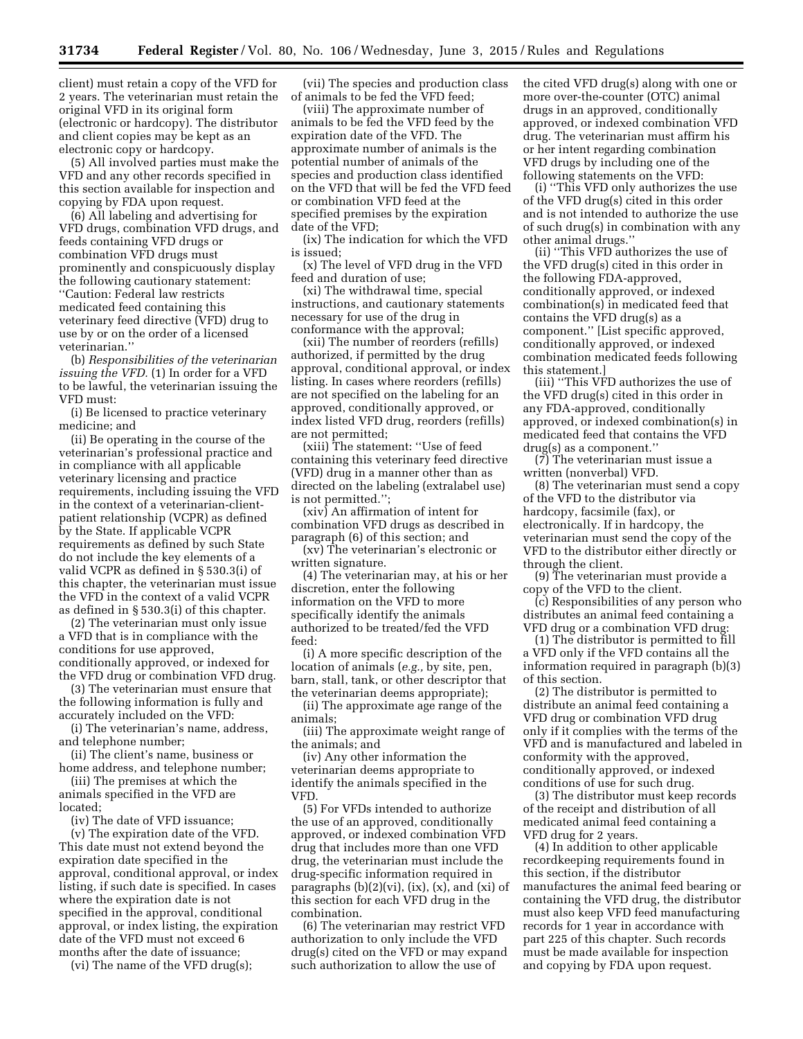client) must retain a copy of the VFD for 2 years. The veterinarian must retain the original VFD in its original form (electronic or hardcopy). The distributor and client copies may be kept as an electronic copy or hardcopy.

(5) All involved parties must make the VFD and any other records specified in this section available for inspection and copying by FDA upon request.

(6) All labeling and advertising for VFD drugs, combination VFD drugs, and feeds containing VFD drugs or combination VFD drugs must prominently and conspicuously display the following cautionary statement: ''Caution: Federal law restricts medicated feed containing this veterinary feed directive (VFD) drug to use by or on the order of a licensed veterinarian.''

(b) *Responsibilities of the veterinarian issuing the VFD.* (1) In order for a VFD to be lawful, the veterinarian issuing the VFD must:

(i) Be licensed to practice veterinary medicine; and

(ii) Be operating in the course of the veterinarian's professional practice and in compliance with all applicable veterinary licensing and practice requirements, including issuing the VFD in the context of a veterinarian-client-patient relationship (VCPR) as defined by the State. If applicable VCPR requirements as defined by such State do not include the key elements of a valid VCPR as defined in § 530.3(i) of this chapter, the veterinarian must issue the VFD in the context of a valid VCPR as defined in § 530.3(i) of this chapter.

(2) The veterinarian must only issue a VFD that is in compliance with the conditions for use approved, conditionally approved, or indexed for the VFD drug or combination VFD drug.

(3) The veterinarian must ensure that the following information is fully and accurately included on the VFD:

(i) The veterinarian's name, address, and telephone number;

(ii) The client's name, business or home address, and telephone number;

(iii) The premises at which the animals specified in the VFD are located;

(iv) The date of VFD issuance;

(v) The expiration date of the VFD. This date must not extend beyond the expiration date specified in the approval, conditional approval, or index listing, if such date is specified. In cases where the expiration date is not specified in the approval, conditional approval, or index listing, the expiration date of the VFD must not exceed 6 months after the date of issuance;

(vi) The name of the VFD drug(s);

(vii) The species and production class of animals to be fed the VFD feed;

(viii) The approximate number of animals to be fed the VFD feed by the expiration date of the VFD. The approximate number of animals is the potential number of animals of the species and production class identified on the VFD that will be fed the VFD feed or combination VFD feed at the specified premises by the expiration date of the VFD;

(ix) The indication for which the VFD is issued;

(x) The level of VFD drug in the VFD feed and duration of use;

(xi) The withdrawal time, special instructions, and cautionary statements necessary for use of the drug in conformance with the approval;

(xii) The number of reorders (refills) authorized, if permitted by the drug approval, conditional approval, or index listing. In cases where reorders (refills) are not specified on the labeling for an approved, conditionally approved, or index listed VFD drug, reorders (refills) are not permitted;

(xiii) The statement: ''Use of feed containing this veterinary feed directive (VFD) drug in a manner other than as directed on the labeling (extralabel use) is not permitted.'';

(xiv) An affirmation of intent for combination VFD drugs as described in paragraph (6) of this section; and

(xv) The veterinarian's electronic or written signature.

(4) The veterinarian may, at his or her discretion, enter the following information on the VFD to more specifically identify the animals authorized to be treated/fed the VFD feed:

(i) A more specific description of the location of animals (*e.g.,* by site, pen, barn, stall, tank, or other descriptor that the veterinarian deems appropriate);

(ii) The approximate age range of the animals;

(iii) The approximate weight range of the animals; and

(iv) Any other information the veterinarian deems appropriate to identify the animals specified in the VFD.

(5) For VFDs intended to authorize the use of an approved, conditionally approved, or indexed combination VFD drug that includes more than one VFD drug, the veterinarian must include the drug-specific information required in paragraphs (b)(2)(vi), (ix), (x), and (xi) of this section for each VFD drug in the combination.

(6) The veterinarian may restrict VFD authorization to only include the VFD drug(s) cited on the VFD or may expand such authorization to allow the use of the cited VFD drug(s) along with one or more over-the-counter (OTC) animal drugs in an approved, conditionally approved, or indexed combination VFD drug. The veterinarian must affirm his or her intent regarding combination VFD drugs by including one of the following statements on the VFD:

(i) ''This VFD only authorizes the use of the VFD drug(s) cited in this order and is not intended to authorize the use of such drug(s) in combination with any other animal drugs.''

(ii) ''This VFD authorizes the use of the VFD drug(s) cited in this order in the following FDA-approved, conditionally approved, or indexed combination(s) in medicated feed that contains the VFD drug(s) as a component.'' [List specific approved, conditionally approved, or indexed combination medicated feeds following this statement.]

(iii) ''This VFD authorizes the use of the VFD drug(s) cited in this order in any FDA-approved, conditionally approved, or indexed combination(s) in medicated feed that contains the VFD drug(s) as a component.''

(7) The veterinarian must issue a written (nonverbal) VFD.

(8) The veterinarian must send a copy of the VFD to the distributor via hardcopy, facsimile (fax), or electronically. If in hardcopy, the veterinarian must send the copy of the VFD to the distributor either directly or through the client.

(9) The veterinarian must provide a copy of the VFD to the client.

(c) Responsibilities of any person who distributes an animal feed containing a VFD drug or a combination VFD drug:

(1) The distributor is permitted to fill a VFD only if the VFD contains all the information required in paragraph (b)(3) of this section.

(2) The distributor is permitted to distribute an animal feed containing a VFD drug or combination VFD drug only if it complies with the terms of the VFD and is manufactured and labeled in conformity with the approved, conditionally approved, or indexed conditions of use for such drug.

(3) The distributor must keep records of the receipt and distribution of all medicated animal feed containing a VFD drug for 2 years.

(4) In addition to other applicable recordkeeping requirements found in this section, if the distributor manufactures the animal feed bearing or containing the VFD drug, the distributor must also keep VFD feed manufacturing records for 1 year in accordance with part 225 of this chapter. Such records must be made available for inspection and copying by FDA upon request.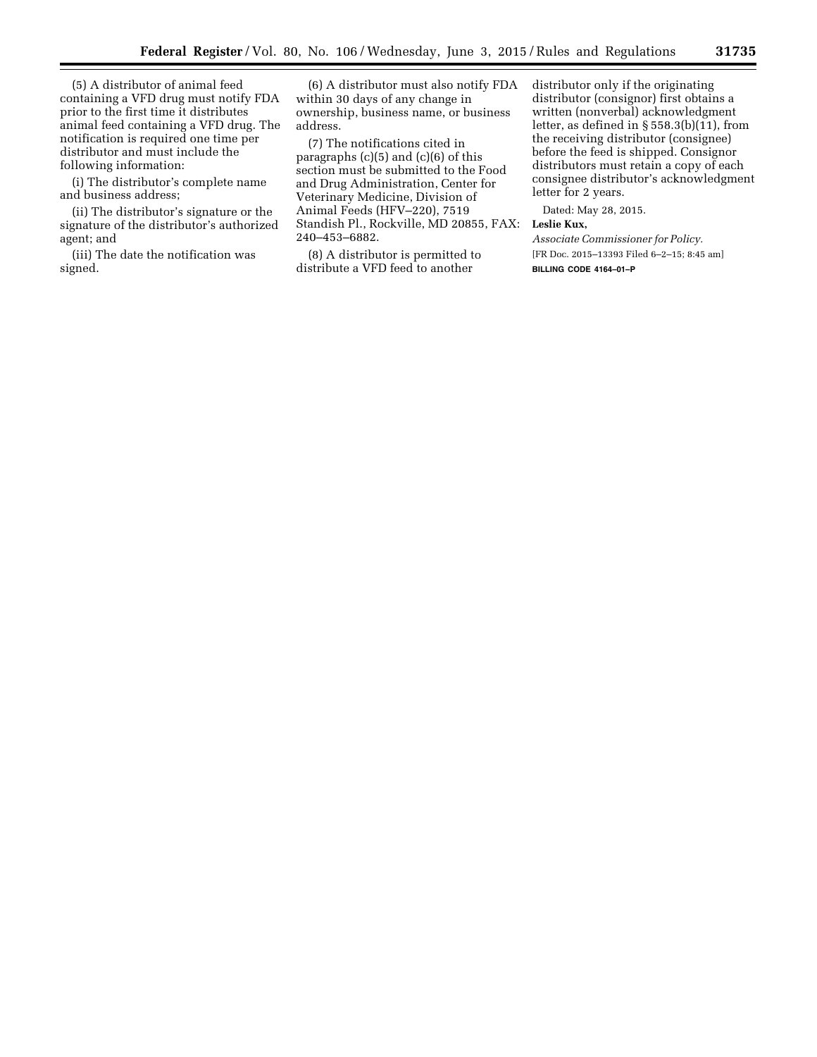(5) A distributor of animal feed containing a VFD drug must notify FDA prior to the first time it distributes animal feed containing a VFD drug. The notification is required one time per distributor and must include the following information:

(i) The distributor's complete name and business address;

(ii) The distributor's signature or the signature of the distributor's authorized agent; and

(iii) The date the notification was signed.

(6) A distributor must also notify FDA within 30 days of any change in ownership, business name, or business address.

(7) The notifications cited in paragraphs (c)(5) and (c)(6) of this section must be submitted to the Food and Drug Administration, Center for Veterinary Medicine, Division of Animal Feeds (HFV–220), 7519 Standish Pl., Rockville, MD 20855, FAX: 240–453–6882.

(8) A distributor is permitted to distribute a VFD feed to another distributor only if the originating distributor (consignor) first obtains a written (nonverbal) acknowledgment letter, as defined in § 558.3(b)(11), from the receiving distributor (consignee) before the feed is shipped. Consignor distributors must retain a copy of each consignee distributor's acknowledgment letter for 2 years.

Dated: May 28, 2015.

**Leslie Kux,**

*Associate Commissioner for Policy.*

[FR Doc. 2015–13393 Filed 6–2–15; 8:45 am]

**BILLING CODE 4164–01–P**